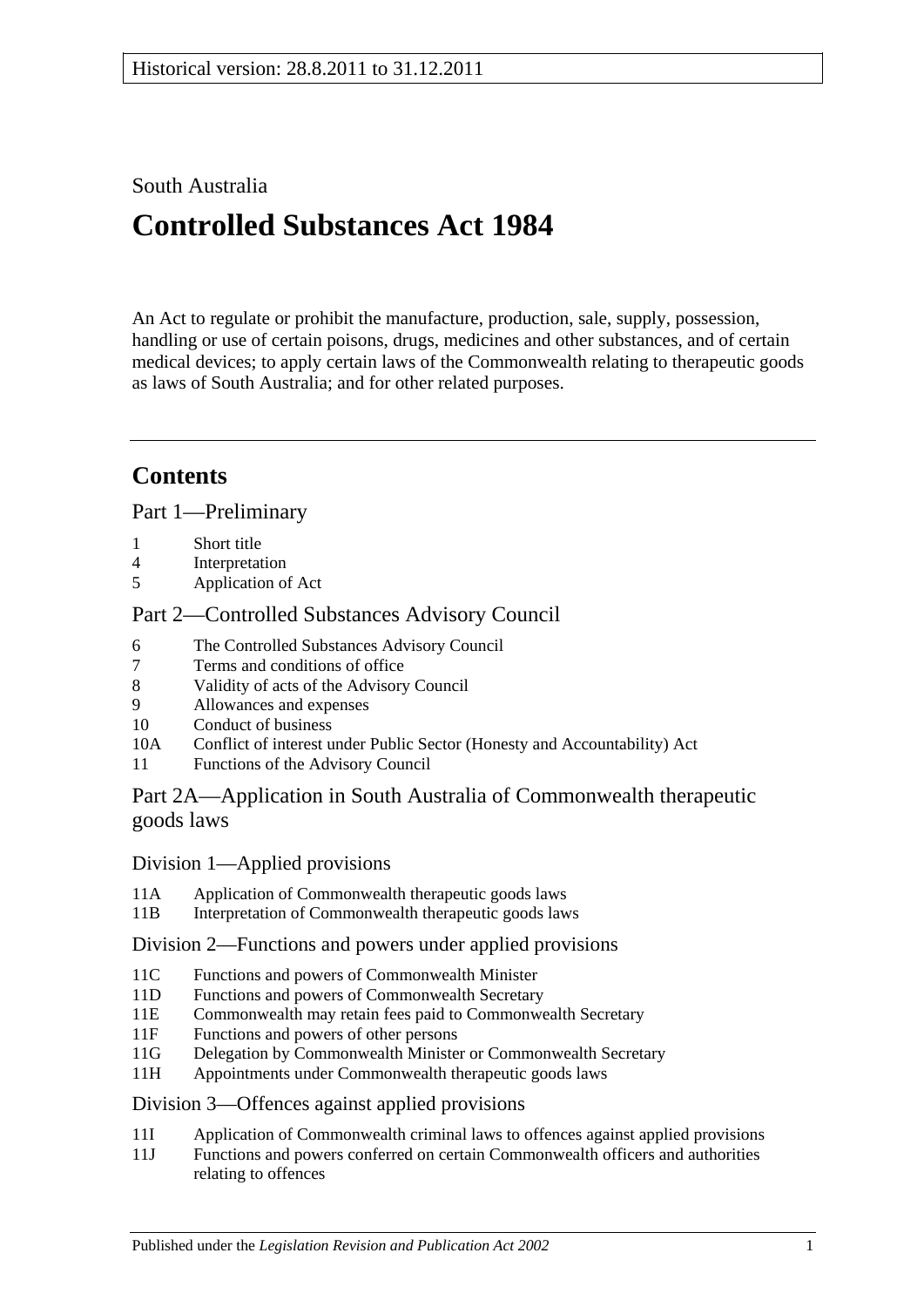Historical version: 28.8.2011 to 31.12.2011

South Australia

# Controlled Substances Act 1984

An Act to regulate or prohibit the manufacture, production, sale, supply, possession, handling or use of certain poisons, drugs, medicines and other substances, and of certain medical devices; to apply certain laws of the Commonwealth relating to therapeutic goods as laws of South Australia; and for other related purposes.

## Contents

Part 1—Preliminary

1 Short title
4 Interpretation
5 Application of Act

Part 2—Controlled Substances Advisory Council

6 The Controlled Substances Advisory Council
7 Terms and conditions of office
8 Validity of acts of the Advisory Council
9 Allowances and expenses
10 Conduct of business
10A Conflict of interest under Public Sector (Honesty and Accountability) Act
11 Functions of the Advisory Council

Part 2A—Application in South Australia of Commonwealth therapeutic goods laws

Division 1—Applied provisions

11A Application of Commonwealth therapeutic goods laws
11B Interpretation of Commonwealth therapeutic goods laws

Division 2—Functions and powers under applied provisions

11C Functions and powers of Commonwealth Minister
11D Functions and powers of Commonwealth Secretary
11E Commonwealth may retain fees paid to Commonwealth Secretary
11F Functions and powers of other persons
11G Delegation by Commonwealth Minister or Commonwealth Secretary
11H Appointments under Commonwealth therapeutic goods laws

Division 3—Offences against applied provisions

11I Application of Commonwealth criminal laws to offences against applied provisions
11J Functions and powers conferred on certain Commonwealth officers and authorities relating to offences

Published under the *Legislation Revision and Publication Act 2002*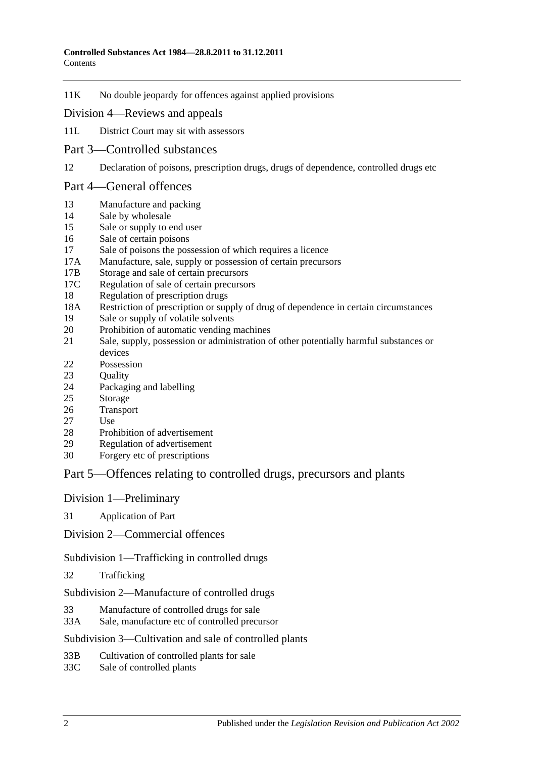11K No double jeopardy for offences against applied provisions

## Division 4—Reviews and appeals

11L District Court may sit with assessors

# Part 3—Controlled substances

12 Declaration of poisons, prescription drugs, drugs of dependence, controlled drugs etc

# Part 4—General offences

13 Manufacture and packing
14 Sale by wholesale
15 Sale or supply to end user
16 Sale of certain poisons
17 Sale of poisons the possession of which requires a licence
17A Manufacture, sale, supply or possession of certain precursors
17B Storage and sale of certain precursors
17C Regulation of sale of certain precursors
18 Regulation of prescription drugs
18A Restriction of prescription or supply of drug of dependence in certain circumstances
19 Sale or supply of volatile solvents
20 Prohibition of automatic vending machines
21 Sale, supply, possession or administration of other potentially harmful substances or devices
22 Possession
23 Quality
24 Packaging and labelling
25 Storage
26 Transport
27 Use
28 Prohibition of advertisement
29 Regulation of advertisement
30 Forgery etc of prescriptions

# Part 5—Offences relating to controlled drugs, precursors and plants

## Division 1—Preliminary

31 Application of Part

## Division 2—Commercial offences

### Subdivision 1—Trafficking in controlled drugs

32 Trafficking

### Subdivision 2—Manufacture of controlled drugs

33 Manufacture of controlled drugs for sale
33A Sale, manufacture etc of controlled precursor

### Subdivision 3—Cultivation and sale of controlled plants

33B Cultivation of controlled plants for sale
33C Sale of controlled plants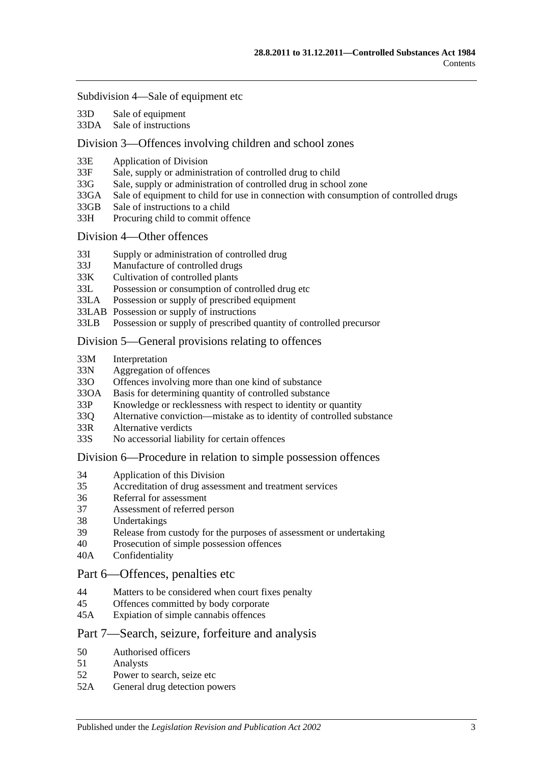Subdivision 4—Sale of equipment etc

33D Sale of equipment
33DA Sale of instructions

Division 3—Offences involving children and school zones

33E Application of Division
33F Sale, supply or administration of controlled drug to child
33G Sale, supply or administration of controlled drug in school zone
33GA Sale of equipment to child for use in connection with consumption of controlled drugs
33GB Sale of instructions to a child
33H Procuring child to commit offence

Division 4—Other offences

33I Supply or administration of controlled drug
33J Manufacture of controlled drugs
33K Cultivation of controlled plants
33L Possession or consumption of controlled drug etc
33LA Possession or supply of prescribed equipment
33LAB Possession or supply of instructions
33LB Possession or supply of prescribed quantity of controlled precursor

Division 5—General provisions relating to offences

33M Interpretation
33N Aggregation of offences
33O Offences involving more than one kind of substance
33OA Basis for determining quantity of controlled substance
33P Knowledge or recklessness with respect to identity or quantity
33Q Alternative conviction—mistake as to identity of controlled substance
33R Alternative verdicts
33S No accessorial liability for certain offences

Division 6—Procedure in relation to simple possession offences

34 Application of this Division
35 Accreditation of drug assessment and treatment services
36 Referral for assessment
37 Assessment of referred person
38 Undertakings
39 Release from custody for the purposes of assessment or undertaking
40 Prosecution of simple possession offences
40A Confidentiality

Part 6—Offences, penalties etc

44 Matters to be considered when court fixes penalty
45 Offences committed by body corporate
45A Expiation of simple cannabis offences

Part 7—Search, seizure, forfeiture and analysis

50 Authorised officers
51 Analysts
52 Power to search, seize etc
52A General drug detection powers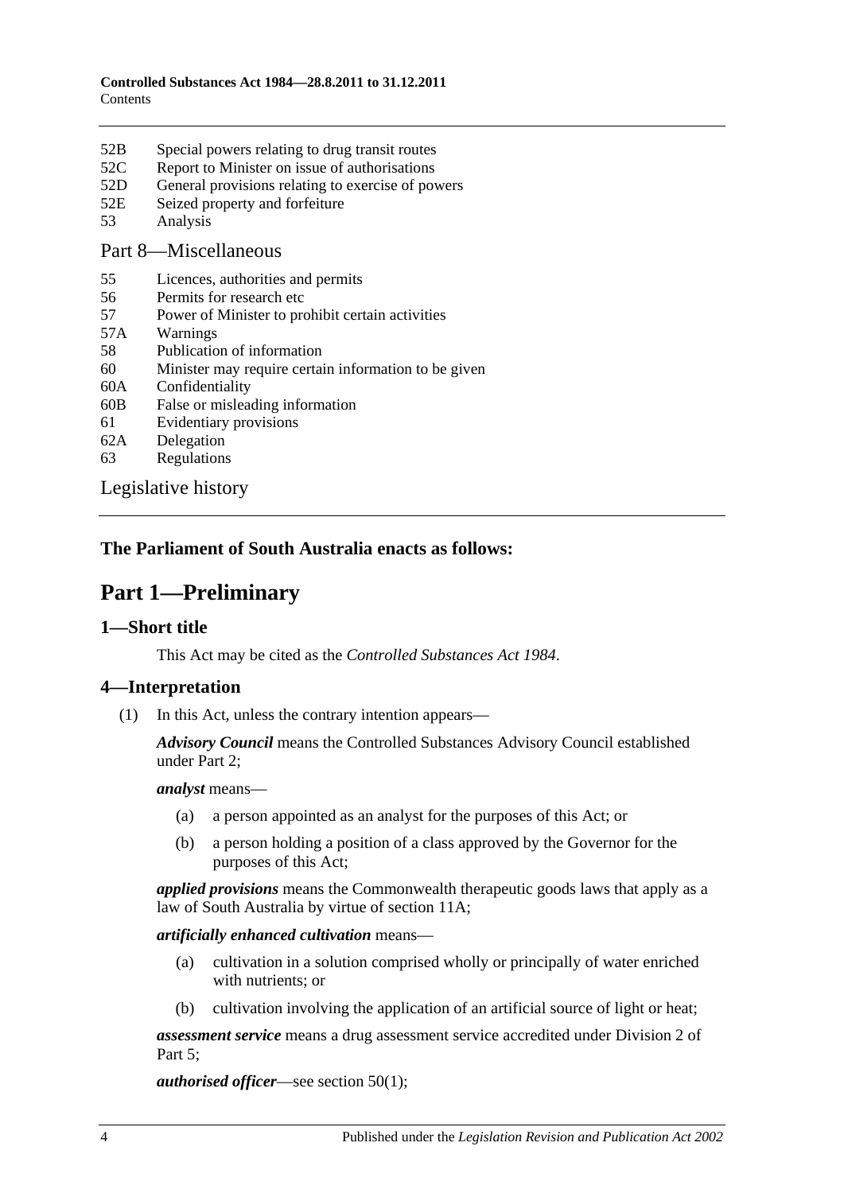52B Special powers relating to drug transit routes
52C Report to Minister on issue of authorisations
52D General provisions relating to exercise of powers
52E Seized property and forfeiture
53 Analysis

Part 8—Miscellaneous

55 Licences, authorities and permits
56 Permits for research etc
57 Power of Minister to prohibit certain activities
57A Warnings
58 Publication of information
60 Minister may require certain information to be given
60A Confidentiality
60B False or misleading information
61 Evidentiary provisions
62A Delegation
63 Regulations

Legislative history

**The Parliament of South Australia enacts as follows:**

# Part 1—Preliminary

## 1—Short title

This Act may be cited as the *Controlled Substances Act 1984*.

## 4—Interpretation

(1) In this Act, unless the contrary intention appears—

***Advisory Council*** means the Controlled Substances Advisory Council established under Part 2;

***analyst*** means—

- (a) a person appointed as an analyst for the purposes of this Act; or
- (b) a person holding a position of a class approved by the Governor for the purposes of this Act;

***applied provisions*** means the Commonwealth therapeutic goods laws that apply as a law of South Australia by virtue of section 11A;

***artificially enhanced cultivation*** means—

- (a) cultivation in a solution comprised wholly or principally of water enriched with nutrients; or
- (b) cultivation involving the application of an artificial source of light or heat;

***assessment service*** means a drug assessment service accredited under Division 2 of Part 5;

***authorised officer***—see section 50(1);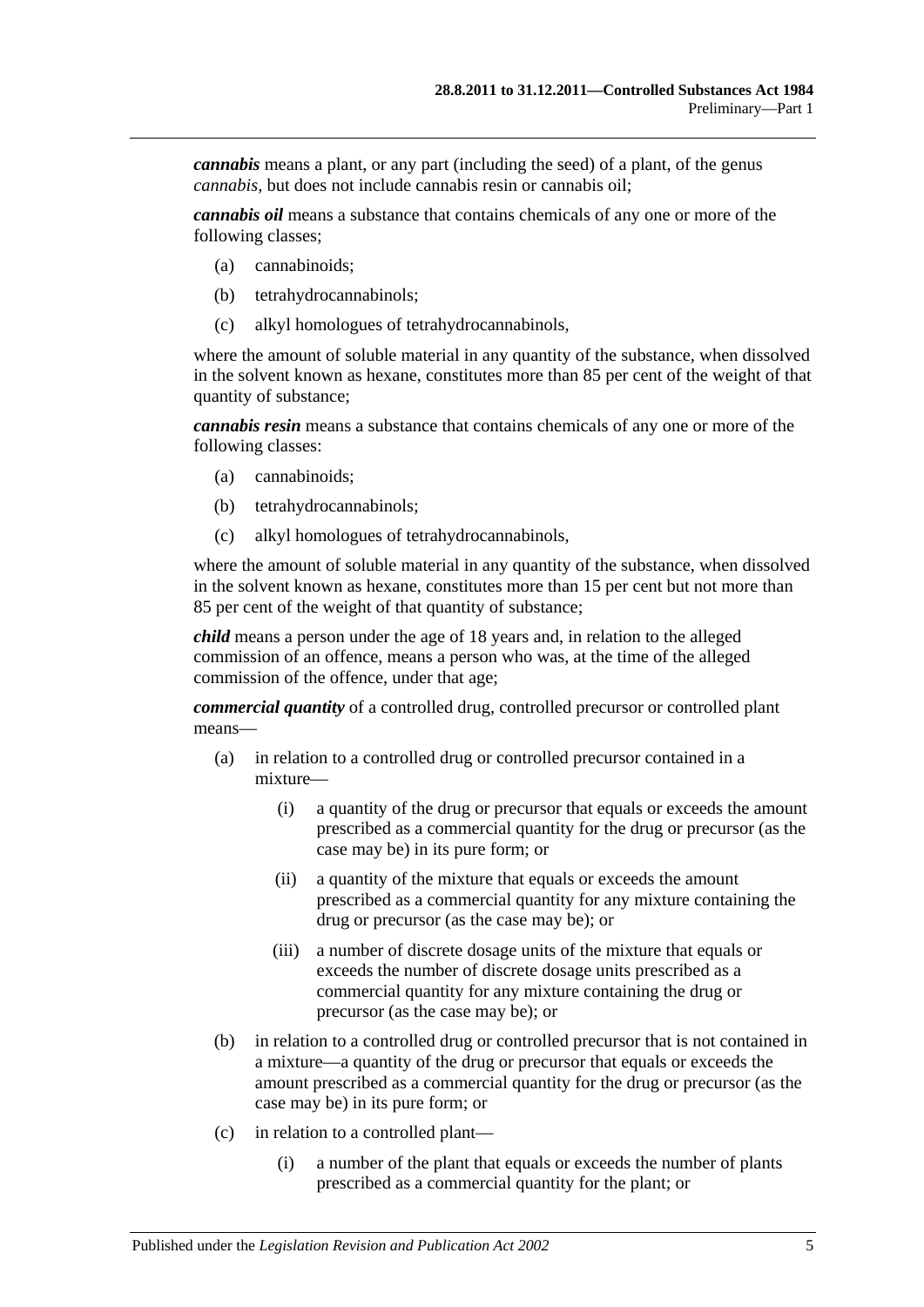***cannabis*** means a plant, or any part (including the seed) of a plant, of the genus *cannabis*, but does not include cannabis resin or cannabis oil;

***cannabis oil*** means a substance that contains chemicals of any one or more of the following classes;

(a) cannabinoids;

(b) tetrahydrocannabinols;

(c) alkyl homologues of tetrahydrocannabinols,

where the amount of soluble material in any quantity of the substance, when dissolved in the solvent known as hexane, constitutes more than 85 per cent of the weight of that quantity of substance;

***cannabis resin*** means a substance that contains chemicals of any one or more of the following classes:

(a) cannabinoids;

(b) tetrahydrocannabinols;

(c) alkyl homologues of tetrahydrocannabinols,

where the amount of soluble material in any quantity of the substance, when dissolved in the solvent known as hexane, constitutes more than 15 per cent but not more than 85 per cent of the weight of that quantity of substance;

***child*** means a person under the age of 18 years and, in relation to the alleged commission of an offence, means a person who was, at the time of the alleged commission of the offence, under that age;

***commercial quantity*** of a controlled drug, controlled precursor or controlled plant means—

(a) in relation to a controlled drug or controlled precursor contained in a mixture—

(i) a quantity of the drug or precursor that equals or exceeds the amount prescribed as a commercial quantity for the drug or precursor (as the case may be) in its pure form; or

(ii) a quantity of the mixture that equals or exceeds the amount prescribed as a commercial quantity for any mixture containing the drug or precursor (as the case may be); or

(iii) a number of discrete dosage units of the mixture that equals or exceeds the number of discrete dosage units prescribed as a commercial quantity for any mixture containing the drug or precursor (as the case may be); or

(b) in relation to a controlled drug or controlled precursor that is not contained in a mixture—a quantity of the drug or precursor that equals or exceeds the amount prescribed as a commercial quantity for the drug or precursor (as the case may be) in its pure form; or

(c) in relation to a controlled plant—

(i) a number of the plant that equals or exceeds the number of plants prescribed as a commercial quantity for the plant; or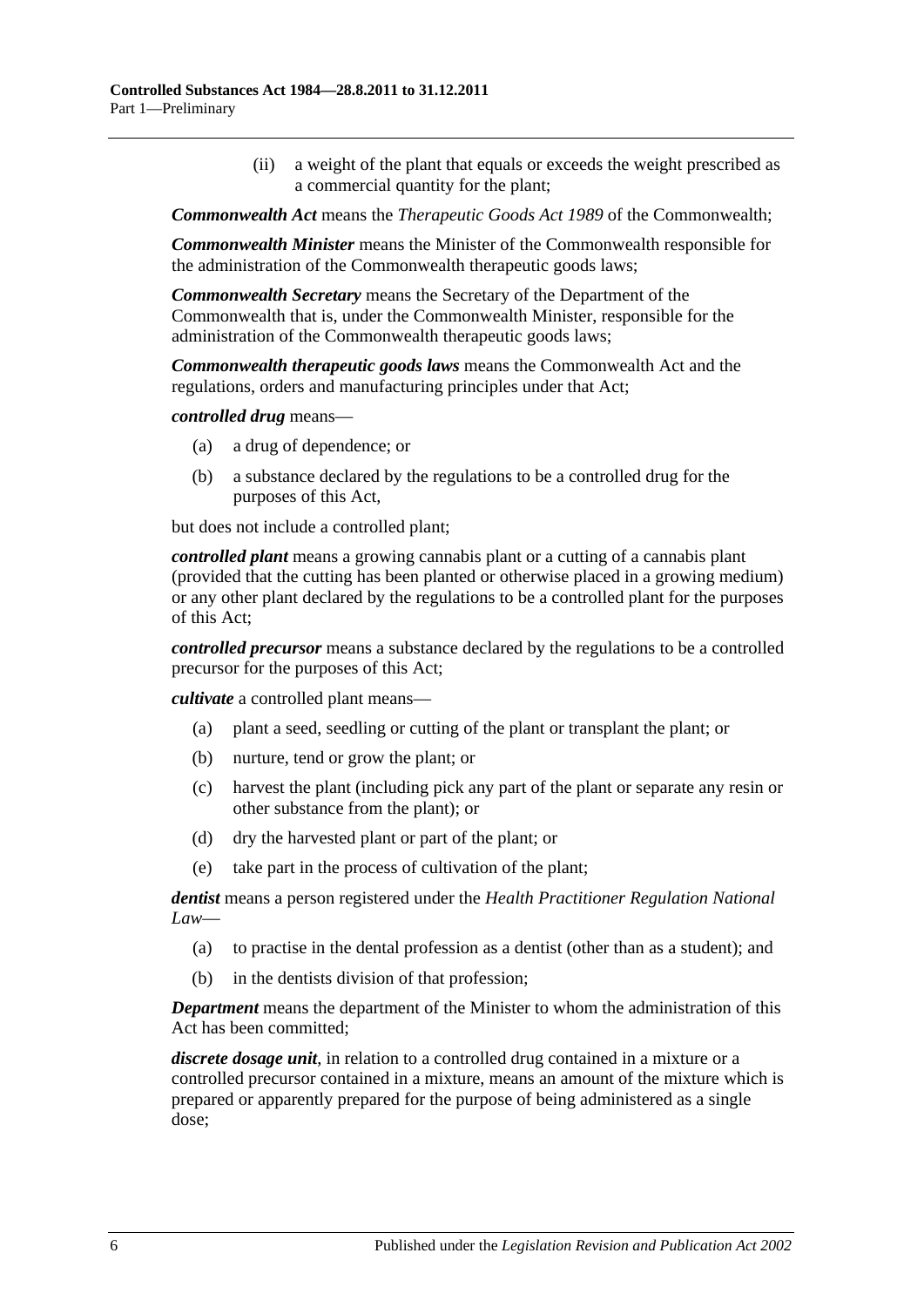(ii) a weight of the plant that equals or exceeds the weight prescribed as a commercial quantity for the plant;

***Commonwealth Act*** means the *Therapeutic Goods Act 1989* of the Commonwealth;

***Commonwealth Minister*** means the Minister of the Commonwealth responsible for the administration of the Commonwealth therapeutic goods laws;

***Commonwealth Secretary*** means the Secretary of the Department of the Commonwealth that is, under the Commonwealth Minister, responsible for the administration of the Commonwealth therapeutic goods laws;

***Commonwealth therapeutic goods laws*** means the Commonwealth Act and the regulations, orders and manufacturing principles under that Act;

***controlled drug*** means—

(a) a drug of dependence; or

(b) a substance declared by the regulations to be a controlled drug for the purposes of this Act,

but does not include a controlled plant;

***controlled plant*** means a growing cannabis plant or a cutting of a cannabis plant (provided that the cutting has been planted or otherwise placed in a growing medium) or any other plant declared by the regulations to be a controlled plant for the purposes of this Act;

***controlled precursor*** means a substance declared by the regulations to be a controlled precursor for the purposes of this Act;

***cultivate*** a controlled plant means—

(a) plant a seed, seedling or cutting of the plant or transplant the plant; or

(b) nurture, tend or grow the plant; or

(c) harvest the plant (including pick any part of the plant or separate any resin or other substance from the plant); or

(d) dry the harvested plant or part of the plant; or

(e) take part in the process of cultivation of the plant;

***dentist*** means a person registered under the *Health Practitioner Regulation National Law*—

(a) to practise in the dental profession as a dentist (other than as a student); and

(b) in the dentists division of that profession;

***Department*** means the department of the Minister to whom the administration of this Act has been committed;

***discrete dosage unit***, in relation to a controlled drug contained in a mixture or a controlled precursor contained in a mixture, means an amount of the mixture which is prepared or apparently prepared for the purpose of being administered as a single dose;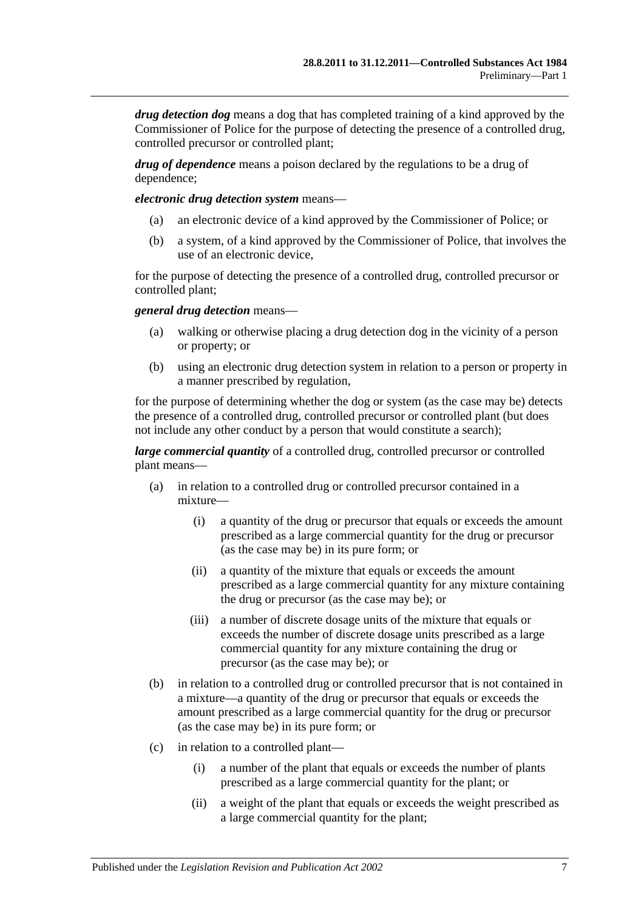***drug detection dog*** means a dog that has completed training of a kind approved by the Commissioner of Police for the purpose of detecting the presence of a controlled drug, controlled precursor or controlled plant;

***drug of dependence*** means a poison declared by the regulations to be a drug of dependence;

***electronic drug detection system*** means—

(a) an electronic device of a kind approved by the Commissioner of Police; or

(b) a system, of a kind approved by the Commissioner of Police, that involves the use of an electronic device,

for the purpose of detecting the presence of a controlled drug, controlled precursor or controlled plant;

***general drug detection*** means—

(a) walking or otherwise placing a drug detection dog in the vicinity of a person or property; or

(b) using an electronic drug detection system in relation to a person or property in a manner prescribed by regulation,

for the purpose of determining whether the dog or system (as the case may be) detects the presence of a controlled drug, controlled precursor or controlled plant (but does not include any other conduct by a person that would constitute a search);

***large commercial quantity*** of a controlled drug, controlled precursor or controlled plant means—

(a) in relation to a controlled drug or controlled precursor contained in a mixture—

(i) a quantity of the drug or precursor that equals or exceeds the amount prescribed as a large commercial quantity for the drug or precursor (as the case may be) in its pure form; or

(ii) a quantity of the mixture that equals or exceeds the amount prescribed as a large commercial quantity for any mixture containing the drug or precursor (as the case may be); or

(iii) a number of discrete dosage units of the mixture that equals or exceeds the number of discrete dosage units prescribed as a large commercial quantity for any mixture containing the drug or precursor (as the case may be); or

(b) in relation to a controlled drug or controlled precursor that is not contained in a mixture—a quantity of the drug or precursor that equals or exceeds the amount prescribed as a large commercial quantity for the drug or precursor (as the case may be) in its pure form; or

(c) in relation to a controlled plant—

(i) a number of the plant that equals or exceeds the number of plants prescribed as a large commercial quantity for the plant; or

(ii) a weight of the plant that equals or exceeds the weight prescribed as a large commercial quantity for the plant;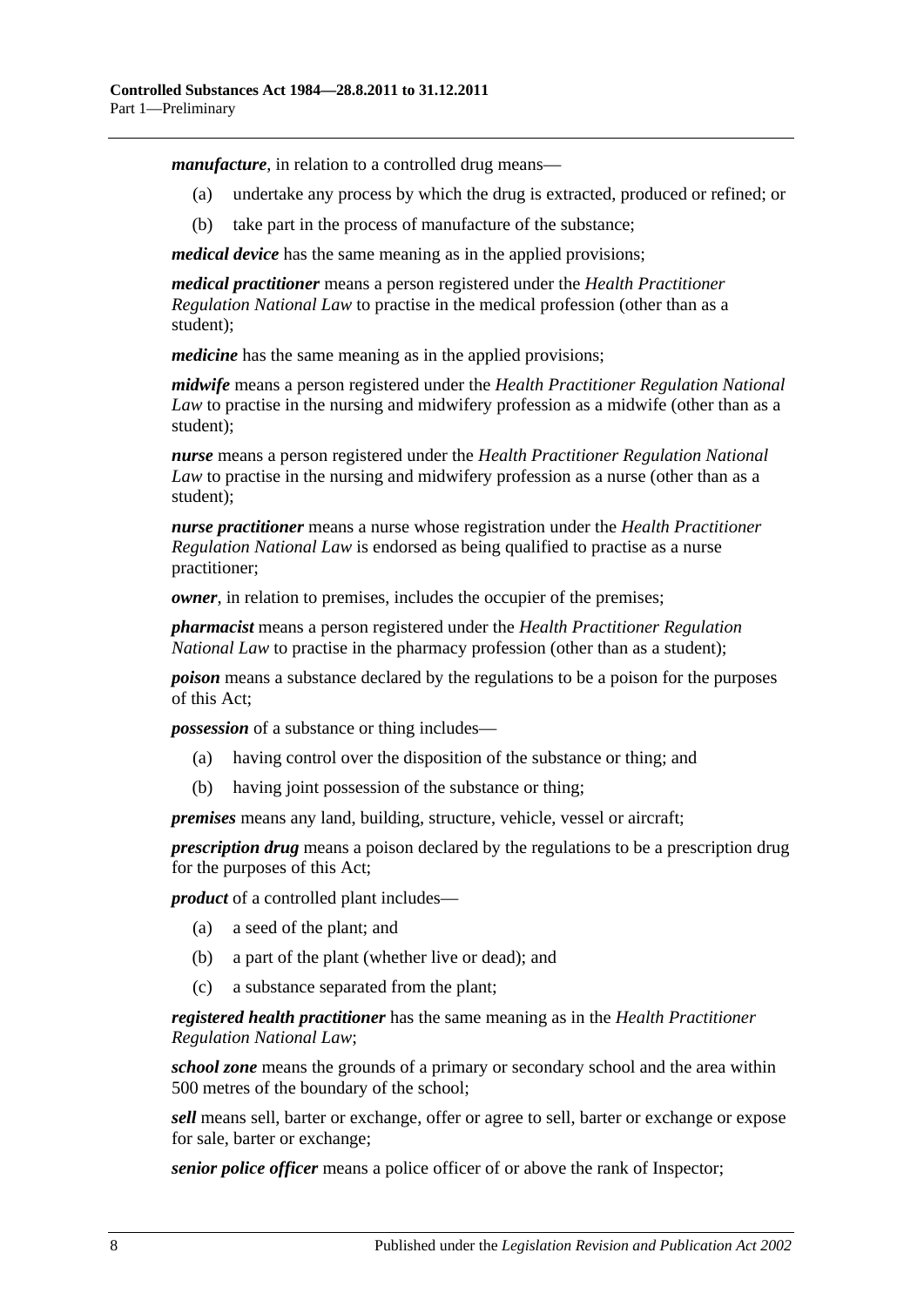***manufacture***, in relation to a controlled drug means—

(a) undertake any process by which the drug is extracted, produced or refined; or

(b) take part in the process of manufacture of the substance;

***medical device*** has the same meaning as in the applied provisions;

***medical practitioner*** means a person registered under the *Health Practitioner Regulation National Law* to practise in the medical profession (other than as a student);

***medicine*** has the same meaning as in the applied provisions;

***midwife*** means a person registered under the *Health Practitioner Regulation National Law* to practise in the nursing and midwifery profession as a midwife (other than as a student);

***nurse*** means a person registered under the *Health Practitioner Regulation National Law* to practise in the nursing and midwifery profession as a nurse (other than as a student);

***nurse practitioner*** means a nurse whose registration under the *Health Practitioner Regulation National Law* is endorsed as being qualified to practise as a nurse practitioner;

***owner***, in relation to premises, includes the occupier of the premises;

***pharmacist*** means a person registered under the *Health Practitioner Regulation National Law* to practise in the pharmacy profession (other than as a student);

***poison*** means a substance declared by the regulations to be a poison for the purposes of this Act;

***possession*** of a substance or thing includes—

(a) having control over the disposition of the substance or thing; and

(b) having joint possession of the substance or thing;

***premises*** means any land, building, structure, vehicle, vessel or aircraft;

***prescription drug*** means a poison declared by the regulations to be a prescription drug for the purposes of this Act;

***product*** of a controlled plant includes—

(a) a seed of the plant; and

(b) a part of the plant (whether live or dead); and

(c) a substance separated from the plant;

***registered health practitioner*** has the same meaning as in the *Health Practitioner Regulation National Law*;

***school zone*** means the grounds of a primary or secondary school and the area within 500 metres of the boundary of the school;

***sell*** means sell, barter or exchange, offer or agree to sell, barter or exchange or expose for sale, barter or exchange;

***senior police officer*** means a police officer of or above the rank of Inspector;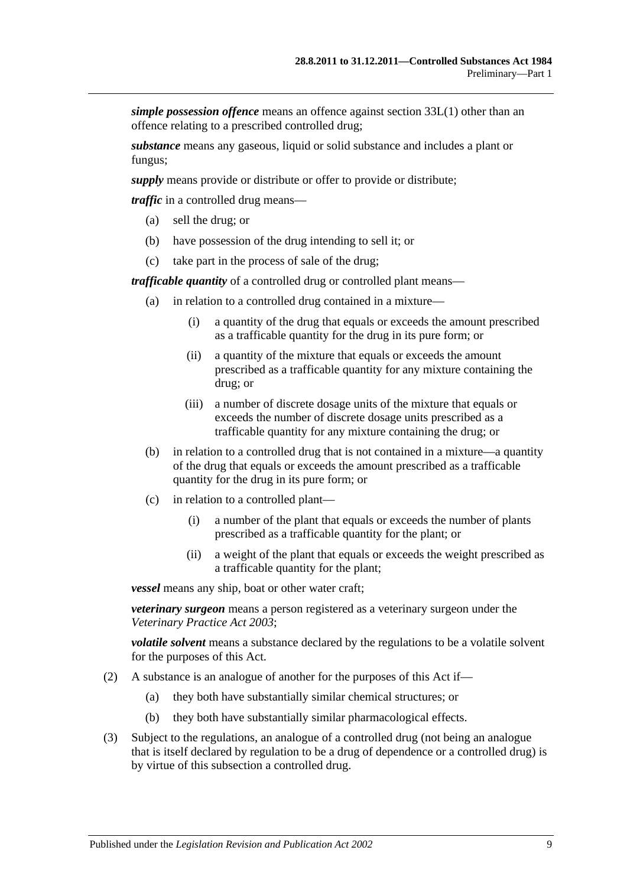***simple possession offence*** means an offence against section 33L(1) other than an offence relating to a prescribed controlled drug;

***substance*** means any gaseous, liquid or solid substance and includes a plant or fungus;

***supply*** means provide or distribute or offer to provide or distribute;

***traffic*** in a controlled drug means—

- (a) sell the drug; or
- (b) have possession of the drug intending to sell it; or
- (c) take part in the process of sale of the drug;

***trafficable quantity*** of a controlled drug or controlled plant means—

- (a) in relation to a controlled drug contained in a mixture—
    - (i) a quantity of the drug that equals or exceeds the amount prescribed as a trafficable quantity for the drug in its pure form; or
    - (ii) a quantity of the mixture that equals or exceeds the amount prescribed as a trafficable quantity for any mixture containing the drug; or
    - (iii) a number of discrete dosage units of the mixture that equals or exceeds the number of discrete dosage units prescribed as a trafficable quantity for any mixture containing the drug; or
- (b) in relation to a controlled drug that is not contained in a mixture—a quantity of the drug that equals or exceeds the amount prescribed as a trafficable quantity for the drug in its pure form; or
- (c) in relation to a controlled plant—
    - (i) a number of the plant that equals or exceeds the number of plants prescribed as a trafficable quantity for the plant; or
    - (ii) a weight of the plant that equals or exceeds the weight prescribed as a trafficable quantity for the plant;

***vessel*** means any ship, boat or other water craft;

***veterinary surgeon*** means a person registered as a veterinary surgeon under the *Veterinary Practice Act 2003*;

***volatile solvent*** means a substance declared by the regulations to be a volatile solvent for the purposes of this Act.

(2) A substance is an analogue of another for the purposes of this Act if—

- (a) they both have substantially similar chemical structures; or
- (b) they both have substantially similar pharmacological effects.

(3) Subject to the regulations, an analogue of a controlled drug (not being an analogue that is itself declared by regulation to be a drug of dependence or a controlled drug) is by virtue of this subsection a controlled drug.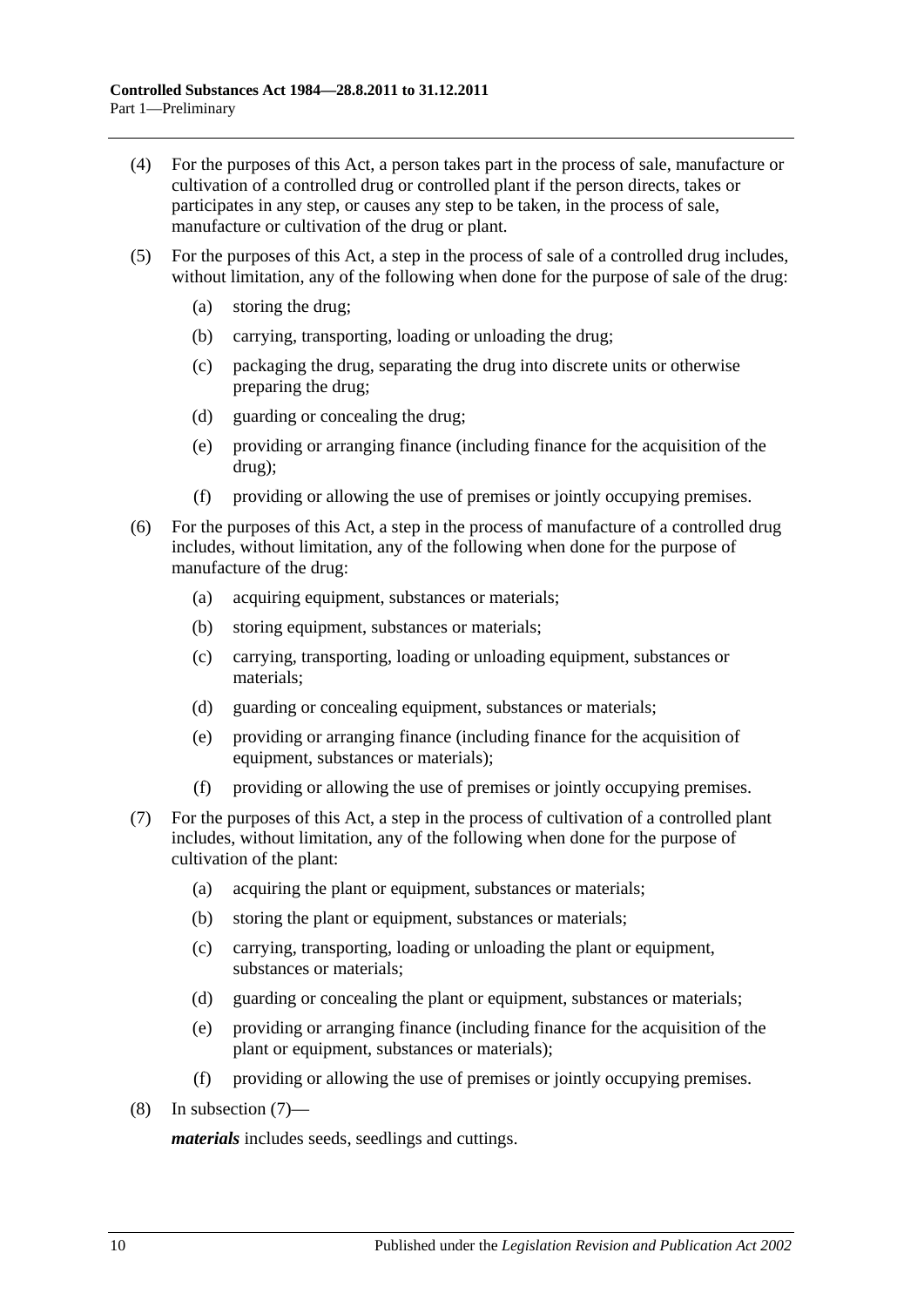(4) For the purposes of this Act, a person takes part in the process of sale, manufacture or cultivation of a controlled drug or controlled plant if the person directs, takes or participates in any step, or causes any step to be taken, in the process of sale, manufacture or cultivation of the drug or plant.

(5) For the purposes of this Act, a step in the process of sale of a controlled drug includes, without limitation, any of the following when done for the purpose of sale of the drug:

- (a) storing the drug;
- (b) carrying, transporting, loading or unloading the drug;
- (c) packaging the drug, separating the drug into discrete units or otherwise preparing the drug;
- (d) guarding or concealing the drug;
- (e) providing or arranging finance (including finance for the acquisition of the drug);
- (f) providing or allowing the use of premises or jointly occupying premises.

(6) For the purposes of this Act, a step in the process of manufacture of a controlled drug includes, without limitation, any of the following when done for the purpose of manufacture of the drug:

- (a) acquiring equipment, substances or materials;
- (b) storing equipment, substances or materials;
- (c) carrying, transporting, loading or unloading equipment, substances or materials;
- (d) guarding or concealing equipment, substances or materials;
- (e) providing or arranging finance (including finance for the acquisition of equipment, substances or materials);
- (f) providing or allowing the use of premises or jointly occupying premises.

(7) For the purposes of this Act, a step in the process of cultivation of a controlled plant includes, without limitation, any of the following when done for the purpose of cultivation of the plant:

- (a) acquiring the plant or equipment, substances or materials;
- (b) storing the plant or equipment, substances or materials;
- (c) carrying, transporting, loading or unloading the plant or equipment, substances or materials;
- (d) guarding or concealing the plant or equipment, substances or materials;
- (e) providing or arranging finance (including finance for the acquisition of the plant or equipment, substances or materials);
- (f) providing or allowing the use of premises or jointly occupying premises.

(8) In subsection (7)—

***materials*** includes seeds, seedlings and cuttings.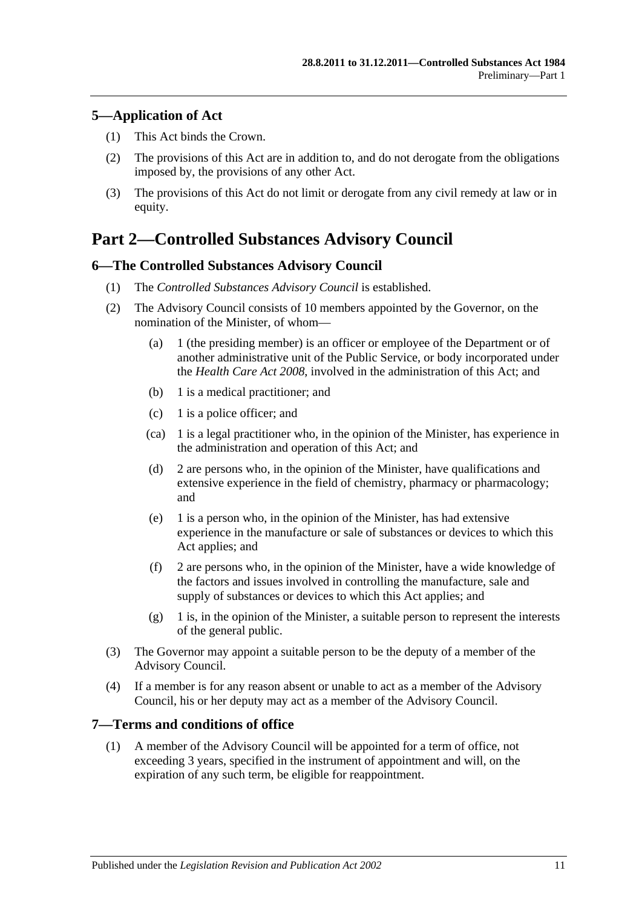## 5—Application of Act

(1) This Act binds the Crown.

(2) The provisions of this Act are in addition to, and do not derogate from the obligations imposed by, the provisions of any other Act.

(3) The provisions of this Act do not limit or derogate from any civil remedy at law or in equity.

# Part 2—Controlled Substances Advisory Council

## 6—The Controlled Substances Advisory Council

(1) The *Controlled Substances Advisory Council* is established.

(2) The Advisory Council consists of 10 members appointed by the Governor, on the nomination of the Minister, of whom—

- (a) 1 (the presiding member) is an officer or employee of the Department or of another administrative unit of the Public Service, or body incorporated under the *Health Care Act 2008*, involved in the administration of this Act; and
- (b) 1 is a medical practitioner; and
- (c) 1 is a police officer; and
- (ca) 1 is a legal practitioner who, in the opinion of the Minister, has experience in the administration and operation of this Act; and
- (d) 2 are persons who, in the opinion of the Minister, have qualifications and extensive experience in the field of chemistry, pharmacy or pharmacology; and
- (e) 1 is a person who, in the opinion of the Minister, has had extensive experience in the manufacture or sale of substances or devices to which this Act applies; and
- (f) 2 are persons who, in the opinion of the Minister, have a wide knowledge of the factors and issues involved in controlling the manufacture, sale and supply of substances or devices to which this Act applies; and
- (g) 1 is, in the opinion of the Minister, a suitable person to represent the interests of the general public.

(3) The Governor may appoint a suitable person to be the deputy of a member of the Advisory Council.

(4) If a member is for any reason absent or unable to act as a member of the Advisory Council, his or her deputy may act as a member of the Advisory Council.

## 7—Terms and conditions of office

(1) A member of the Advisory Council will be appointed for a term of office, not exceeding 3 years, specified in the instrument of appointment and will, on the expiration of any such term, be eligible for reappointment.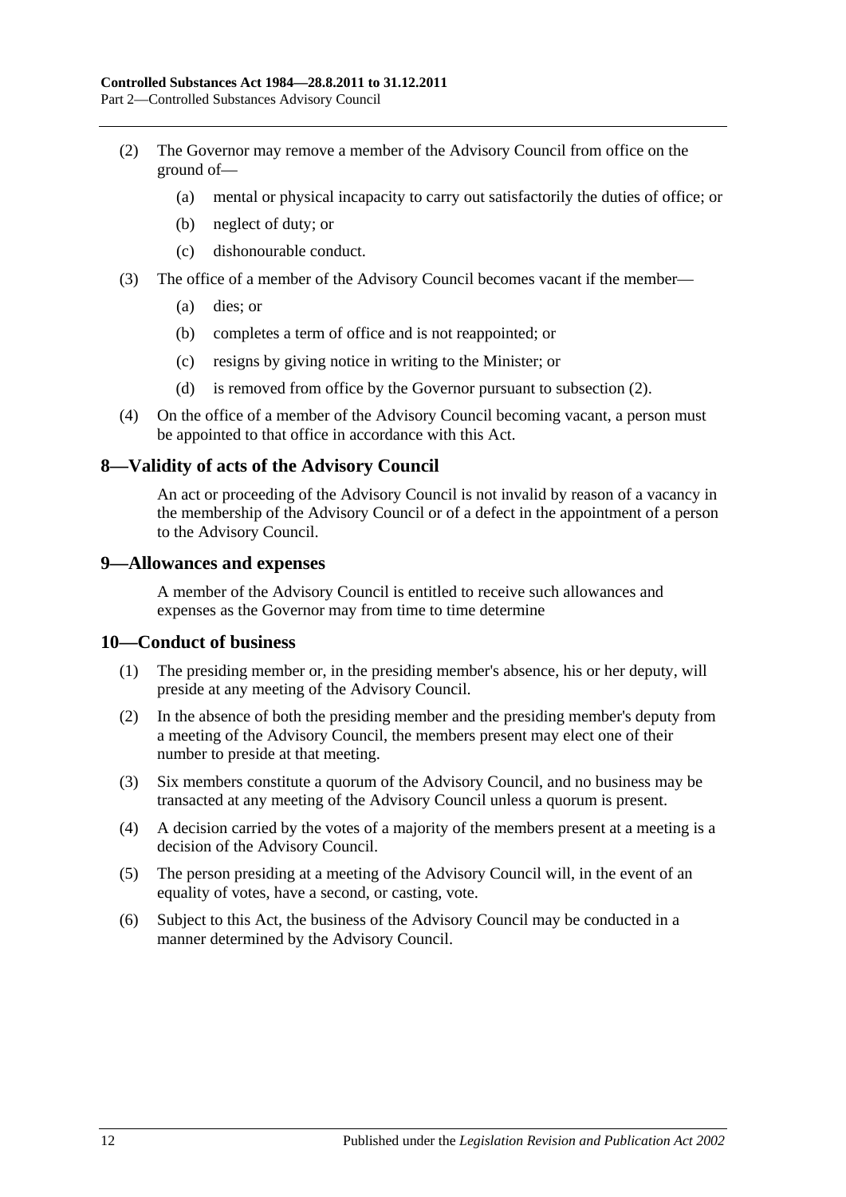(2) The Governor may remove a member of the Advisory Council from office on the ground of—

(a) mental or physical incapacity to carry out satisfactorily the duties of office; or

(b) neglect of duty; or

(c) dishonourable conduct.

(3) The office of a member of the Advisory Council becomes vacant if the member—

(a) dies; or

(b) completes a term of office and is not reappointed; or

(c) resigns by giving notice in writing to the Minister; or

(d) is removed from office by the Governor pursuant to subsection (2).

(4) On the office of a member of the Advisory Council becoming vacant, a person must be appointed to that office in accordance with this Act.

## 8—Validity of acts of the Advisory Council

An act or proceeding of the Advisory Council is not invalid by reason of a vacancy in the membership of the Advisory Council or of a defect in the appointment of a person to the Advisory Council.

## 9—Allowances and expenses

A member of the Advisory Council is entitled to receive such allowances and expenses as the Governor may from time to time determine

## 10—Conduct of business

(1) The presiding member or, in the presiding member's absence, his or her deputy, will preside at any meeting of the Advisory Council.

(2) In the absence of both the presiding member and the presiding member's deputy from a meeting of the Advisory Council, the members present may elect one of their number to preside at that meeting.

(3) Six members constitute a quorum of the Advisory Council, and no business may be transacted at any meeting of the Advisory Council unless a quorum is present.

(4) A decision carried by the votes of a majority of the members present at a meeting is a decision of the Advisory Council.

(5) The person presiding at a meeting of the Advisory Council will, in the event of an equality of votes, have a second, or casting, vote.

(6) Subject to this Act, the business of the Advisory Council may be conducted in a manner determined by the Advisory Council.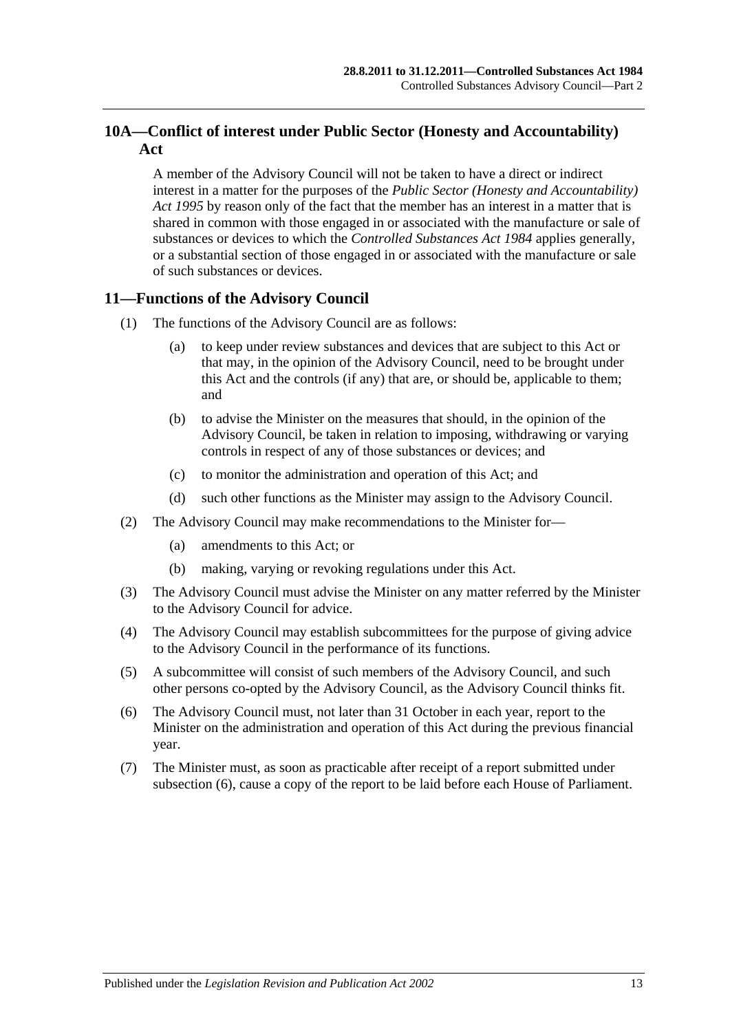## 10A—Conflict of interest under Public Sector (Honesty and Accountability) Act

A member of the Advisory Council will not be taken to have a direct or indirect interest in a matter for the purposes of the *Public Sector (Honesty and Accountability) Act 1995* by reason only of the fact that the member has an interest in a matter that is shared in common with those engaged in or associated with the manufacture or sale of substances or devices to which the *Controlled Substances Act 1984* applies generally, or a substantial section of those engaged in or associated with the manufacture or sale of such substances or devices.

## 11—Functions of the Advisory Council

(1) The functions of the Advisory Council are as follows:

(a) to keep under review substances and devices that are subject to this Act or that may, in the opinion of the Advisory Council, need to be brought under this Act and the controls (if any) that are, or should be, applicable to them; and

(b) to advise the Minister on the measures that should, in the opinion of the Advisory Council, be taken in relation to imposing, withdrawing or varying controls in respect of any of those substances or devices; and

(c) to monitor the administration and operation of this Act; and

(d) such other functions as the Minister may assign to the Advisory Council.

(2) The Advisory Council may make recommendations to the Minister for—

(a) amendments to this Act; or

(b) making, varying or revoking regulations under this Act.

(3) The Advisory Council must advise the Minister on any matter referred by the Minister to the Advisory Council for advice.

(4) The Advisory Council may establish subcommittees for the purpose of giving advice to the Advisory Council in the performance of its functions.

(5) A subcommittee will consist of such members of the Advisory Council, and such other persons co-opted by the Advisory Council, as the Advisory Council thinks fit.

(6) The Advisory Council must, not later than 31 October in each year, report to the Minister on the administration and operation of this Act during the previous financial year.

(7) The Minister must, as soon as practicable after receipt of a report submitted under subsection (6), cause a copy of the report to be laid before each House of Parliament.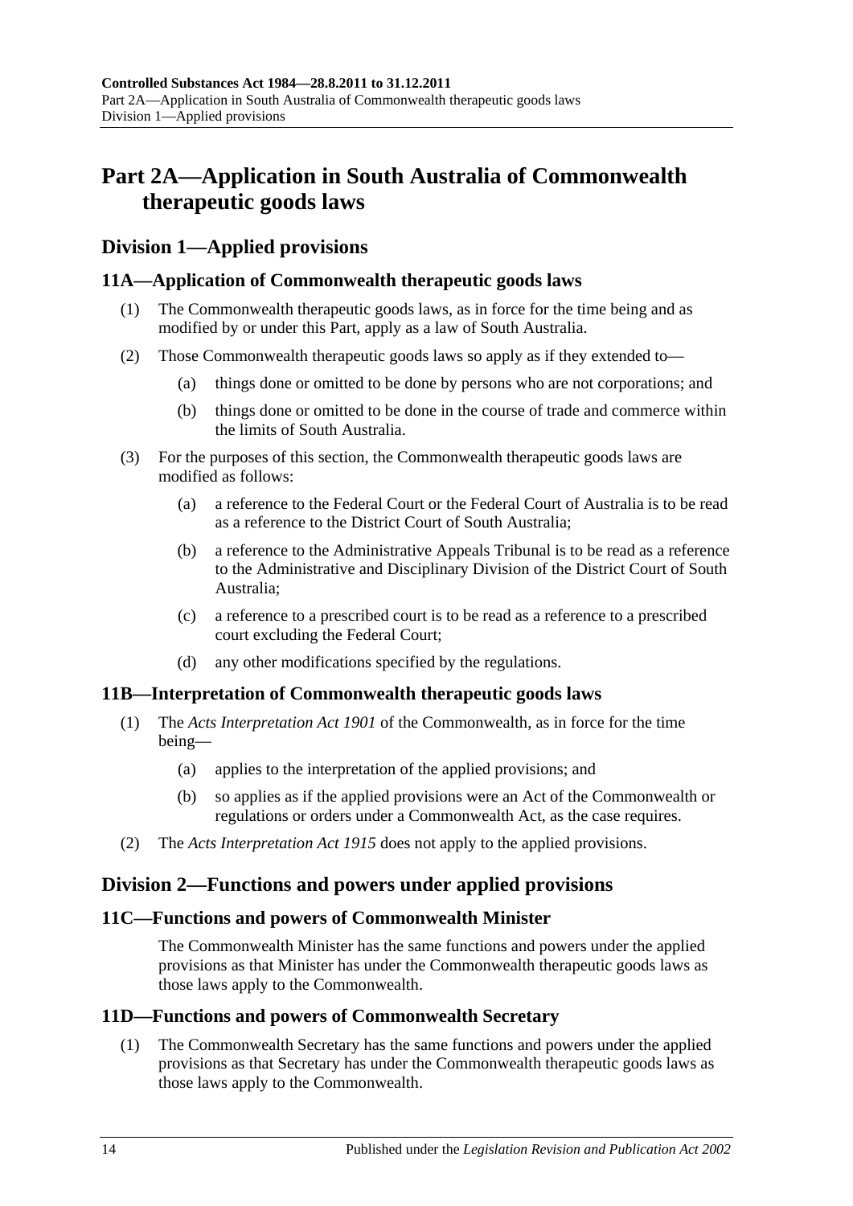# Part 2A—Application in South Australia of Commonwealth therapeutic goods laws

## Division 1—Applied provisions

### 11A—Application of Commonwealth therapeutic goods laws

(1) The Commonwealth therapeutic goods laws, as in force for the time being and as modified by or under this Part, apply as a law of South Australia.

(2) Those Commonwealth therapeutic goods laws so apply as if they extended to—

(a) things done or omitted to be done by persons who are not corporations; and

(b) things done or omitted to be done in the course of trade and commerce within the limits of South Australia.

(3) For the purposes of this section, the Commonwealth therapeutic goods laws are modified as follows:

(a) a reference to the Federal Court or the Federal Court of Australia is to be read as a reference to the District Court of South Australia;

(b) a reference to the Administrative Appeals Tribunal is to be read as a reference to the Administrative and Disciplinary Division of the District Court of South Australia;

(c) a reference to a prescribed court is to be read as a reference to a prescribed court excluding the Federal Court;

(d) any other modifications specified by the regulations.

### 11B—Interpretation of Commonwealth therapeutic goods laws

(1) The *Acts Interpretation Act 1901* of the Commonwealth, as in force for the time being—

(a) applies to the interpretation of the applied provisions; and

(b) so applies as if the applied provisions were an Act of the Commonwealth or regulations or orders under a Commonwealth Act, as the case requires.

(2) The *Acts Interpretation Act 1915* does not apply to the applied provisions.

## Division 2—Functions and powers under applied provisions

### 11C—Functions and powers of Commonwealth Minister

The Commonwealth Minister has the same functions and powers under the applied provisions as that Minister has under the Commonwealth therapeutic goods laws as those laws apply to the Commonwealth.

### 11D—Functions and powers of Commonwealth Secretary

(1) The Commonwealth Secretary has the same functions and powers under the applied provisions as that Secretary has under the Commonwealth therapeutic goods laws as those laws apply to the Commonwealth.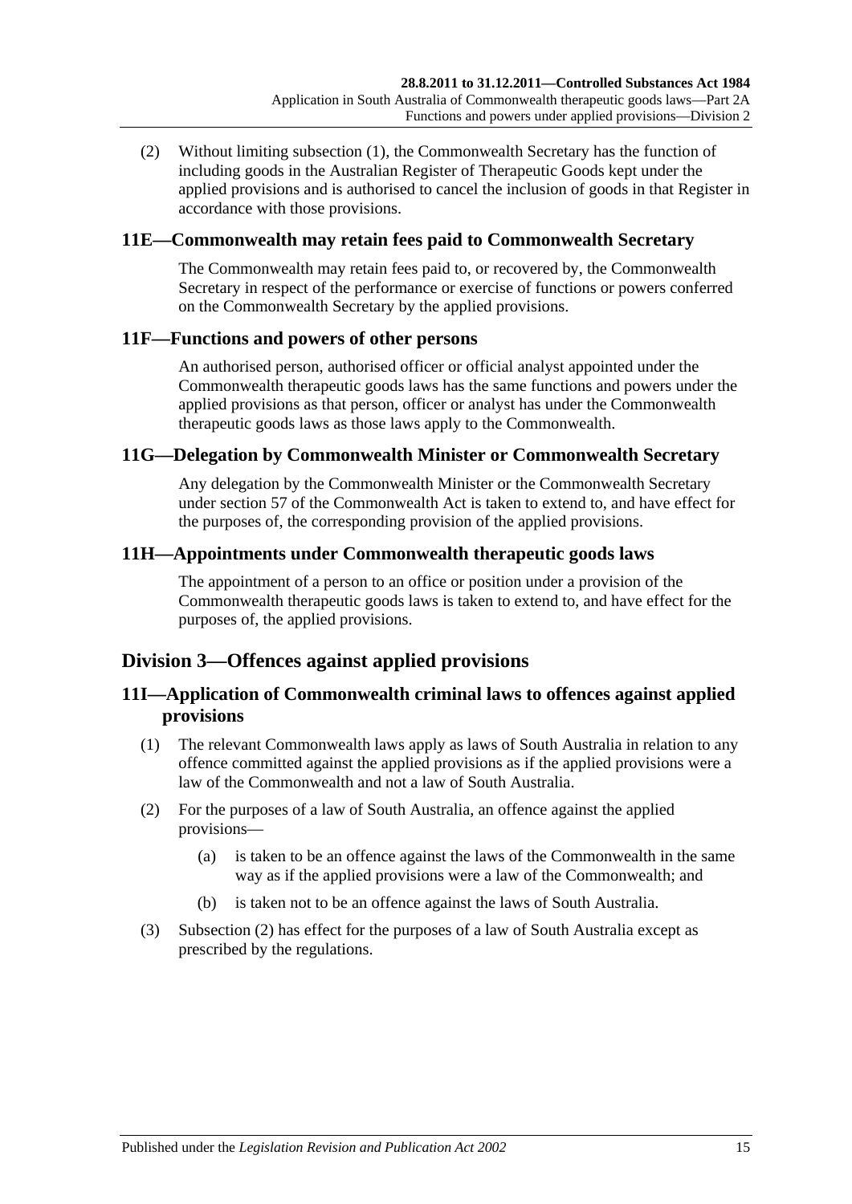(2) Without limiting subsection (1), the Commonwealth Secretary has the function of including goods in the Australian Register of Therapeutic Goods kept under the applied provisions and is authorised to cancel the inclusion of goods in that Register in accordance with those provisions.

### 11E—Commonwealth may retain fees paid to Commonwealth Secretary

The Commonwealth may retain fees paid to, or recovered by, the Commonwealth Secretary in respect of the performance or exercise of functions or powers conferred on the Commonwealth Secretary by the applied provisions.

### 11F—Functions and powers of other persons

An authorised person, authorised officer or official analyst appointed under the Commonwealth therapeutic goods laws has the same functions and powers under the applied provisions as that person, officer or analyst has under the Commonwealth therapeutic goods laws as those laws apply to the Commonwealth.

### 11G—Delegation by Commonwealth Minister or Commonwealth Secretary

Any delegation by the Commonwealth Minister or the Commonwealth Secretary under section 57 of the Commonwealth Act is taken to extend to, and have effect for the purposes of, the corresponding provision of the applied provisions.

### 11H—Appointments under Commonwealth therapeutic goods laws

The appointment of a person to an office or position under a provision of the Commonwealth therapeutic goods laws is taken to extend to, and have effect for the purposes of, the applied provisions.

## Division 3—Offences against applied provisions

### 11I—Application of Commonwealth criminal laws to offences against applied provisions

(1) The relevant Commonwealth laws apply as laws of South Australia in relation to any offence committed against the applied provisions as if the applied provisions were a law of the Commonwealth and not a law of South Australia.

(2) For the purposes of a law of South Australia, an offence against the applied provisions—

(a) is taken to be an offence against the laws of the Commonwealth in the same way as if the applied provisions were a law of the Commonwealth; and

(b) is taken not to be an offence against the laws of South Australia.

(3) Subsection (2) has effect for the purposes of a law of South Australia except as prescribed by the regulations.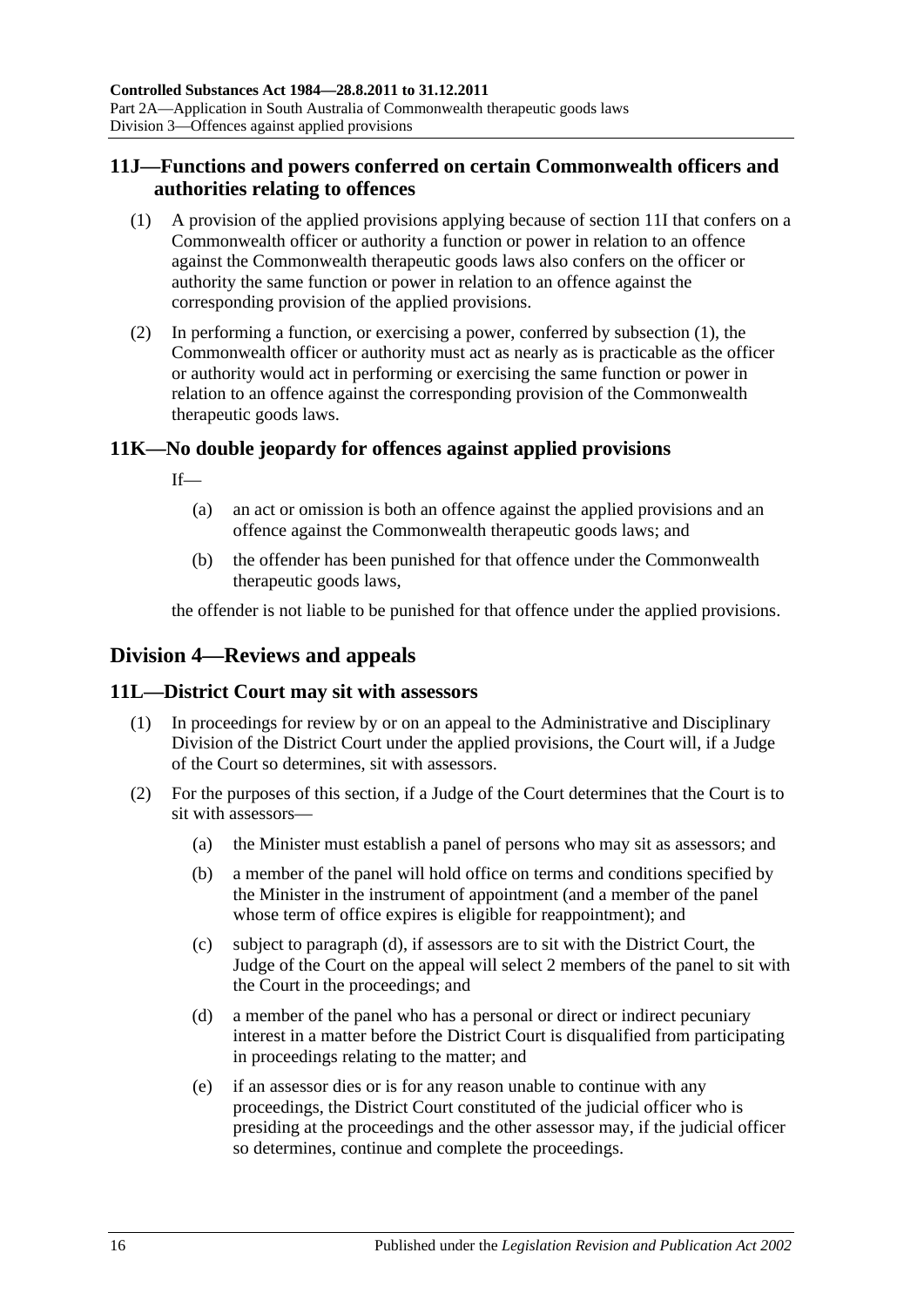## 11J—Functions and powers conferred on certain Commonwealth officers and authorities relating to offences

(1) A provision of the applied provisions applying because of section 11I that confers on a Commonwealth officer or authority a function or power in relation to an offence against the Commonwealth therapeutic goods laws also confers on the officer or authority the same function or power in relation to an offence against the corresponding provision of the applied provisions.

(2) In performing a function, or exercising a power, conferred by subsection (1), the Commonwealth officer or authority must act as nearly as is practicable as the officer or authority would act in performing or exercising the same function or power in relation to an offence against the corresponding provision of the Commonwealth therapeutic goods laws.

## 11K—No double jeopardy for offences against applied provisions

If—

(a) an act or omission is both an offence against the applied provisions and an offence against the Commonwealth therapeutic goods laws; and

(b) the offender has been punished for that offence under the Commonwealth therapeutic goods laws,

the offender is not liable to be punished for that offence under the applied provisions.

# Division 4—Reviews and appeals

## 11L—District Court may sit with assessors

(1) In proceedings for review by or on an appeal to the Administrative and Disciplinary Division of the District Court under the applied provisions, the Court will, if a Judge of the Court so determines, sit with assessors.

(2) For the purposes of this section, if a Judge of the Court determines that the Court is to sit with assessors—

(a) the Minister must establish a panel of persons who may sit as assessors; and

(b) a member of the panel will hold office on terms and conditions specified by the Minister in the instrument of appointment (and a member of the panel whose term of office expires is eligible for reappointment); and

(c) subject to paragraph (d), if assessors are to sit with the District Court, the Judge of the Court on the appeal will select 2 members of the panel to sit with the Court in the proceedings; and

(d) a member of the panel who has a personal or direct or indirect pecuniary interest in a matter before the District Court is disqualified from participating in proceedings relating to the matter; and

(e) if an assessor dies or is for any reason unable to continue with any proceedings, the District Court constituted of the judicial officer who is presiding at the proceedings and the other assessor may, if the judicial officer so determines, continue and complete the proceedings.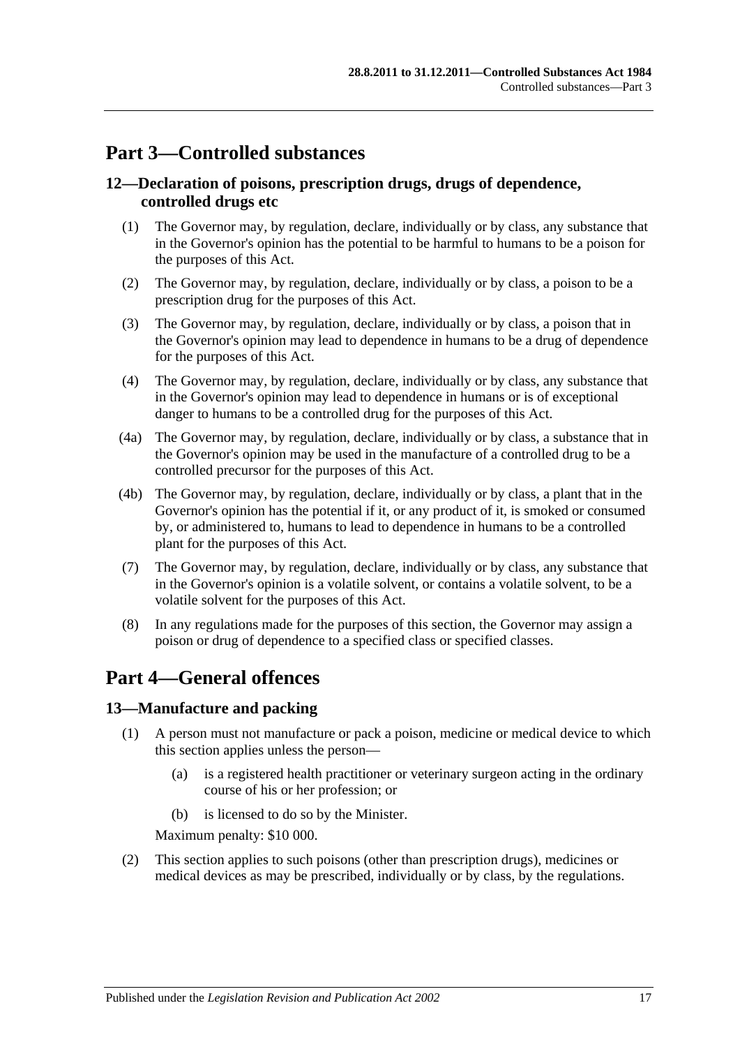# Part 3—Controlled substances

## 12—Declaration of poisons, prescription drugs, drugs of dependence, controlled drugs etc

(1) The Governor may, by regulation, declare, individually or by class, any substance that in the Governor's opinion has the potential to be harmful to humans to be a poison for the purposes of this Act.

(2) The Governor may, by regulation, declare, individually or by class, a poison to be a prescription drug for the purposes of this Act.

(3) The Governor may, by regulation, declare, individually or by class, a poison that in the Governor's opinion may lead to dependence in humans to be a drug of dependence for the purposes of this Act.

(4) The Governor may, by regulation, declare, individually or by class, any substance that in the Governor's opinion may lead to dependence in humans or is of exceptional danger to humans to be a controlled drug for the purposes of this Act.

(4a) The Governor may, by regulation, declare, individually or by class, a substance that in the Governor's opinion may be used in the manufacture of a controlled drug to be a controlled precursor for the purposes of this Act.

(4b) The Governor may, by regulation, declare, individually or by class, a plant that in the Governor's opinion has the potential if it, or any product of it, is smoked or consumed by, or administered to, humans to lead to dependence in humans to be a controlled plant for the purposes of this Act.

(7) The Governor may, by regulation, declare, individually or by class, any substance that in the Governor's opinion is a volatile solvent, or contains a volatile solvent, to be a volatile solvent for the purposes of this Act.

(8) In any regulations made for the purposes of this section, the Governor may assign a poison or drug of dependence to a specified class or specified classes.

# Part 4—General offences

## 13—Manufacture and packing

(1) A person must not manufacture or pack a poison, medicine or medical device to which this section applies unless the person—

- (a) is a registered health practitioner or veterinary surgeon acting in the ordinary course of his or her profession; or
- (b) is licensed to do so by the Minister.

Maximum penalty: $10 000.

(2) This section applies to such poisons (other than prescription drugs), medicines or medical devices as may be prescribed, individually or by class, by the regulations.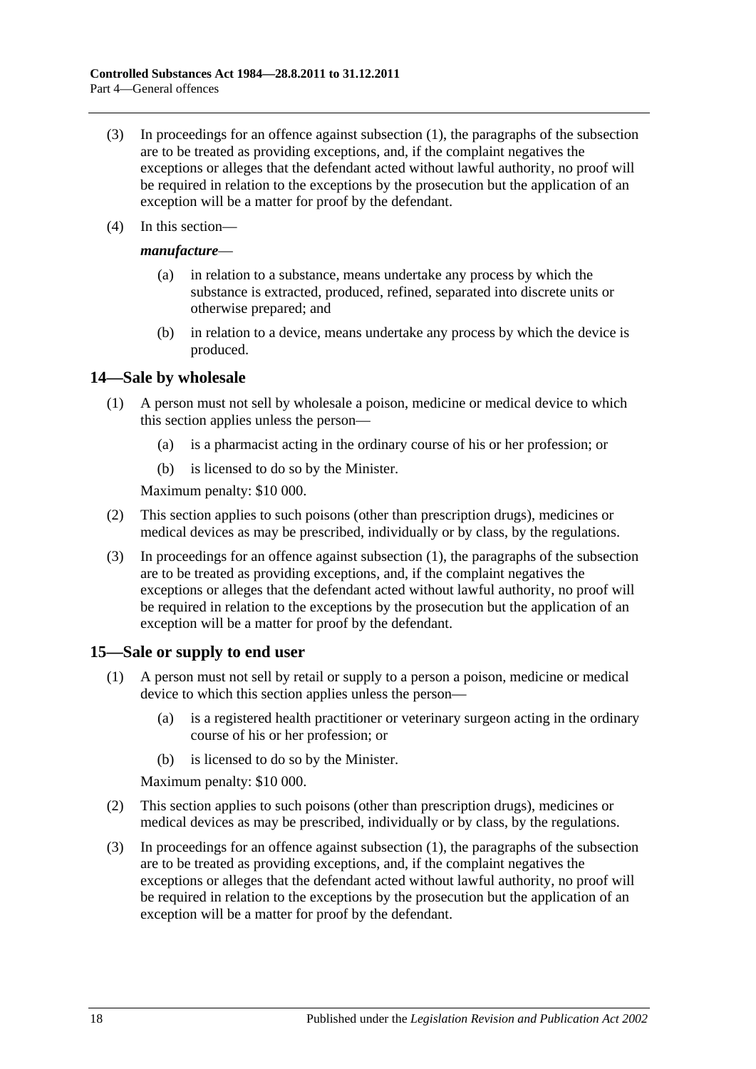(3) In proceedings for an offence against subsection (1), the paragraphs of the subsection are to be treated as providing exceptions, and, if the complaint negatives the exceptions or alleges that the defendant acted without lawful authority, no proof will be required in relation to the exceptions by the prosecution but the application of an exception will be a matter for proof by the defendant.

(4) In this section—

***manufacture***—

(a) in relation to a substance, means undertake any process by which the substance is extracted, produced, refined, separated into discrete units or otherwise prepared; and

(b) in relation to a device, means undertake any process by which the device is produced.

## 14—Sale by wholesale

(1) A person must not sell by wholesale a poison, medicine or medical device to which this section applies unless the person—

(a) is a pharmacist acting in the ordinary course of his or her profession; or

(b) is licensed to do so by the Minister.

Maximum penalty: $10 000.

(2) This section applies to such poisons (other than prescription drugs), medicines or medical devices as may be prescribed, individually or by class, by the regulations.

(3) In proceedings for an offence against subsection (1), the paragraphs of the subsection are to be treated as providing exceptions, and, if the complaint negatives the exceptions or alleges that the defendant acted without lawful authority, no proof will be required in relation to the exceptions by the prosecution but the application of an exception will be a matter for proof by the defendant.

## 15—Sale or supply to end user

(1) A person must not sell by retail or supply to a person a poison, medicine or medical device to which this section applies unless the person—

(a) is a registered health practitioner or veterinary surgeon acting in the ordinary course of his or her profession; or

(b) is licensed to do so by the Minister.

Maximum penalty: $10 000.

(2) This section applies to such poisons (other than prescription drugs), medicines or medical devices as may be prescribed, individually or by class, by the regulations.

(3) In proceedings for an offence against subsection (1), the paragraphs of the subsection are to be treated as providing exceptions, and, if the complaint negatives the exceptions or alleges that the defendant acted without lawful authority, no proof will be required in relation to the exceptions by the prosecution but the application of an exception will be a matter for proof by the defendant.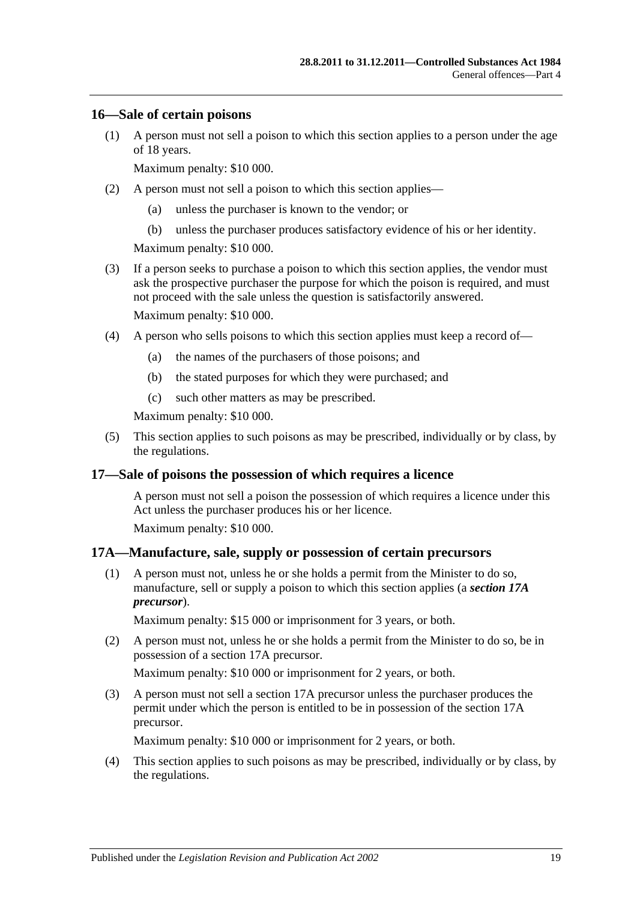## 16—Sale of certain poisons

(1) A person must not sell a poison to which this section applies to a person under the age of 18 years.

Maximum penalty: $10 000.

(2) A person must not sell a poison to which this section applies—

(a) unless the purchaser is known to the vendor; or

(b) unless the purchaser produces satisfactory evidence of his or her identity.

Maximum penalty: $10 000.

(3) If a person seeks to purchase a poison to which this section applies, the vendor must ask the prospective purchaser the purpose for which the poison is required, and must not proceed with the sale unless the question is satisfactorily answered.

Maximum penalty: $10 000.

(4) A person who sells poisons to which this section applies must keep a record of—

(a) the names of the purchasers of those poisons; and

(b) the stated purposes for which they were purchased; and

(c) such other matters as may be prescribed.

Maximum penalty: $10 000.

(5) This section applies to such poisons as may be prescribed, individually or by class, by the regulations.

## 17—Sale of poisons the possession of which requires a licence

A person must not sell a poison the possession of which requires a licence under this Act unless the purchaser produces his or her licence.

Maximum penalty: $10 000.

## 17A—Manufacture, sale, supply or possession of certain precursors

(1) A person must not, unless he or she holds a permit from the Minister to do so, manufacture, sell or supply a poison to which this section applies (a ***section 17A precursor***).

Maximum penalty: $15 000 or imprisonment for 3 years, or both.

(2) A person must not, unless he or she holds a permit from the Minister to do so, be in possession of a section 17A precursor.

Maximum penalty: $10 000 or imprisonment for 2 years, or both.

(3) A person must not sell a section 17A precursor unless the purchaser produces the permit under which the person is entitled to be in possession of the section 17A precursor.

Maximum penalty: $10 000 or imprisonment for 2 years, or both.

(4) This section applies to such poisons as may be prescribed, individually or by class, by the regulations.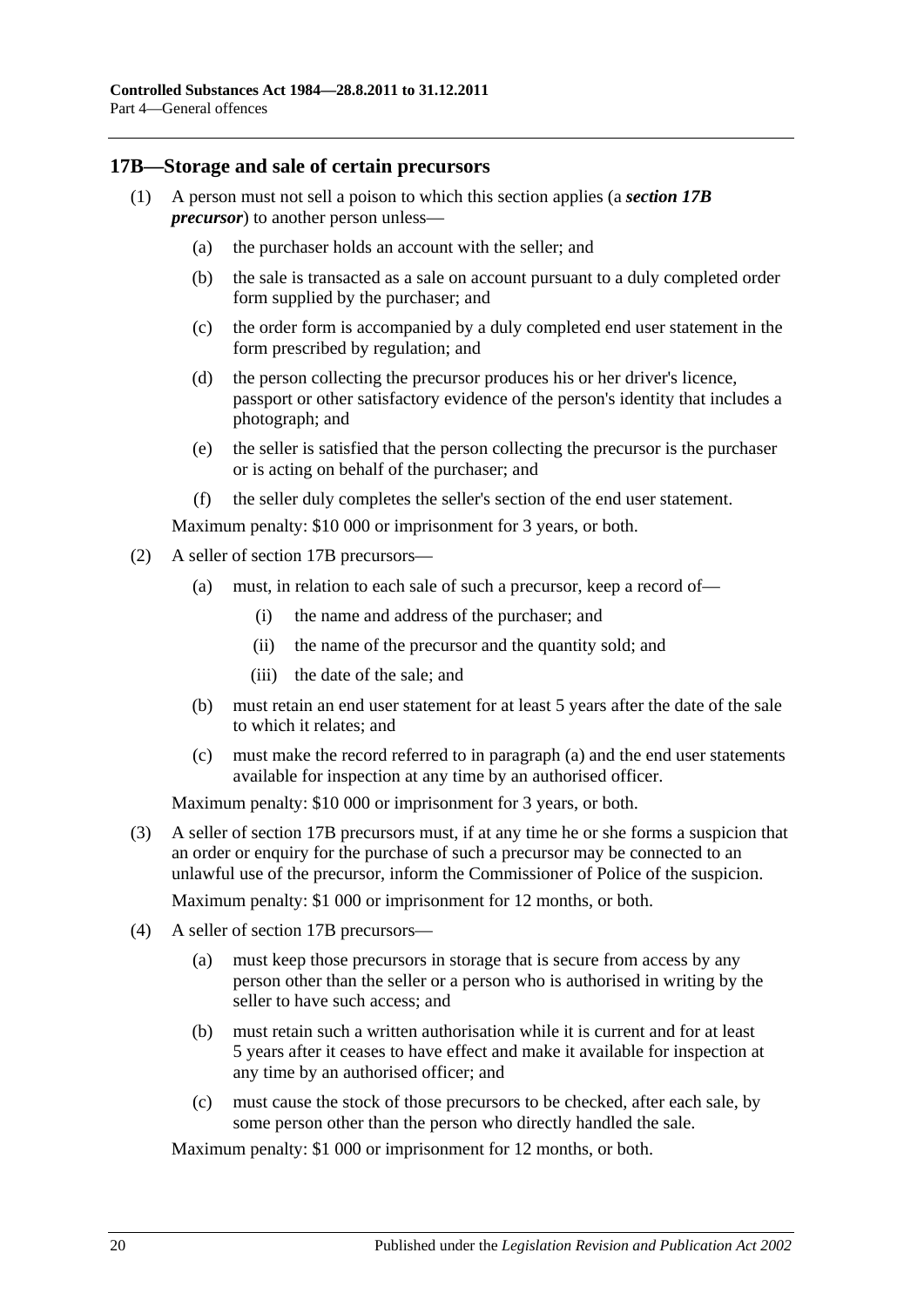## 17B—Storage and sale of certain precursors

(1) A person must not sell a poison to which this section applies (a ***section 17B precursor***) to another person unless—

  (a) the purchaser holds an account with the seller; and

  (b) the sale is transacted as a sale on account pursuant to a duly completed order form supplied by the purchaser; and

  (c) the order form is accompanied by a duly completed end user statement in the form prescribed by regulation; and

  (d) the person collecting the precursor produces his or her driver's licence, passport or other satisfactory evidence of the person's identity that includes a photograph; and

  (e) the seller is satisfied that the person collecting the precursor is the purchaser or is acting on behalf of the purchaser; and

  (f) the seller duly completes the seller's section of the end user statement.

Maximum penalty: $10 000 or imprisonment for 3 years, or both.

(2) A seller of section 17B precursors—

  (a) must, in relation to each sale of such a precursor, keep a record of—

    (i) the name and address of the purchaser; and

    (ii) the name of the precursor and the quantity sold; and

    (iii) the date of the sale; and

  (b) must retain an end user statement for at least 5 years after the date of the sale to which it relates; and

  (c) must make the record referred to in paragraph (a) and the end user statements available for inspection at any time by an authorised officer.

Maximum penalty: $10 000 or imprisonment for 3 years, or both.

(3) A seller of section 17B precursors must, if at any time he or she forms a suspicion that an order or enquiry for the purchase of such a precursor may be connected to an unlawful use of the precursor, inform the Commissioner of Police of the suspicion.

Maximum penalty: $1 000 or imprisonment for 12 months, or both.

(4) A seller of section 17B precursors—

  (a) must keep those precursors in storage that is secure from access by any person other than the seller or a person who is authorised in writing by the seller to have such access; and

  (b) must retain such a written authorisation while it is current and for at least 5 years after it ceases to have effect and make it available for inspection at any time by an authorised officer; and

  (c) must cause the stock of those precursors to be checked, after each sale, by some person other than the person who directly handled the sale.

Maximum penalty: $1 000 or imprisonment for 12 months, or both.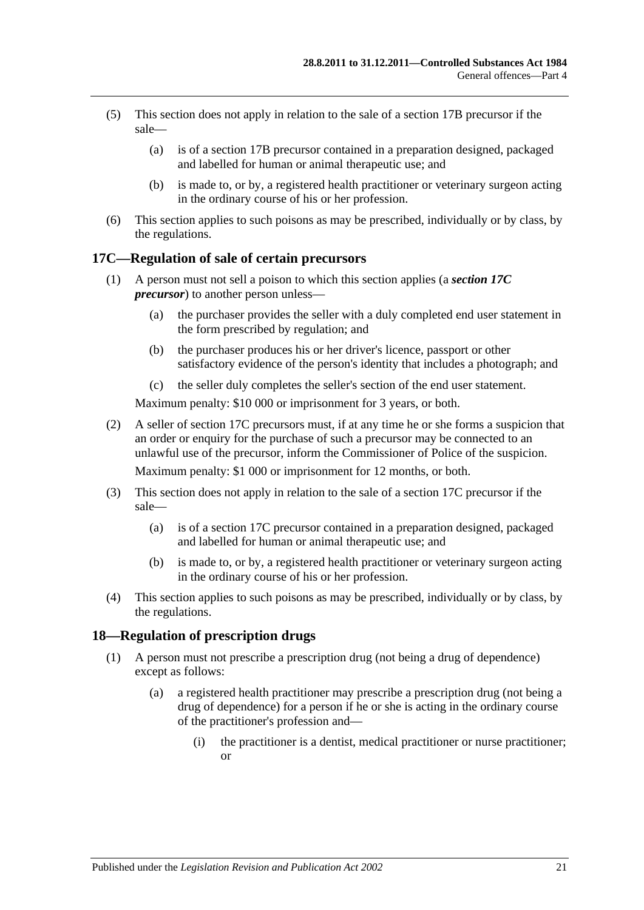(5) This section does not apply in relation to the sale of a section 17B precursor if the sale—

(a) is of a section 17B precursor contained in a preparation designed, packaged and labelled for human or animal therapeutic use; and

(b) is made to, or by, a registered health practitioner or veterinary surgeon acting in the ordinary course of his or her profession.

(6) This section applies to such poisons as may be prescribed, individually or by class, by the regulations.

## 17C—Regulation of sale of certain precursors

(1) A person must not sell a poison to which this section applies (a ***section 17C precursor***) to another person unless—

(a) the purchaser provides the seller with a duly completed end user statement in the form prescribed by regulation; and

(b) the purchaser produces his or her driver's licence, passport or other satisfactory evidence of the person's identity that includes a photograph; and

(c) the seller duly completes the seller's section of the end user statement.

Maximum penalty: $10 000 or imprisonment for 3 years, or both.

(2) A seller of section 17C precursors must, if at any time he or she forms a suspicion that an order or enquiry for the purchase of such a precursor may be connected to an unlawful use of the precursor, inform the Commissioner of Police of the suspicion.

Maximum penalty: $1 000 or imprisonment for 12 months, or both.

(3) This section does not apply in relation to the sale of a section 17C precursor if the sale—

(a) is of a section 17C precursor contained in a preparation designed, packaged and labelled for human or animal therapeutic use; and

(b) is made to, or by, a registered health practitioner or veterinary surgeon acting in the ordinary course of his or her profession.

(4) This section applies to such poisons as may be prescribed, individually or by class, by the regulations.

## 18—Regulation of prescription drugs

(1) A person must not prescribe a prescription drug (not being a drug of dependence) except as follows:

(a) a registered health practitioner may prescribe a prescription drug (not being a drug of dependence) for a person if he or she is acting in the ordinary course of the practitioner's profession and—

(i) the practitioner is a dentist, medical practitioner or nurse practitioner; or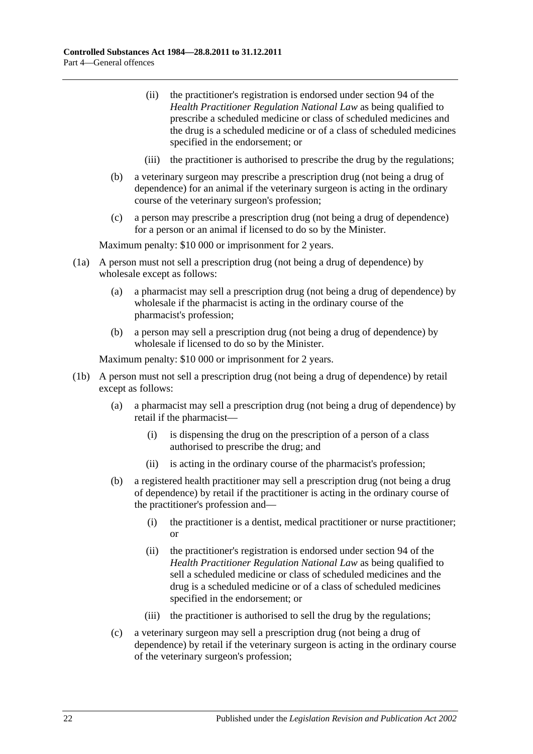(ii) the practitioner's registration is endorsed under section 94 of the *Health Practitioner Regulation National Law* as being qualified to prescribe a scheduled medicine or class of scheduled medicines and the drug is a scheduled medicine or of a class of scheduled medicines specified in the endorsement; or

(iii) the practitioner is authorised to prescribe the drug by the regulations;

(b) a veterinary surgeon may prescribe a prescription drug (not being a drug of dependence) for an animal if the veterinary surgeon is acting in the ordinary course of the veterinary surgeon's profession;

(c) a person may prescribe a prescription drug (not being a drug of dependence) for a person or an animal if licensed to do so by the Minister.

Maximum penalty: $10 000 or imprisonment for 2 years.

(1a) A person must not sell a prescription drug (not being a drug of dependence) by wholesale except as follows:

(a) a pharmacist may sell a prescription drug (not being a drug of dependence) by wholesale if the pharmacist is acting in the ordinary course of the pharmacist's profession;

(b) a person may sell a prescription drug (not being a drug of dependence) by wholesale if licensed to do so by the Minister.

Maximum penalty: $10 000 or imprisonment for 2 years.

(1b) A person must not sell a prescription drug (not being a drug of dependence) by retail except as follows:

(a) a pharmacist may sell a prescription drug (not being a drug of dependence) by retail if the pharmacist—

(i) is dispensing the drug on the prescription of a person of a class authorised to prescribe the drug; and

(ii) is acting in the ordinary course of the pharmacist's profession;

(b) a registered health practitioner may sell a prescription drug (not being a drug of dependence) by retail if the practitioner is acting in the ordinary course of the practitioner's profession and—

(i) the practitioner is a dentist, medical practitioner or nurse practitioner; or

(ii) the practitioner's registration is endorsed under section 94 of the *Health Practitioner Regulation National Law* as being qualified to sell a scheduled medicine or class of scheduled medicines and the drug is a scheduled medicine or of a class of scheduled medicines specified in the endorsement; or

(iii) the practitioner is authorised to sell the drug by the regulations;

(c) a veterinary surgeon may sell a prescription drug (not being a drug of dependence) by retail if the veterinary surgeon is acting in the ordinary course of the veterinary surgeon's profession;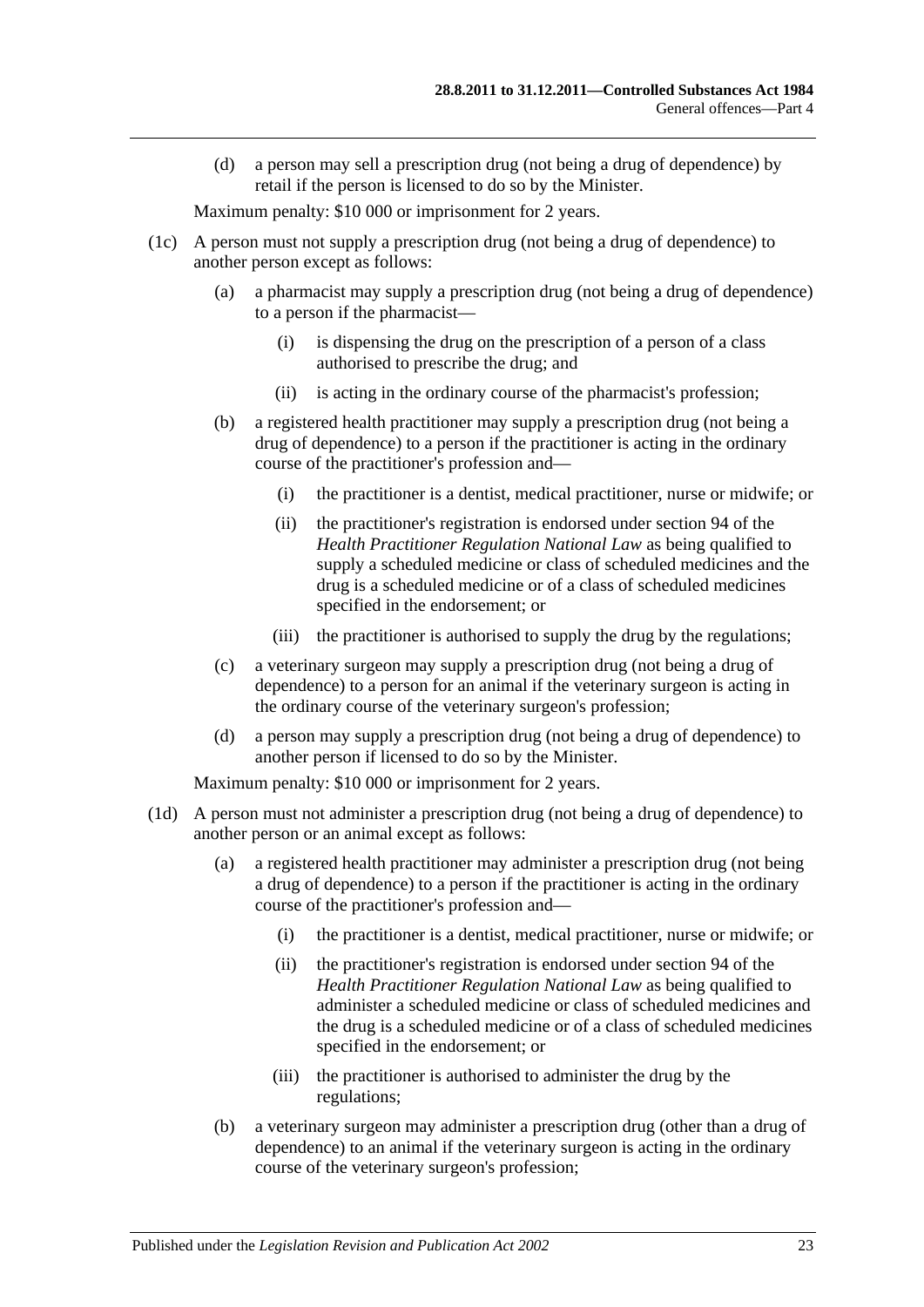(d) a person may sell a prescription drug (not being a drug of dependence) by retail if the person is licensed to do so by the Minister.

Maximum penalty: $10 000 or imprisonment for 2 years.

(1c) A person must not supply a prescription drug (not being a drug of dependence) to another person except as follows:

(a) a pharmacist may supply a prescription drug (not being a drug of dependence) to a person if the pharmacist—

(i) is dispensing the drug on the prescription of a person of a class authorised to prescribe the drug; and

(ii) is acting in the ordinary course of the pharmacist's profession;

(b) a registered health practitioner may supply a prescription drug (not being a drug of dependence) to a person if the practitioner is acting in the ordinary course of the practitioner's profession and—

(i) the practitioner is a dentist, medical practitioner, nurse or midwife; or

(ii) the practitioner's registration is endorsed under section 94 of the *Health Practitioner Regulation National Law* as being qualified to supply a scheduled medicine or class of scheduled medicines and the drug is a scheduled medicine or of a class of scheduled medicines specified in the endorsement; or

(iii) the practitioner is authorised to supply the drug by the regulations;

(c) a veterinary surgeon may supply a prescription drug (not being a drug of dependence) to a person for an animal if the veterinary surgeon is acting in the ordinary course of the veterinary surgeon's profession;

(d) a person may supply a prescription drug (not being a drug of dependence) to another person if licensed to do so by the Minister.

Maximum penalty: $10 000 or imprisonment for 2 years.

(1d) A person must not administer a prescription drug (not being a drug of dependence) to another person or an animal except as follows:

(a) a registered health practitioner may administer a prescription drug (not being a drug of dependence) to a person if the practitioner is acting in the ordinary course of the practitioner's profession and—

(i) the practitioner is a dentist, medical practitioner, nurse or midwife; or

(ii) the practitioner's registration is endorsed under section 94 of the *Health Practitioner Regulation National Law* as being qualified to administer a scheduled medicine or class of scheduled medicines and the drug is a scheduled medicine or of a class of scheduled medicines specified in the endorsement; or

(iii) the practitioner is authorised to administer the drug by the regulations;

(b) a veterinary surgeon may administer a prescription drug (other than a drug of dependence) to an animal if the veterinary surgeon is acting in the ordinary course of the veterinary surgeon's profession;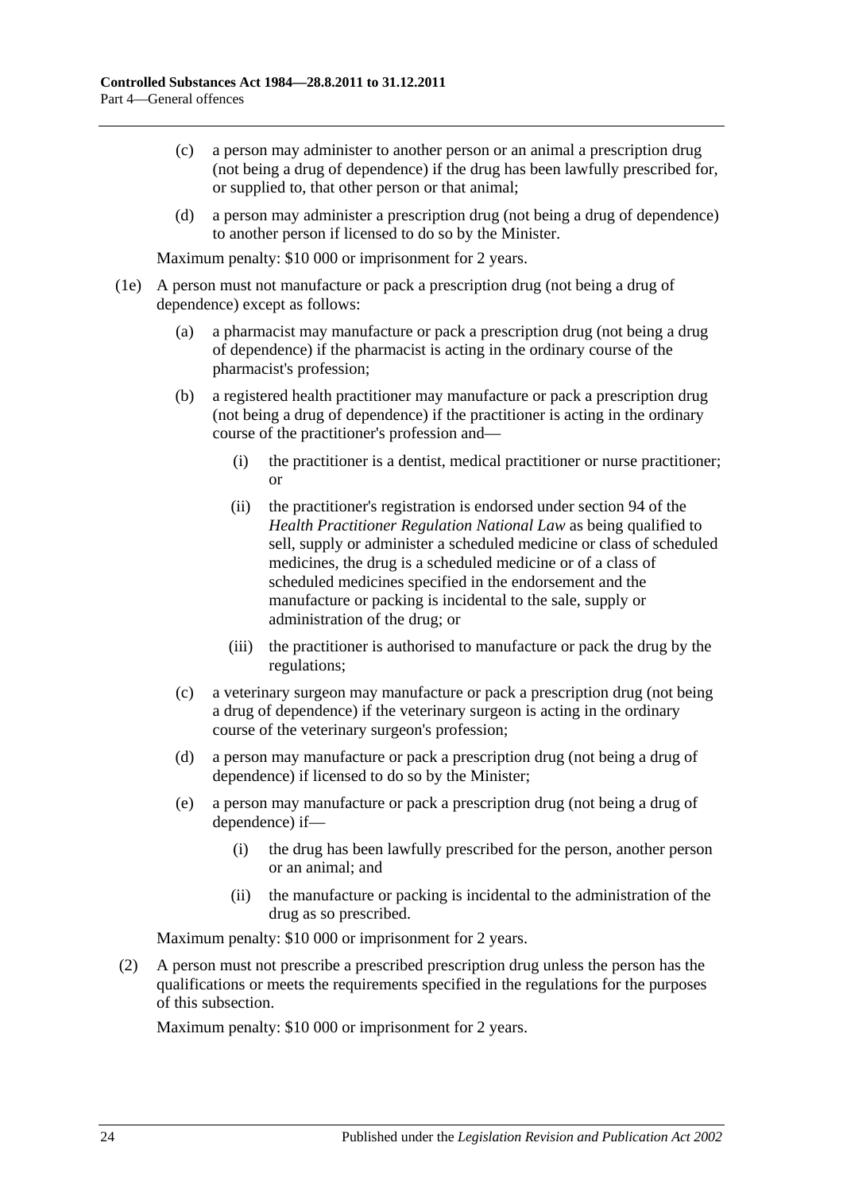(c) a person may administer to another person or an animal a prescription drug (not being a drug of dependence) if the drug has been lawfully prescribed for, or supplied to, that other person or that animal;

(d) a person may administer a prescription drug (not being a drug of dependence) to another person if licensed to do so by the Minister.

Maximum penalty: $10 000 or imprisonment for 2 years.

(1e) A person must not manufacture or pack a prescription drug (not being a drug of dependence) except as follows:

(a) a pharmacist may manufacture or pack a prescription drug (not being a drug of dependence) if the pharmacist is acting in the ordinary course of the pharmacist's profession;

(b) a registered health practitioner may manufacture or pack a prescription drug (not being a drug of dependence) if the practitioner is acting in the ordinary course of the practitioner's profession and—

(i) the practitioner is a dentist, medical practitioner or nurse practitioner; or

(ii) the practitioner's registration is endorsed under section 94 of the *Health Practitioner Regulation National Law* as being qualified to sell, supply or administer a scheduled medicine or class of scheduled medicines, the drug is a scheduled medicine or of a class of scheduled medicines specified in the endorsement and the manufacture or packing is incidental to the sale, supply or administration of the drug; or

(iii) the practitioner is authorised to manufacture or pack the drug by the regulations;

(c) a veterinary surgeon may manufacture or pack a prescription drug (not being a drug of dependence) if the veterinary surgeon is acting in the ordinary course of the veterinary surgeon's profession;

(d) a person may manufacture or pack a prescription drug (not being a drug of dependence) if licensed to do so by the Minister;

(e) a person may manufacture or pack a prescription drug (not being a drug of dependence) if—

(i) the drug has been lawfully prescribed for the person, another person or an animal; and

(ii) the manufacture or packing is incidental to the administration of the drug as so prescribed.

Maximum penalty: $10 000 or imprisonment for 2 years.

(2) A person must not prescribe a prescribed prescription drug unless the person has the qualifications or meets the requirements specified in the regulations for the purposes of this subsection.

Maximum penalty: $10 000 or imprisonment for 2 years.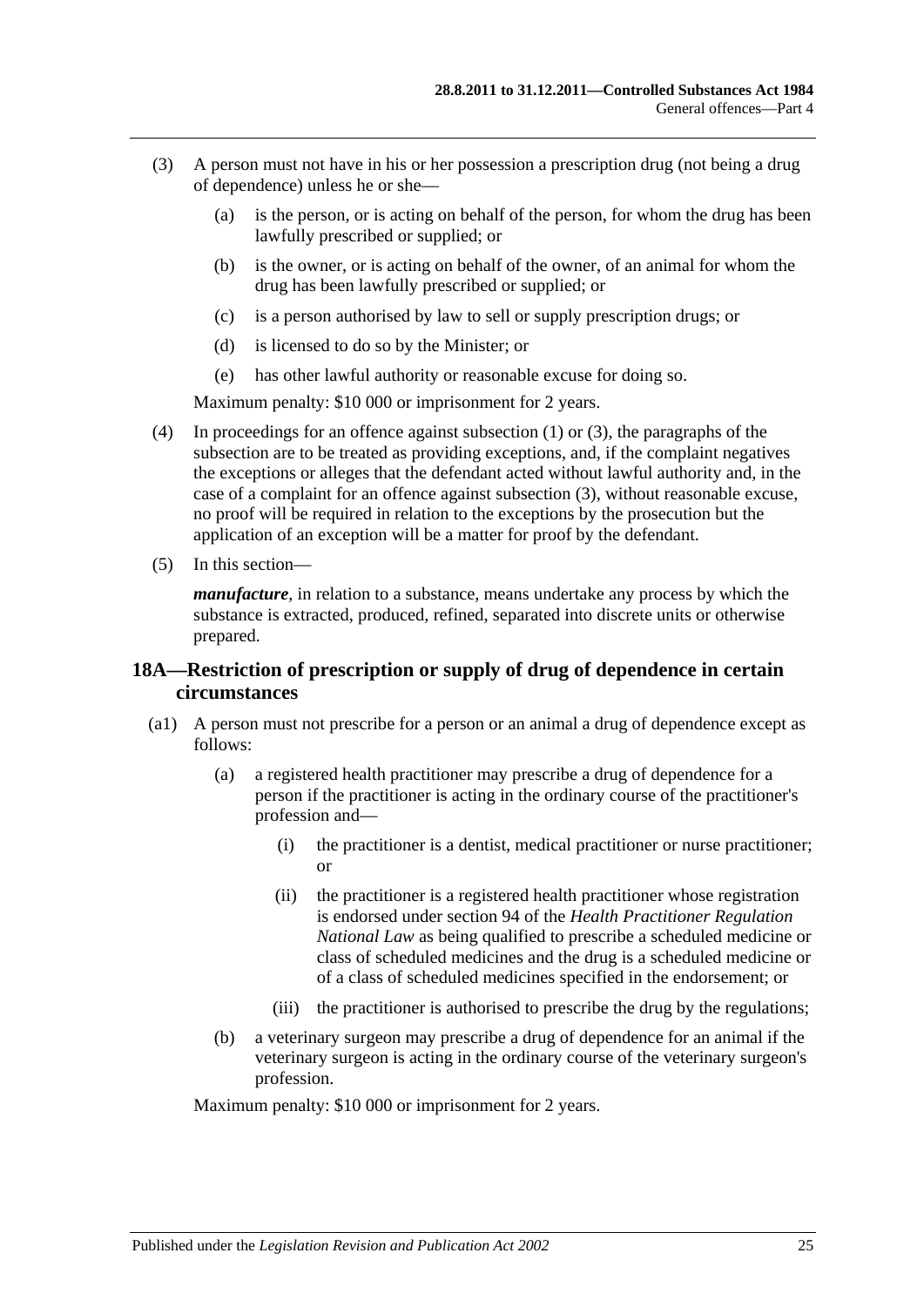(3) A person must not have in his or her possession a prescription drug (not being a drug of dependence) unless he or she—

(a) is the person, or is acting on behalf of the person, for whom the drug has been lawfully prescribed or supplied; or

(b) is the owner, or is acting on behalf of the owner, of an animal for whom the drug has been lawfully prescribed or supplied; or

(c) is a person authorised by law to sell or supply prescription drugs; or

(d) is licensed to do so by the Minister; or

(e) has other lawful authority or reasonable excuse for doing so.

Maximum penalty: $10 000 or imprisonment for 2 years.

(4) In proceedings for an offence against subsection (1) or (3), the paragraphs of the subsection are to be treated as providing exceptions, and, if the complaint negatives the exceptions or alleges that the defendant acted without lawful authority and, in the case of a complaint for an offence against subsection (3), without reasonable excuse, no proof will be required in relation to the exceptions by the prosecution but the application of an exception will be a matter for proof by the defendant.

(5) In this section—

***manufacture***, in relation to a substance, means undertake any process by which the substance is extracted, produced, refined, separated into discrete units or otherwise prepared.

## 18A—Restriction of prescription or supply of drug of dependence in certain circumstances

(a1) A person must not prescribe for a person or an animal a drug of dependence except as follows:

(a) a registered health practitioner may prescribe a drug of dependence for a person if the practitioner is acting in the ordinary course of the practitioner's profession and—

(i) the practitioner is a dentist, medical practitioner or nurse practitioner; or

(ii) the practitioner is a registered health practitioner whose registration is endorsed under section 94 of the *Health Practitioner Regulation National Law* as being qualified to prescribe a scheduled medicine or class of scheduled medicines and the drug is a scheduled medicine or of a class of scheduled medicines specified in the endorsement; or

(iii) the practitioner is authorised to prescribe the drug by the regulations;

(b) a veterinary surgeon may prescribe a drug of dependence for an animal if the veterinary surgeon is acting in the ordinary course of the veterinary surgeon's profession.

Maximum penalty: $10 000 or imprisonment for 2 years.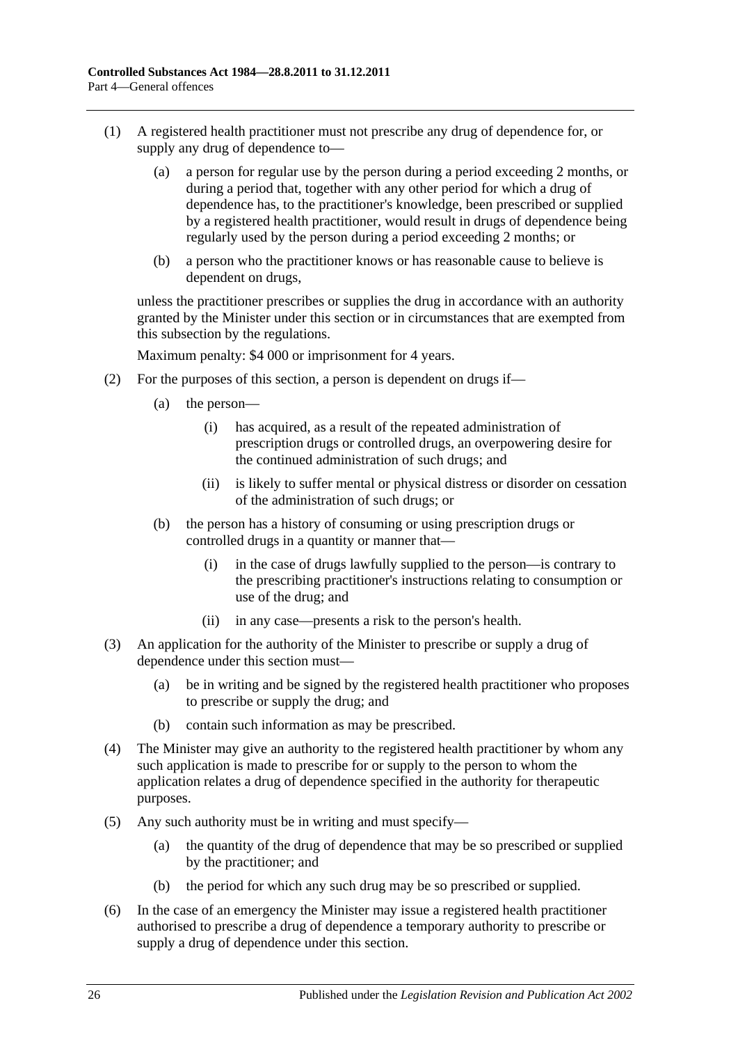(1) A registered health practitioner must not prescribe any drug of dependence for, or supply any drug of dependence to—

   (a) a person for regular use by the person during a period exceeding 2 months, or during a period that, together with any other period for which a drug of dependence has, to the practitioner's knowledge, been prescribed or supplied by a registered health practitioner, would result in drugs of dependence being regularly used by the person during a period exceeding 2 months; or

   (b) a person who the practitioner knows or has reasonable cause to believe is dependent on drugs,

unless the practitioner prescribes or supplies the drug in accordance with an authority granted by the Minister under this section or in circumstances that are exempted from this subsection by the regulations.

Maximum penalty: $4 000 or imprisonment for 4 years.

(2) For the purposes of this section, a person is dependent on drugs if—

   (a) the person—

      (i) has acquired, as a result of the repeated administration of prescription drugs or controlled drugs, an overpowering desire for the continued administration of such drugs; and

      (ii) is likely to suffer mental or physical distress or disorder on cessation of the administration of such drugs; or

   (b) the person has a history of consuming or using prescription drugs or controlled drugs in a quantity or manner that—

      (i) in the case of drugs lawfully supplied to the person—is contrary to the prescribing practitioner's instructions relating to consumption or use of the drug; and

      (ii) in any case—presents a risk to the person's health.

(3) An application for the authority of the Minister to prescribe or supply a drug of dependence under this section must—

   (a) be in writing and be signed by the registered health practitioner who proposes to prescribe or supply the drug; and

   (b) contain such information as may be prescribed.

(4) The Minister may give an authority to the registered health practitioner by whom any such application is made to prescribe for or supply to the person to whom the application relates a drug of dependence specified in the authority for therapeutic purposes.

(5) Any such authority must be in writing and must specify—

   (a) the quantity of the drug of dependence that may be so prescribed or supplied by the practitioner; and

   (b) the period for which any such drug may be so prescribed or supplied.

(6) In the case of an emergency the Minister may issue a registered health practitioner authorised to prescribe a drug of dependence a temporary authority to prescribe or supply a drug of dependence under this section.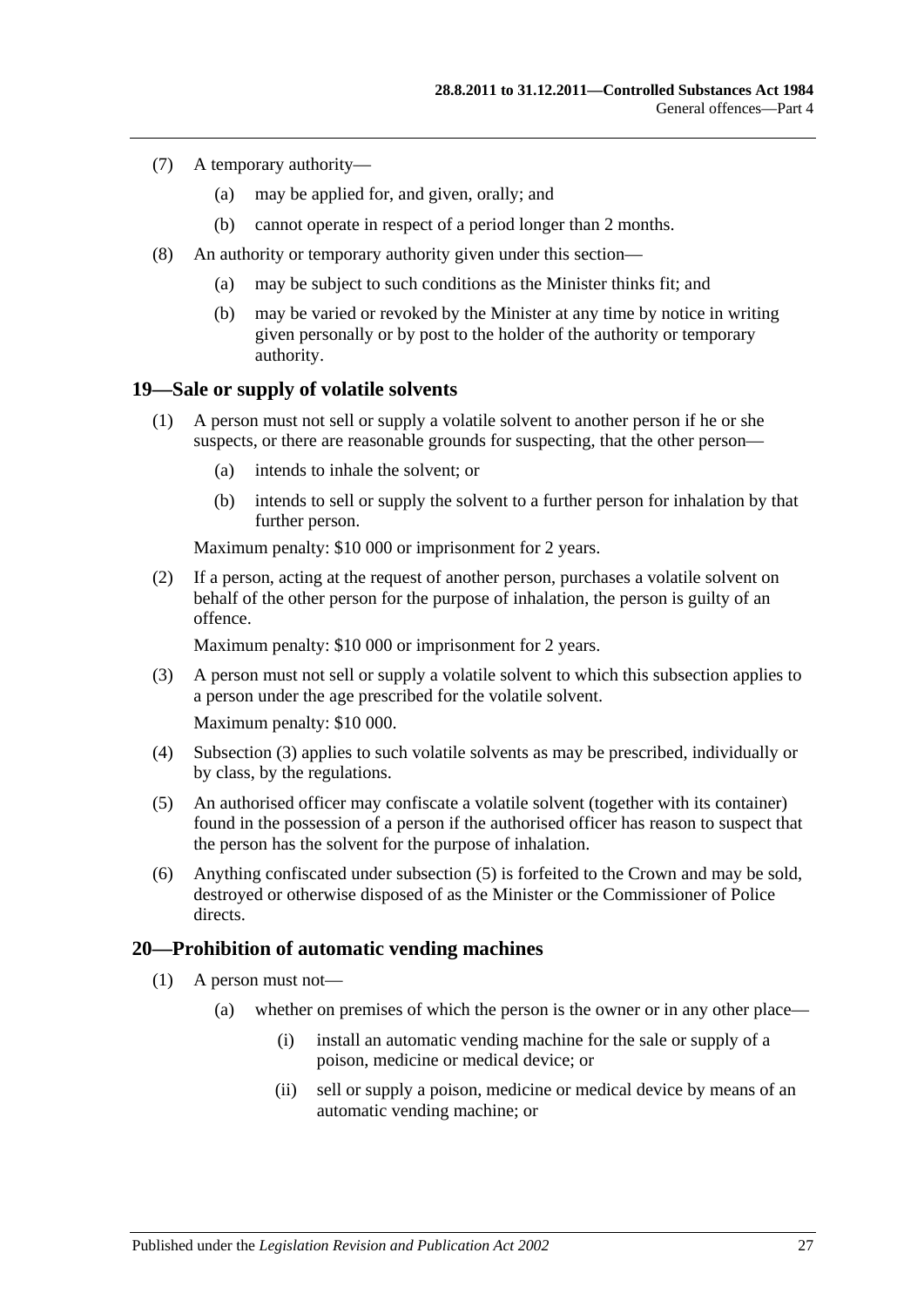(7) A temporary authority—

(a) may be applied for, and given, orally; and

(b) cannot operate in respect of a period longer than 2 months.

(8) An authority or temporary authority given under this section—

(a) may be subject to such conditions as the Minister thinks fit; and

(b) may be varied or revoked by the Minister at any time by notice in writing given personally or by post to the holder of the authority or temporary authority.

## 19—Sale or supply of volatile solvents

(1) A person must not sell or supply a volatile solvent to another person if he or she suspects, or there are reasonable grounds for suspecting, that the other person—

(a) intends to inhale the solvent; or

(b) intends to sell or supply the solvent to a further person for inhalation by that further person.

Maximum penalty: $10 000 or imprisonment for 2 years.

(2) If a person, acting at the request of another person, purchases a volatile solvent on behalf of the other person for the purpose of inhalation, the person is guilty of an offence.

Maximum penalty: $10 000 or imprisonment for 2 years.

(3) A person must not sell or supply a volatile solvent to which this subsection applies to a person under the age prescribed for the volatile solvent.

Maximum penalty: $10 000.

(4) Subsection (3) applies to such volatile solvents as may be prescribed, individually or by class, by the regulations.

(5) An authorised officer may confiscate a volatile solvent (together with its container) found in the possession of a person if the authorised officer has reason to suspect that the person has the solvent for the purpose of inhalation.

(6) Anything confiscated under subsection (5) is forfeited to the Crown and may be sold, destroyed or otherwise disposed of as the Minister or the Commissioner of Police directs.

## 20—Prohibition of automatic vending machines

(1) A person must not—

(a) whether on premises of which the person is the owner or in any other place—

(i) install an automatic vending machine for the sale or supply of a poison, medicine or medical device; or

(ii) sell or supply a poison, medicine or medical device by means of an automatic vending machine; or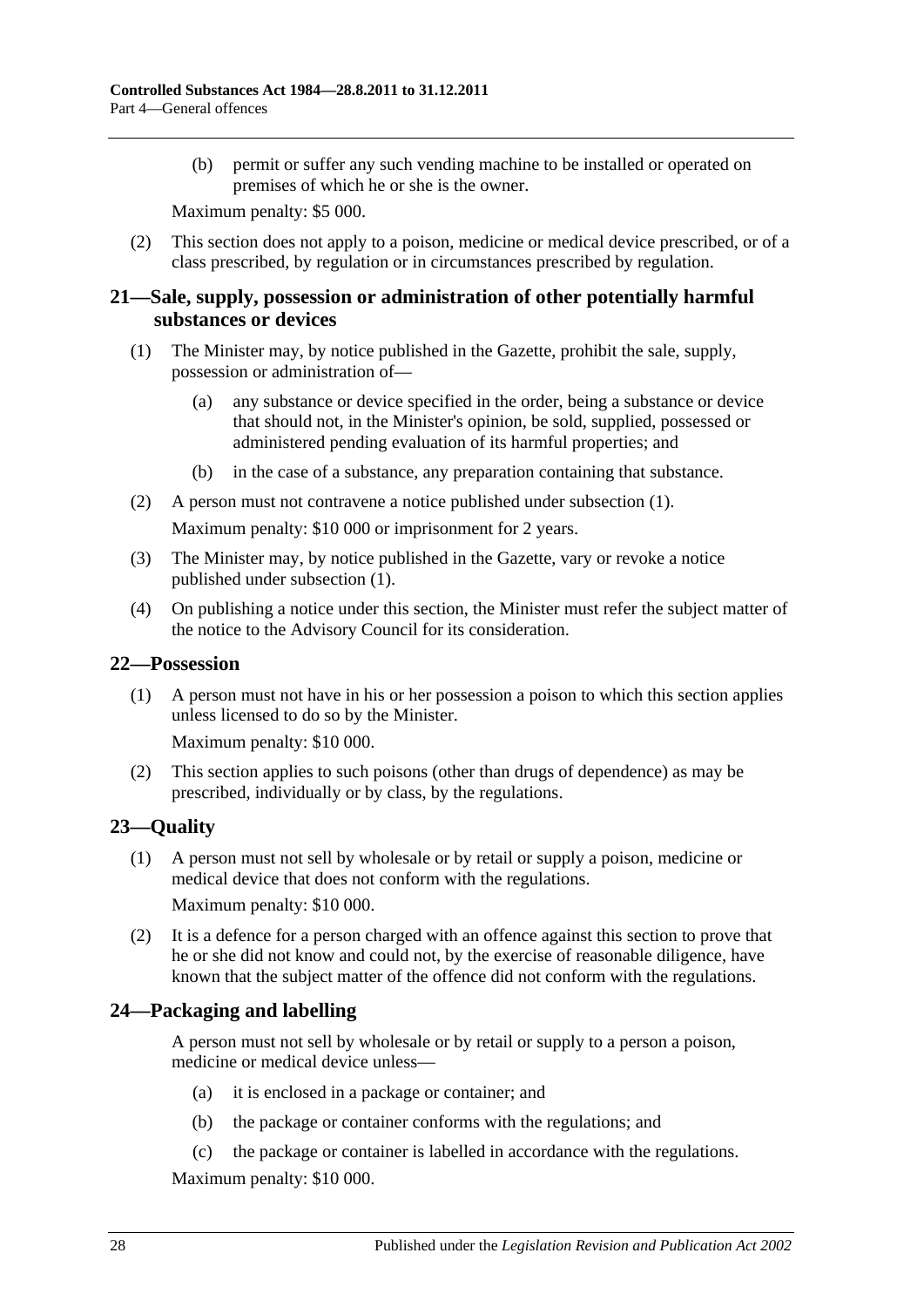(b) permit or suffer any such vending machine to be installed or operated on premises of which he or she is the owner.

Maximum penalty: $5 000.

(2) This section does not apply to a poison, medicine or medical device prescribed, or of a class prescribed, by regulation or in circumstances prescribed by regulation.

## 21—Sale, supply, possession or administration of other potentially harmful substances or devices

(1) The Minister may, by notice published in the Gazette, prohibit the sale, supply, possession or administration of—

(a) any substance or device specified in the order, being a substance or device that should not, in the Minister's opinion, be sold, supplied, possessed or administered pending evaluation of its harmful properties; and

(b) in the case of a substance, any preparation containing that substance.

(2) A person must not contravene a notice published under subsection (1).

Maximum penalty: $10 000 or imprisonment for 2 years.

(3) The Minister may, by notice published in the Gazette, vary or revoke a notice published under subsection (1).

(4) On publishing a notice under this section, the Minister must refer the subject matter of the notice to the Advisory Council for its consideration.

## 22—Possession

(1) A person must not have in his or her possession a poison to which this section applies unless licensed to do so by the Minister.

Maximum penalty: $10 000.

(2) This section applies to such poisons (other than drugs of dependence) as may be prescribed, individually or by class, by the regulations.

## 23—Quality

(1) A person must not sell by wholesale or by retail or supply a poison, medicine or medical device that does not conform with the regulations.

Maximum penalty: $10 000.

(2) It is a defence for a person charged with an offence against this section to prove that he or she did not know and could not, by the exercise of reasonable diligence, have known that the subject matter of the offence did not conform with the regulations.

## 24—Packaging and labelling

A person must not sell by wholesale or by retail or supply to a person a poison, medicine or medical device unless—

(a) it is enclosed in a package or container; and

(b) the package or container conforms with the regulations; and

(c) the package or container is labelled in accordance with the regulations.

Maximum penalty: $10 000.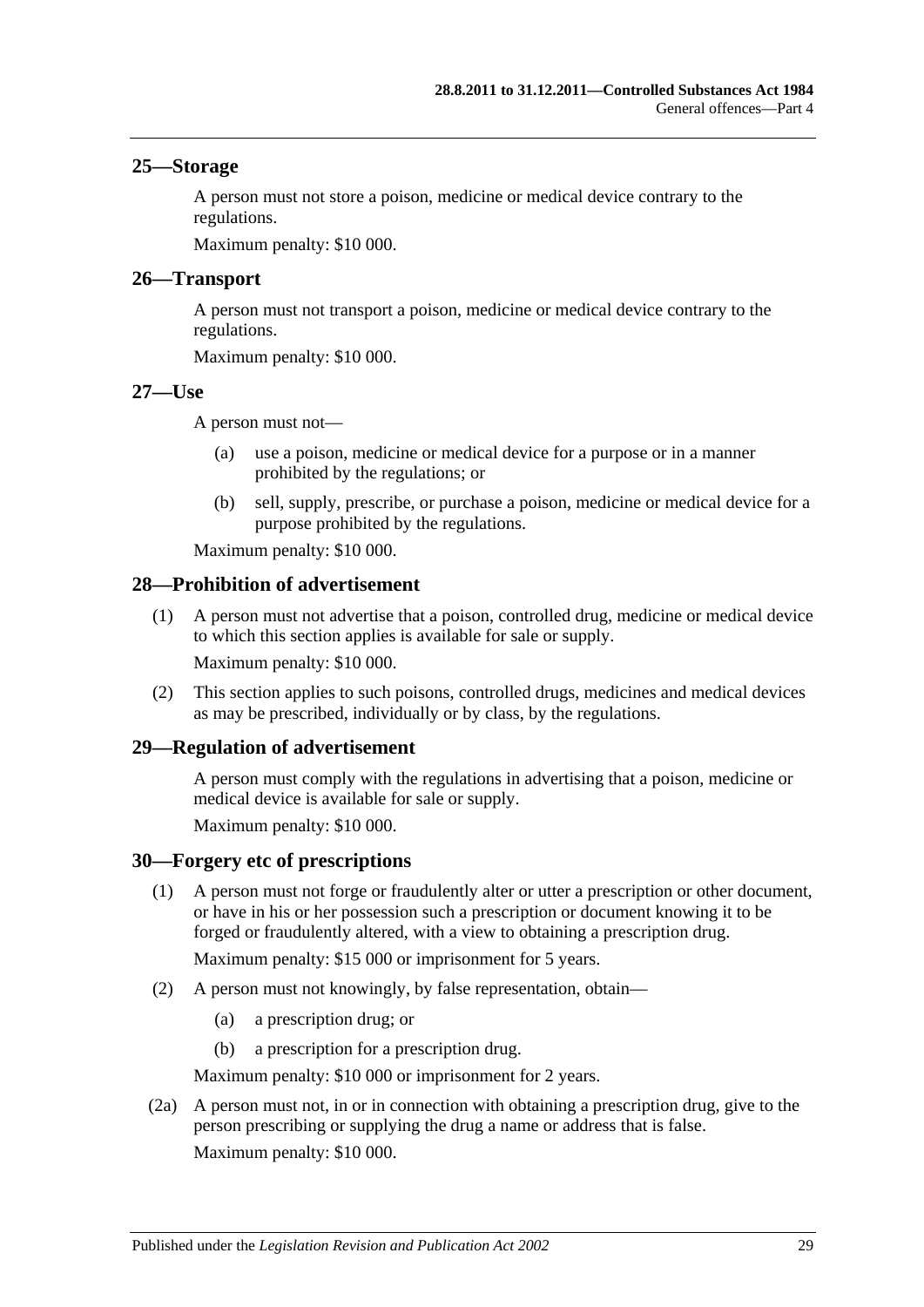## 25—Storage

A person must not store a poison, medicine or medical device contrary to the regulations.

Maximum penalty: $10 000.

## 26—Transport

A person must not transport a poison, medicine or medical device contrary to the regulations.

Maximum penalty: $10 000.

## 27—Use

A person must not—

(a) use a poison, medicine or medical device for a purpose or in a manner prohibited by the regulations; or

(b) sell, supply, prescribe, or purchase a poison, medicine or medical device for a purpose prohibited by the regulations.

Maximum penalty: $10 000.

## 28—Prohibition of advertisement

(1) A person must not advertise that a poison, controlled drug, medicine or medical device to which this section applies is available for sale or supply.

Maximum penalty: $10 000.

(2) This section applies to such poisons, controlled drugs, medicines and medical devices as may be prescribed, individually or by class, by the regulations.

## 29—Regulation of advertisement

A person must comply with the regulations in advertising that a poison, medicine or medical device is available for sale or supply.

Maximum penalty: $10 000.

## 30—Forgery etc of prescriptions

(1) A person must not forge or fraudulently alter or utter a prescription or other document, or have in his or her possession such a prescription or document knowing it to be forged or fraudulently altered, with a view to obtaining a prescription drug.

Maximum penalty: $15 000 or imprisonment for 5 years.

(2) A person must not knowingly, by false representation, obtain—

(a) a prescription drug; or

(b) a prescription for a prescription drug.

Maximum penalty: $10 000 or imprisonment for 2 years.

(2a) A person must not, in or in connection with obtaining a prescription drug, give to the person prescribing or supplying the drug a name or address that is false.

Maximum penalty: $10 000.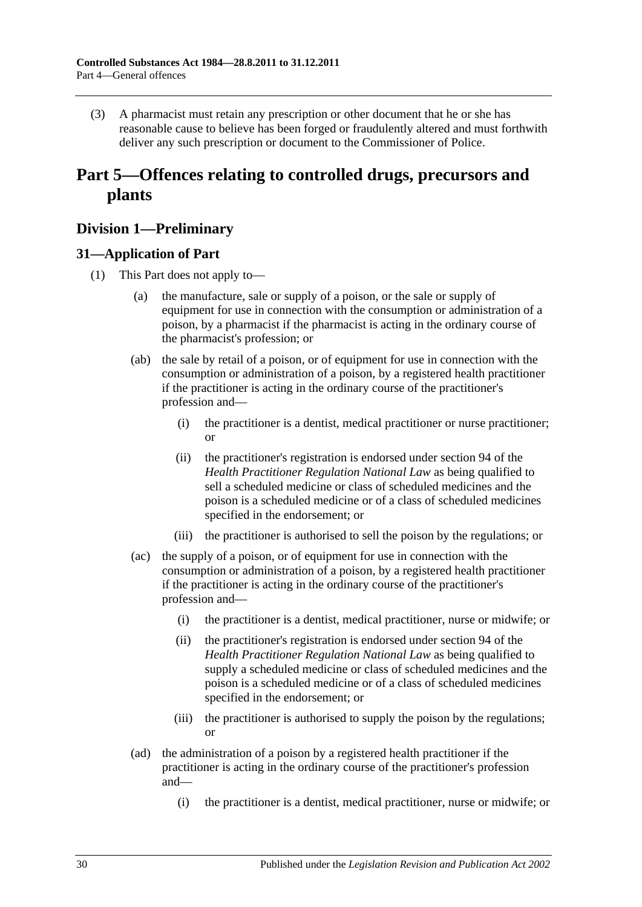(3) A pharmacist must retain any prescription or other document that he or she has reasonable cause to believe has been forged or fraudulently altered and must forthwith deliver any such prescription or document to the Commissioner of Police.

# Part 5—Offences relating to controlled drugs, precursors and plants

## Division 1—Preliminary

### 31—Application of Part

(1) This Part does not apply to—

(a) the manufacture, sale or supply of a poison, or the sale or supply of equipment for use in connection with the consumption or administration of a poison, by a pharmacist if the pharmacist is acting in the ordinary course of the pharmacist's profession; or

(ab) the sale by retail of a poison, or of equipment for use in connection with the consumption or administration of a poison, by a registered health practitioner if the practitioner is acting in the ordinary course of the practitioner's profession and—

(i) the practitioner is a dentist, medical practitioner or nurse practitioner; or

(ii) the practitioner's registration is endorsed under section 94 of the *Health Practitioner Regulation National Law* as being qualified to sell a scheduled medicine or class of scheduled medicines and the poison is a scheduled medicine or of a class of scheduled medicines specified in the endorsement; or

(iii) the practitioner is authorised to sell the poison by the regulations; or

(ac) the supply of a poison, or of equipment for use in connection with the consumption or administration of a poison, by a registered health practitioner if the practitioner is acting in the ordinary course of the practitioner's profession and—

(i) the practitioner is a dentist, medical practitioner, nurse or midwife; or

(ii) the practitioner's registration is endorsed under section 94 of the *Health Practitioner Regulation National Law* as being qualified to supply a scheduled medicine or class of scheduled medicines and the poison is a scheduled medicine or of a class of scheduled medicines specified in the endorsement; or

(iii) the practitioner is authorised to supply the poison by the regulations; or

(ad) the administration of a poison by a registered health practitioner if the practitioner is acting in the ordinary course of the practitioner's profession and—

(i) the practitioner is a dentist, medical practitioner, nurse or midwife; or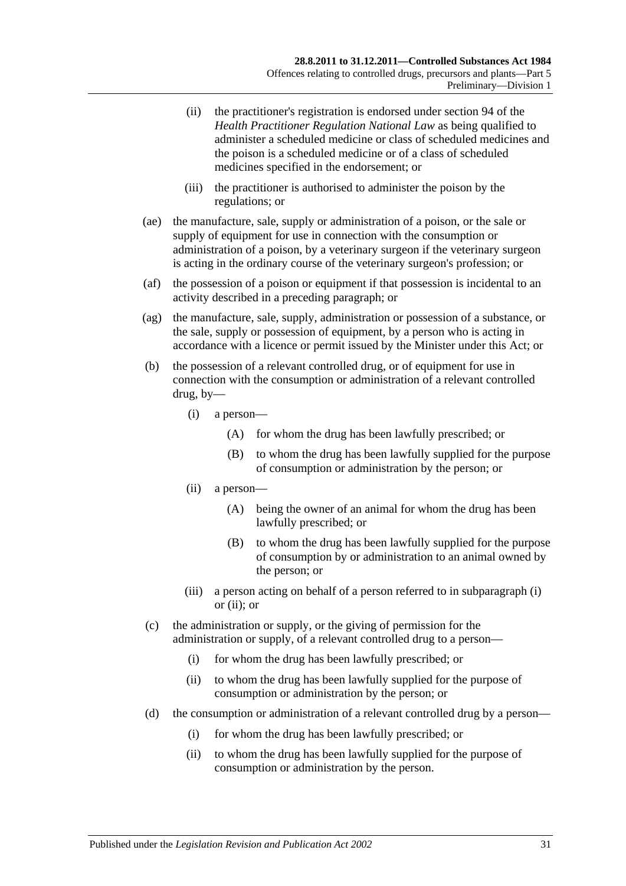(ii) the practitioner's registration is endorsed under section 94 of the *Health Practitioner Regulation National Law* as being qualified to administer a scheduled medicine or class of scheduled medicines and the poison is a scheduled medicine or of a class of scheduled medicines specified in the endorsement; or

(iii) the practitioner is authorised to administer the poison by the regulations; or

(ae) the manufacture, sale, supply or administration of a poison, or the sale or supply of equipment for use in connection with the consumption or administration of a poison, by a veterinary surgeon if the veterinary surgeon is acting in the ordinary course of the veterinary surgeon's profession; or

(af) the possession of a poison or equipment if that possession is incidental to an activity described in a preceding paragraph; or

(ag) the manufacture, sale, supply, administration or possession of a substance, or the sale, supply or possession of equipment, by a person who is acting in accordance with a licence or permit issued by the Minister under this Act; or

(b) the possession of a relevant controlled drug, or of equipment for use in connection with the consumption or administration of a relevant controlled drug, by—

(i) a person—

(A) for whom the drug has been lawfully prescribed; or

(B) to whom the drug has been lawfully supplied for the purpose of consumption or administration by the person; or

(ii) a person—

(A) being the owner of an animal for whom the drug has been lawfully prescribed; or

(B) to whom the drug has been lawfully supplied for the purpose of consumption by or administration to an animal owned by the person; or

(iii) a person acting on behalf of a person referred to in subparagraph (i) or (ii); or

(c) the administration or supply, or the giving of permission for the administration or supply, of a relevant controlled drug to a person—

(i) for whom the drug has been lawfully prescribed; or

(ii) to whom the drug has been lawfully supplied for the purpose of consumption or administration by the person; or

(d) the consumption or administration of a relevant controlled drug by a person—

(i) for whom the drug has been lawfully prescribed; or

(ii) to whom the drug has been lawfully supplied for the purpose of consumption or administration by the person.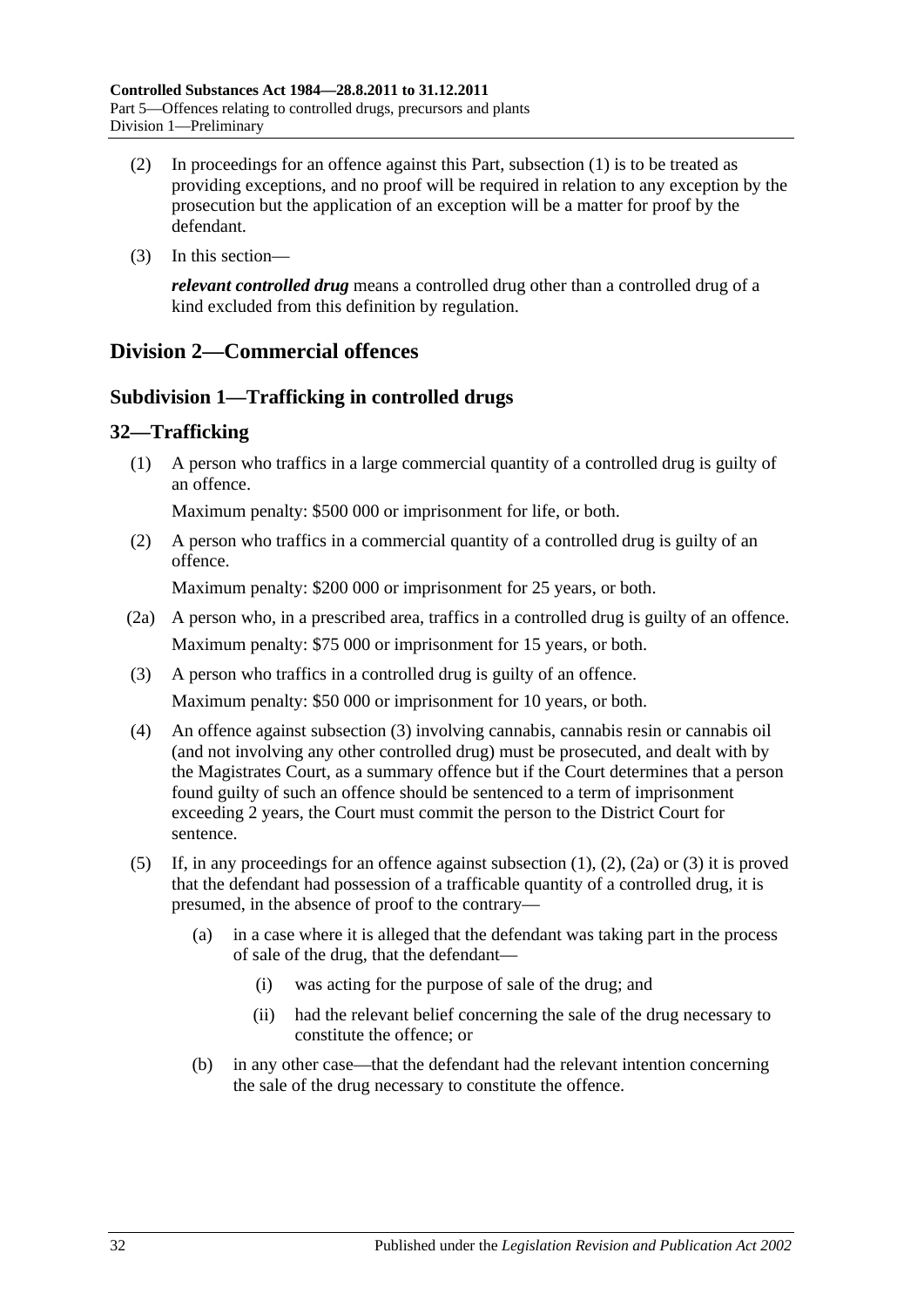(2) In proceedings for an offence against this Part, subsection (1) is to be treated as providing exceptions, and no proof will be required in relation to any exception by the prosecution but the application of an exception will be a matter for proof by the defendant.

(3) In this section—

***relevant controlled drug*** means a controlled drug other than a controlled drug of a kind excluded from this definition by regulation.

## Division 2—Commercial offences

### Subdivision 1—Trafficking in controlled drugs

### 32—Trafficking

(1) A person who traffics in a large commercial quantity of a controlled drug is guilty of an offence.

Maximum penalty: $500 000 or imprisonment for life, or both.

(2) A person who traffics in a commercial quantity of a controlled drug is guilty of an offence.

Maximum penalty: $200 000 or imprisonment for 25 years, or both.

(2a) A person who, in a prescribed area, traffics in a controlled drug is guilty of an offence.

Maximum penalty: $75 000 or imprisonment for 15 years, or both.

(3) A person who traffics in a controlled drug is guilty of an offence.

Maximum penalty: $50 000 or imprisonment for 10 years, or both.

(4) An offence against subsection (3) involving cannabis, cannabis resin or cannabis oil (and not involving any other controlled drug) must be prosecuted, and dealt with by the Magistrates Court, as a summary offence but if the Court determines that a person found guilty of such an offence should be sentenced to a term of imprisonment exceeding 2 years, the Court must commit the person to the District Court for sentence.

(5) If, in any proceedings for an offence against subsection (1), (2), (2a) or (3) it is proved that the defendant had possession of a trafficable quantity of a controlled drug, it is presumed, in the absence of proof to the contrary—

(a) in a case where it is alleged that the defendant was taking part in the process of sale of the drug, that the defendant—

(i) was acting for the purpose of sale of the drug; and

(ii) had the relevant belief concerning the sale of the drug necessary to constitute the offence; or

(b) in any other case—that the defendant had the relevant intention concerning the sale of the drug necessary to constitute the offence.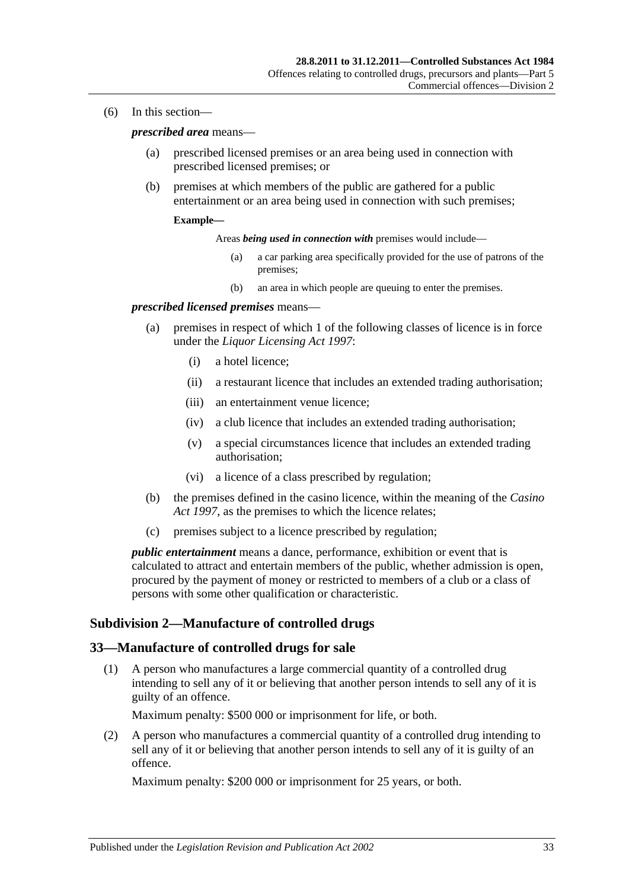(6) In this section—

***prescribed area*** means—

(a) prescribed licensed premises or an area being used in connection with prescribed licensed premises; or

(b) premises at which members of the public are gathered for a public entertainment or an area being used in connection with such premises;

**Example—**

Areas ***being used in connection with*** premises would include—

(a) a car parking area specifically provided for the use of patrons of the premises;

(b) an area in which people are queuing to enter the premises.

***prescribed licensed premises*** means—

(a) premises in respect of which 1 of the following classes of licence is in force under the *Liquor Licensing Act 1997*:

(i) a hotel licence;

(ii) a restaurant licence that includes an extended trading authorisation;

(iii) an entertainment venue licence;

(iv) a club licence that includes an extended trading authorisation;

(v) a special circumstances licence that includes an extended trading authorisation;

(vi) a licence of a class prescribed by regulation;

(b) the premises defined in the casino licence, within the meaning of the *Casino Act 1997*, as the premises to which the licence relates;

(c) premises subject to a licence prescribed by regulation;

***public entertainment*** means a dance, performance, exhibition or event that is calculated to attract and entertain members of the public, whether admission is open, procured by the payment of money or restricted to members of a club or a class of persons with some other qualification or characteristic.

## Subdivision 2—Manufacture of controlled drugs

## 33—Manufacture of controlled drugs for sale

(1) A person who manufactures a large commercial quantity of a controlled drug intending to sell any of it or believing that another person intends to sell any of it is guilty of an offence.

Maximum penalty: $500 000 or imprisonment for life, or both.

(2) A person who manufactures a commercial quantity of a controlled drug intending to sell any of it or believing that another person intends to sell any of it is guilty of an offence.

Maximum penalty: $200 000 or imprisonment for 25 years, or both.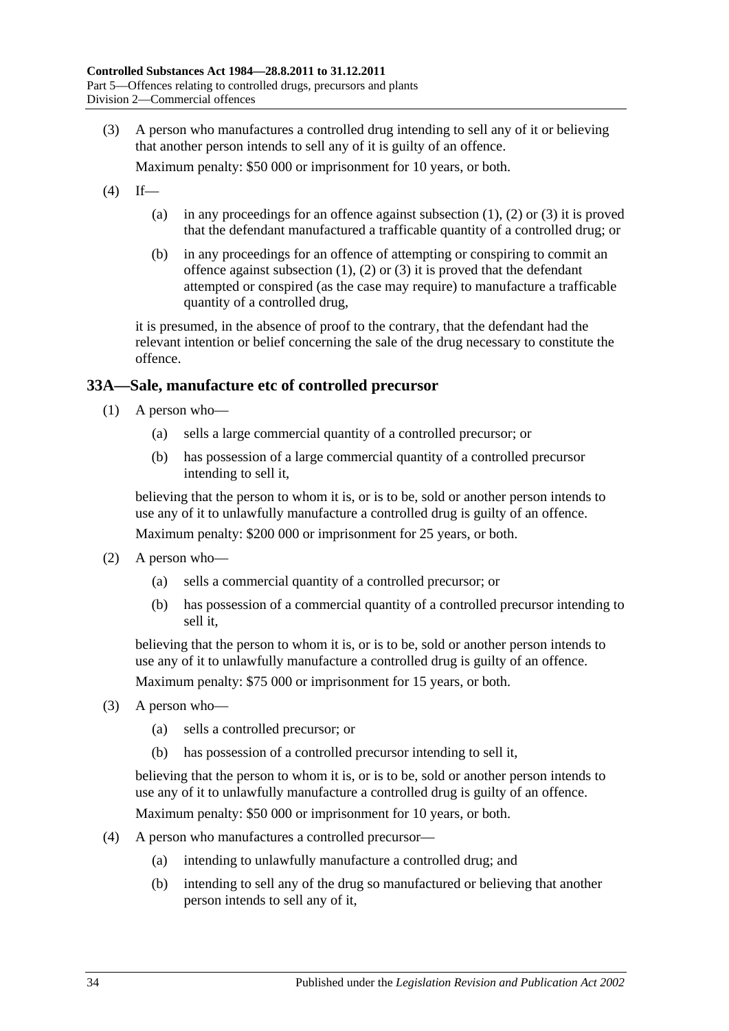(3) A person who manufactures a controlled drug intending to sell any of it or believing that another person intends to sell any of it is guilty of an offence.

Maximum penalty: $50 000 or imprisonment for 10 years, or both.

(4) If—

(a) in any proceedings for an offence against subsection (1), (2) or (3) it is proved that the defendant manufactured a trafficable quantity of a controlled drug; or

(b) in any proceedings for an offence of attempting or conspiring to commit an offence against subsection (1), (2) or (3) it is proved that the defendant attempted or conspired (as the case may require) to manufacture a trafficable quantity of a controlled drug,

it is presumed, in the absence of proof to the contrary, that the defendant had the relevant intention or belief concerning the sale of the drug necessary to constitute the offence.

## 33A—Sale, manufacture etc of controlled precursor

(1) A person who—

(a) sells a large commercial quantity of a controlled precursor; or

(b) has possession of a large commercial quantity of a controlled precursor intending to sell it,

believing that the person to whom it is, or is to be, sold or another person intends to use any of it to unlawfully manufacture a controlled drug is guilty of an offence.

Maximum penalty: $200 000 or imprisonment for 25 years, or both.

(2) A person who—

(a) sells a commercial quantity of a controlled precursor; or

(b) has possession of a commercial quantity of a controlled precursor intending to sell it,

believing that the person to whom it is, or is to be, sold or another person intends to use any of it to unlawfully manufacture a controlled drug is guilty of an offence.

Maximum penalty: $75 000 or imprisonment for 15 years, or both.

(3) A person who—

(a) sells a controlled precursor; or

(b) has possession of a controlled precursor intending to sell it,

believing that the person to whom it is, or is to be, sold or another person intends to use any of it to unlawfully manufacture a controlled drug is guilty of an offence.

Maximum penalty: $50 000 or imprisonment for 10 years, or both.

(4) A person who manufactures a controlled precursor—

(a) intending to unlawfully manufacture a controlled drug; and

(b) intending to sell any of the drug so manufactured or believing that another person intends to sell any of it,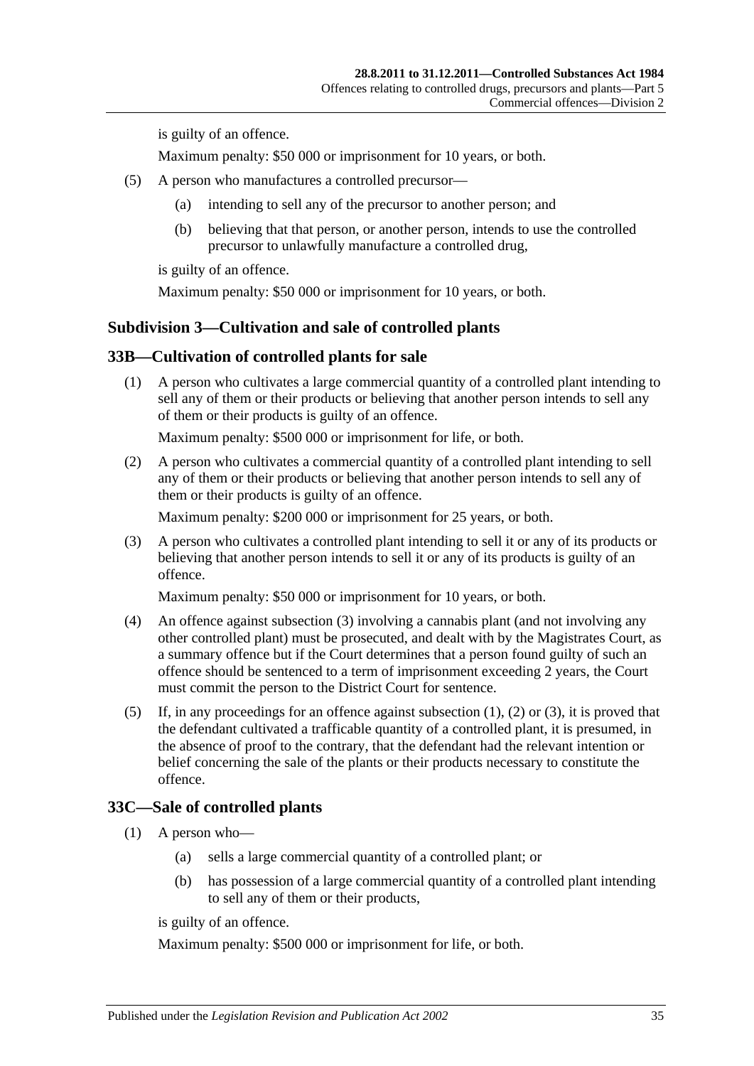is guilty of an offence.

Maximum penalty: $50 000 or imprisonment for 10 years, or both.

(5) A person who manufactures a controlled precursor—

(a) intending to sell any of the precursor to another person; and

(b) believing that that person, or another person, intends to use the controlled precursor to unlawfully manufacture a controlled drug,

is guilty of an offence.

Maximum penalty: $50 000 or imprisonment for 10 years, or both.

### Subdivision 3—Cultivation and sale of controlled plants

### 33B—Cultivation of controlled plants for sale

(1) A person who cultivates a large commercial quantity of a controlled plant intending to sell any of them or their products or believing that another person intends to sell any of them or their products is guilty of an offence.

Maximum penalty: $500 000 or imprisonment for life, or both.

(2) A person who cultivates a commercial quantity of a controlled plant intending to sell any of them or their products or believing that another person intends to sell any of them or their products is guilty of an offence.

Maximum penalty: $200 000 or imprisonment for 25 years, or both.

(3) A person who cultivates a controlled plant intending to sell it or any of its products or believing that another person intends to sell it or any of its products is guilty of an offence.

Maximum penalty: $50 000 or imprisonment for 10 years, or both.

(4) An offence against subsection (3) involving a cannabis plant (and not involving any other controlled plant) must be prosecuted, and dealt with by the Magistrates Court, as a summary offence but if the Court determines that a person found guilty of such an offence should be sentenced to a term of imprisonment exceeding 2 years, the Court must commit the person to the District Court for sentence.

(5) If, in any proceedings for an offence against subsection (1), (2) or (3), it is proved that the defendant cultivated a trafficable quantity of a controlled plant, it is presumed, in the absence of proof to the contrary, that the defendant had the relevant intention or belief concerning the sale of the plants or their products necessary to constitute the offence.

### 33C—Sale of controlled plants

(1) A person who—

(a) sells a large commercial quantity of a controlled plant; or

(b) has possession of a large commercial quantity of a controlled plant intending to sell any of them or their products,

is guilty of an offence.

Maximum penalty: $500 000 or imprisonment for life, or both.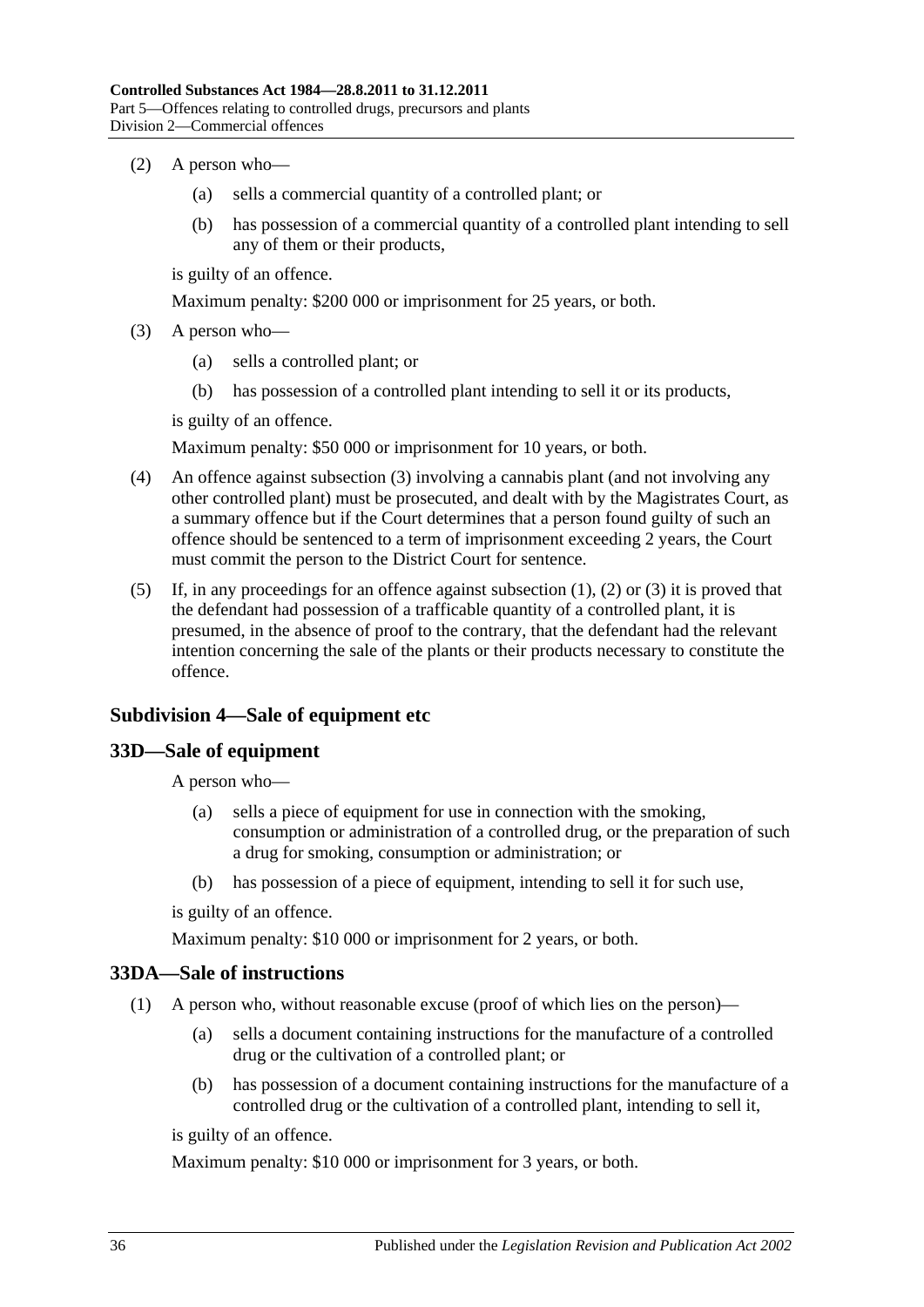(2) A person who—

(a) sells a commercial quantity of a controlled plant; or

(b) has possession of a commercial quantity of a controlled plant intending to sell any of them or their products,

is guilty of an offence.

Maximum penalty: $200 000 or imprisonment for 25 years, or both.

(3) A person who—

(a) sells a controlled plant; or

(b) has possession of a controlled plant intending to sell it or its products,

is guilty of an offence.

Maximum penalty: $50 000 or imprisonment for 10 years, or both.

(4) An offence against subsection (3) involving a cannabis plant (and not involving any other controlled plant) must be prosecuted, and dealt with by the Magistrates Court, as a summary offence but if the Court determines that a person found guilty of such an offence should be sentenced to a term of imprisonment exceeding 2 years, the Court must commit the person to the District Court for sentence.

(5) If, in any proceedings for an offence against subsection (1), (2) or (3) it is proved that the defendant had possession of a trafficable quantity of a controlled plant, it is presumed, in the absence of proof to the contrary, that the defendant had the relevant intention concerning the sale of the plants or their products necessary to constitute the offence.

### Subdivision 4—Sale of equipment etc

### 33D—Sale of equipment

A person who—

(a) sells a piece of equipment for use in connection with the smoking, consumption or administration of a controlled drug, or the preparation of such a drug for smoking, consumption or administration; or

(b) has possession of a piece of equipment, intending to sell it for such use,

is guilty of an offence.

Maximum penalty: $10 000 or imprisonment for 2 years, or both.

### 33DA—Sale of instructions

(1) A person who, without reasonable excuse (proof of which lies on the person)—

(a) sells a document containing instructions for the manufacture of a controlled drug or the cultivation of a controlled plant; or

(b) has possession of a document containing instructions for the manufacture of a controlled drug or the cultivation of a controlled plant, intending to sell it,

is guilty of an offence.

Maximum penalty: $10 000 or imprisonment for 3 years, or both.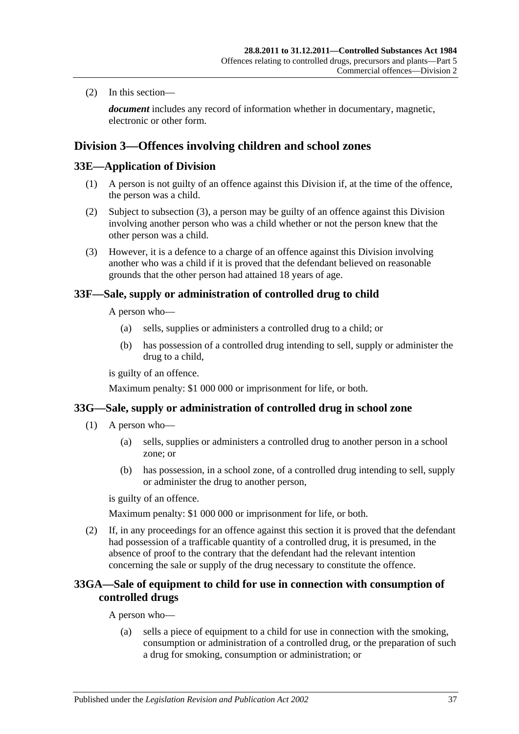(2) In this section—

*document* includes any record of information whether in documentary, magnetic, electronic or other form.

## Division 3—Offences involving children and school zones

### 33E—Application of Division

(1) A person is not guilty of an offence against this Division if, at the time of the offence, the person was a child.

(2) Subject to subsection (3), a person may be guilty of an offence against this Division involving another person who was a child whether or not the person knew that the other person was a child.

(3) However, it is a defence to a charge of an offence against this Division involving another who was a child if it is proved that the defendant believed on reasonable grounds that the other person had attained 18 years of age.

### 33F—Sale, supply or administration of controlled drug to child

A person who—

(a) sells, supplies or administers a controlled drug to a child; or

(b) has possession of a controlled drug intending to sell, supply or administer the drug to a child,

is guilty of an offence.

Maximum penalty: $1 000 000 or imprisonment for life, or both.

### 33G—Sale, supply or administration of controlled drug in school zone

(1) A person who—

(a) sells, supplies or administers a controlled drug to another person in a school zone; or

(b) has possession, in a school zone, of a controlled drug intending to sell, supply or administer the drug to another person,

is guilty of an offence.

Maximum penalty: $1 000 000 or imprisonment for life, or both.

(2) If, in any proceedings for an offence against this section it is proved that the defendant had possession of a trafficable quantity of a controlled drug, it is presumed, in the absence of proof to the contrary that the defendant had the relevant intention concerning the sale or supply of the drug necessary to constitute the offence.

### 33GA—Sale of equipment to child for use in connection with consumption of controlled drugs

A person who—

(a) sells a piece of equipment to a child for use in connection with the smoking, consumption or administration of a controlled drug, or the preparation of such a drug for smoking, consumption or administration; or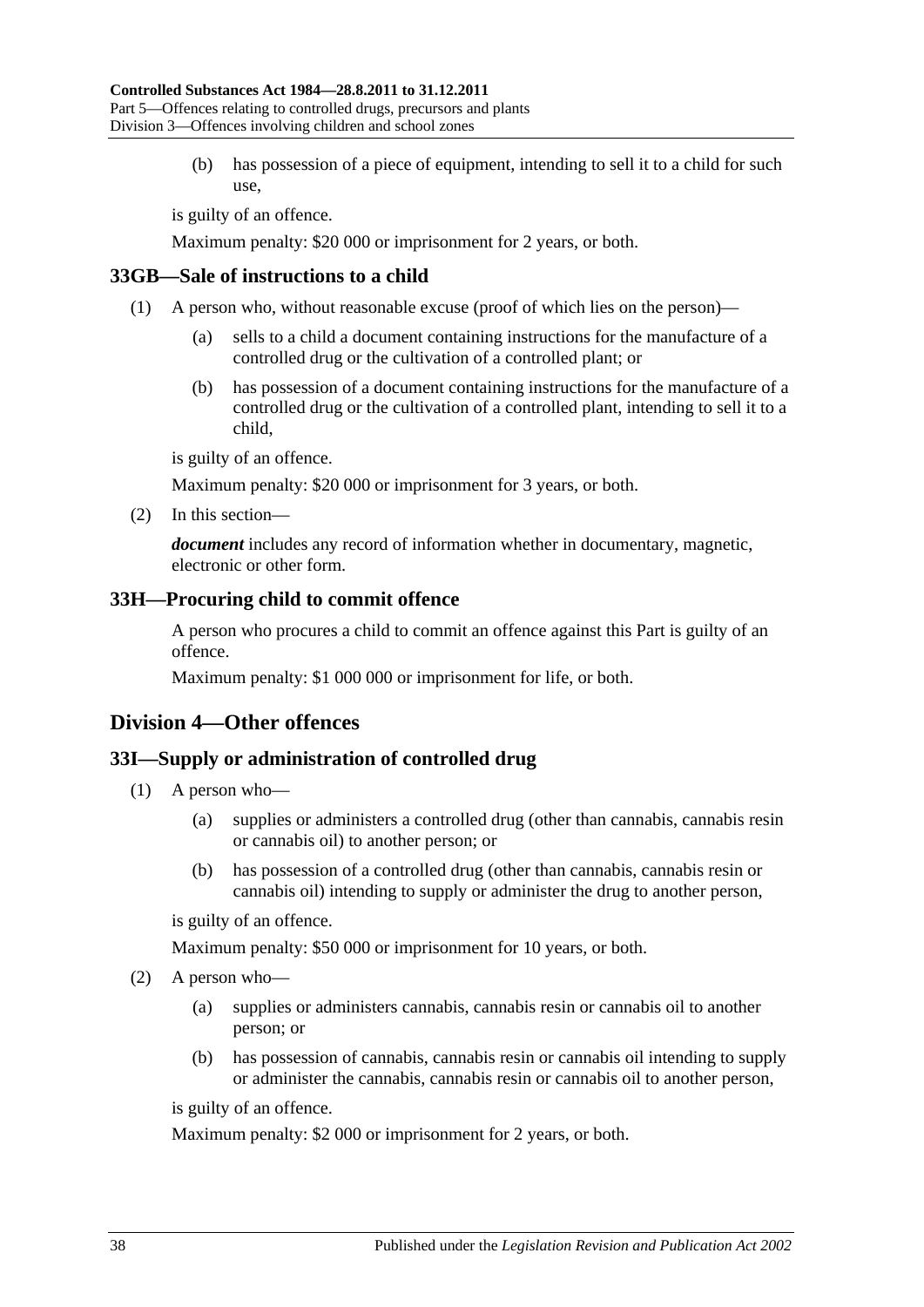(b) has possession of a piece of equipment, intending to sell it to a child for such use,

is guilty of an offence.

Maximum penalty: $20 000 or imprisonment for 2 years, or both.

### 33GB—Sale of instructions to a child

(1) A person who, without reasonable excuse (proof of which lies on the person)—

(a) sells to a child a document containing instructions for the manufacture of a controlled drug or the cultivation of a controlled plant; or

(b) has possession of a document containing instructions for the manufacture of a controlled drug or the cultivation of a controlled plant, intending to sell it to a child,

is guilty of an offence.

Maximum penalty: $20 000 or imprisonment for 3 years, or both.

(2) In this section—

***document*** includes any record of information whether in documentary, magnetic, electronic or other form.

### 33H—Procuring child to commit offence

A person who procures a child to commit an offence against this Part is guilty of an offence.

Maximum penalty: $1 000 000 or imprisonment for life, or both.

## Division 4—Other offences

### 33I—Supply or administration of controlled drug

(1) A person who—

(a) supplies or administers a controlled drug (other than cannabis, cannabis resin or cannabis oil) to another person; or

(b) has possession of a controlled drug (other than cannabis, cannabis resin or cannabis oil) intending to supply or administer the drug to another person,

is guilty of an offence.

Maximum penalty: $50 000 or imprisonment for 10 years, or both.

(2) A person who—

(a) supplies or administers cannabis, cannabis resin or cannabis oil to another person; or

(b) has possession of cannabis, cannabis resin or cannabis oil intending to supply or administer the cannabis, cannabis resin or cannabis oil to another person,

is guilty of an offence.

Maximum penalty: $2 000 or imprisonment for 2 years, or both.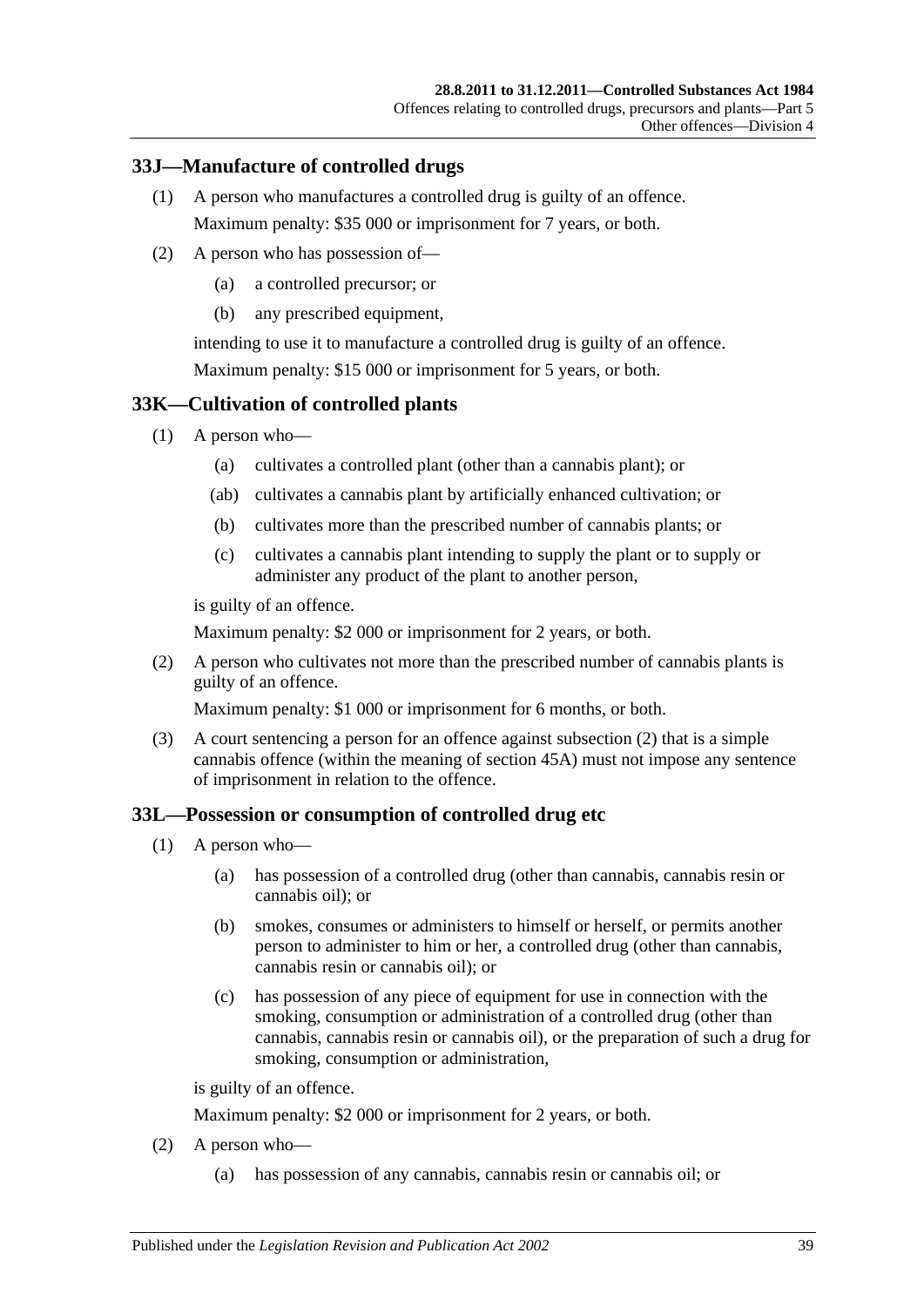## 33J—Manufacture of controlled drugs

(1) A person who manufactures a controlled drug is guilty of an offence.

Maximum penalty: $35 000 or imprisonment for 7 years, or both.

(2) A person who has possession of—

(a) a controlled precursor; or

(b) any prescribed equipment,

intending to use it to manufacture a controlled drug is guilty of an offence.

Maximum penalty: $15 000 or imprisonment for 5 years, or both.

## 33K—Cultivation of controlled plants

(1) A person who—

(a) cultivates a controlled plant (other than a cannabis plant); or

(ab) cultivates a cannabis plant by artificially enhanced cultivation; or

(b) cultivates more than the prescribed number of cannabis plants; or

(c) cultivates a cannabis plant intending to supply the plant or to supply or administer any product of the plant to another person,

is guilty of an offence.

Maximum penalty: $2 000 or imprisonment for 2 years, or both.

(2) A person who cultivates not more than the prescribed number of cannabis plants is guilty of an offence.

Maximum penalty: $1 000 or imprisonment for 6 months, or both.

(3) A court sentencing a person for an offence against subsection (2) that is a simple cannabis offence (within the meaning of section 45A) must not impose any sentence of imprisonment in relation to the offence.

## 33L—Possession or consumption of controlled drug etc

(1) A person who—

(a) has possession of a controlled drug (other than cannabis, cannabis resin or cannabis oil); or

(b) smokes, consumes or administers to himself or herself, or permits another person to administer to him or her, a controlled drug (other than cannabis, cannabis resin or cannabis oil); or

(c) has possession of any piece of equipment for use in connection with the smoking, consumption or administration of a controlled drug (other than cannabis, cannabis resin or cannabis oil), or the preparation of such a drug for smoking, consumption or administration,

is guilty of an offence.

Maximum penalty: $2 000 or imprisonment for 2 years, or both.

(2) A person who—

(a) has possession of any cannabis, cannabis resin or cannabis oil; or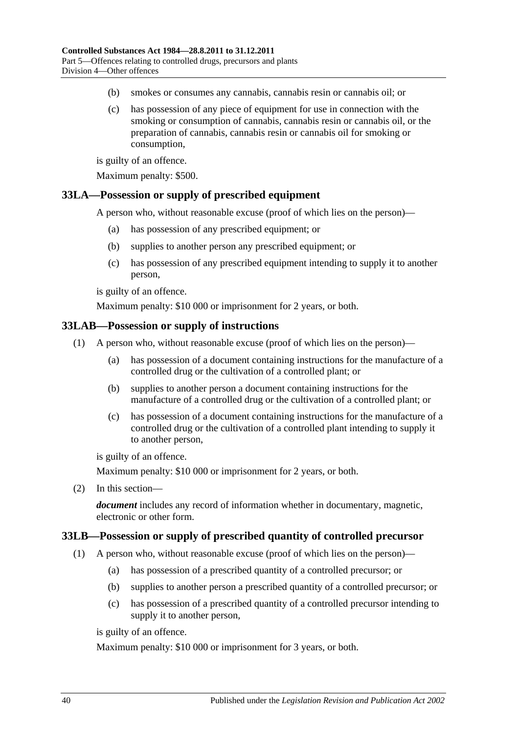(b) smokes or consumes any cannabis, cannabis resin or cannabis oil; or

(c) has possession of any piece of equipment for use in connection with the smoking or consumption of cannabis, cannabis resin or cannabis oil, or the preparation of cannabis, cannabis resin or cannabis oil for smoking or consumption,

is guilty of an offence.

Maximum penalty: $500.

## 33LA—Possession or supply of prescribed equipment

A person who, without reasonable excuse (proof of which lies on the person)—

(a) has possession of any prescribed equipment; or

(b) supplies to another person any prescribed equipment; or

(c) has possession of any prescribed equipment intending to supply it to another person,

is guilty of an offence.

Maximum penalty: $10 000 or imprisonment for 2 years, or both.

## 33LAB—Possession or supply of instructions

(1) A person who, without reasonable excuse (proof of which lies on the person)—

(a) has possession of a document containing instructions for the manufacture of a controlled drug or the cultivation of a controlled plant; or

(b) supplies to another person a document containing instructions for the manufacture of a controlled drug or the cultivation of a controlled plant; or

(c) has possession of a document containing instructions for the manufacture of a controlled drug or the cultivation of a controlled plant intending to supply it to another person,

is guilty of an offence.

Maximum penalty: $10 000 or imprisonment for 2 years, or both.

(2) In this section—

***document*** includes any record of information whether in documentary, magnetic, electronic or other form.

## 33LB—Possession or supply of prescribed quantity of controlled precursor

(1) A person who, without reasonable excuse (proof of which lies on the person)—

(a) has possession of a prescribed quantity of a controlled precursor; or

(b) supplies to another person a prescribed quantity of a controlled precursor; or

(c) has possession of a prescribed quantity of a controlled precursor intending to supply it to another person,

is guilty of an offence.

Maximum penalty: $10 000 or imprisonment for 3 years, or both.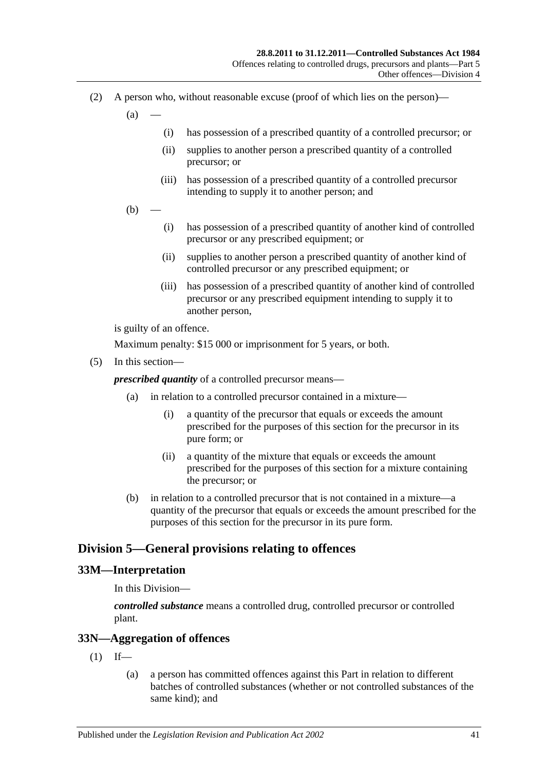(2) A person who, without reasonable excuse (proof of which lies on the person)—

(a) —

(i) has possession of a prescribed quantity of a controlled precursor; or

(ii) supplies to another person a prescribed quantity of a controlled precursor; or

(iii) has possession of a prescribed quantity of a controlled precursor intending to supply it to another person; and

(b) —

(i) has possession of a prescribed quantity of another kind of controlled precursor or any prescribed equipment; or

(ii) supplies to another person a prescribed quantity of another kind of controlled precursor or any prescribed equipment; or

(iii) has possession of a prescribed quantity of another kind of controlled precursor or any prescribed equipment intending to supply it to another person,

is guilty of an offence.

Maximum penalty: $15 000 or imprisonment for 5 years, or both.

(5) In this section—

***prescribed quantity*** of a controlled precursor means—

(a) in relation to a controlled precursor contained in a mixture—

(i) a quantity of the precursor that equals or exceeds the amount prescribed for the purposes of this section for the precursor in its pure form; or

(ii) a quantity of the mixture that equals or exceeds the amount prescribed for the purposes of this section for a mixture containing the precursor; or

(b) in relation to a controlled precursor that is not contained in a mixture—a quantity of the precursor that equals or exceeds the amount prescribed for the purposes of this section for the precursor in its pure form.

## Division 5—General provisions relating to offences

### 33M—Interpretation

In this Division—

***controlled substance*** means a controlled drug, controlled precursor or controlled plant.

### 33N—Aggregation of offences

(1) If—

(a) a person has committed offences against this Part in relation to different batches of controlled substances (whether or not controlled substances of the same kind); and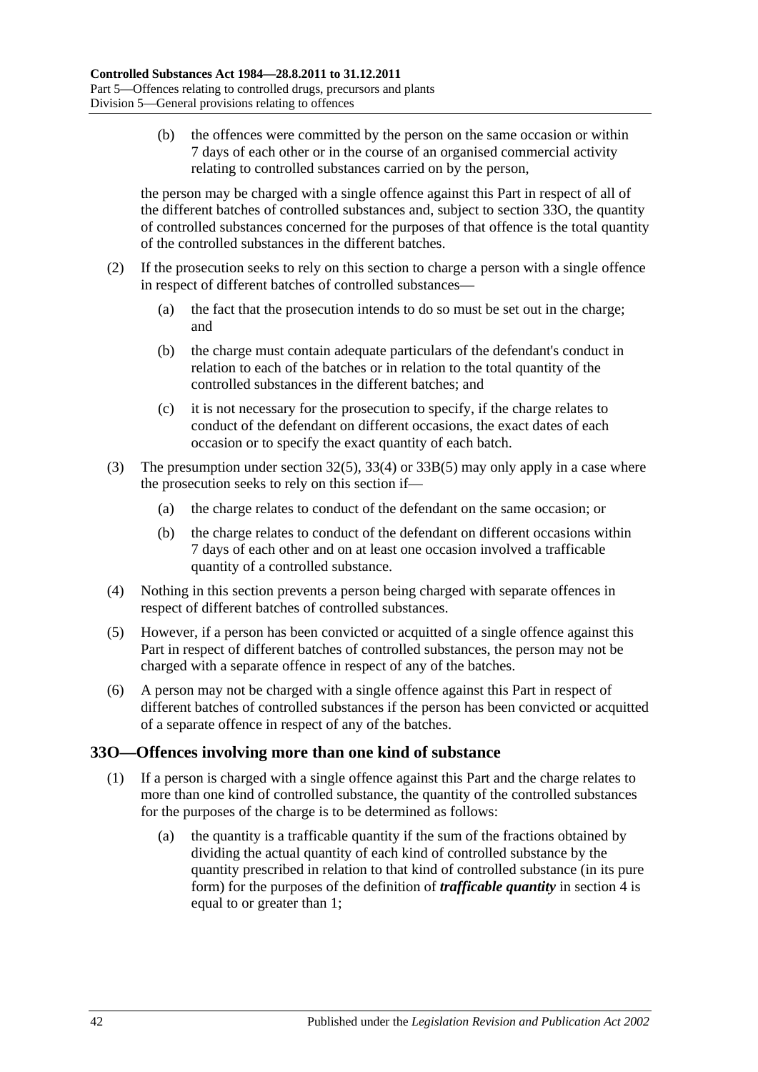(b) the offences were committed by the person on the same occasion or within 7 days of each other or in the course of an organised commercial activity relating to controlled substances carried on by the person,

the person may be charged with a single offence against this Part in respect of all of the different batches of controlled substances and, subject to section 33O, the quantity of controlled substances concerned for the purposes of that offence is the total quantity of the controlled substances in the different batches.

(2) If the prosecution seeks to rely on this section to charge a person with a single offence in respect of different batches of controlled substances—

(a) the fact that the prosecution intends to do so must be set out in the charge; and

(b) the charge must contain adequate particulars of the defendant's conduct in relation to each of the batches or in relation to the total quantity of the controlled substances in the different batches; and

(c) it is not necessary for the prosecution to specify, if the charge relates to conduct of the defendant on different occasions, the exact dates of each occasion or to specify the exact quantity of each batch.

(3) The presumption under section 32(5), 33(4) or 33B(5) may only apply in a case where the prosecution seeks to rely on this section if—

(a) the charge relates to conduct of the defendant on the same occasion; or

(b) the charge relates to conduct of the defendant on different occasions within 7 days of each other and on at least one occasion involved a trafficable quantity of a controlled substance.

(4) Nothing in this section prevents a person being charged with separate offences in respect of different batches of controlled substances.

(5) However, if a person has been convicted or acquitted of a single offence against this Part in respect of different batches of controlled substances, the person may not be charged with a separate offence in respect of any of the batches.

(6) A person may not be charged with a single offence against this Part in respect of different batches of controlled substances if the person has been convicted or acquitted of a separate offence in respect of any of the batches.

## 33O—Offences involving more than one kind of substance

(1) If a person is charged with a single offence against this Part and the charge relates to more than one kind of controlled substance, the quantity of the controlled substances for the purposes of the charge is to be determined as follows:

(a) the quantity is a trafficable quantity if the sum of the fractions obtained by dividing the actual quantity of each kind of controlled substance by the quantity prescribed in relation to that kind of controlled substance (in its pure form) for the purposes of the definition of ***trafficable quantity*** in section 4 is equal to or greater than 1;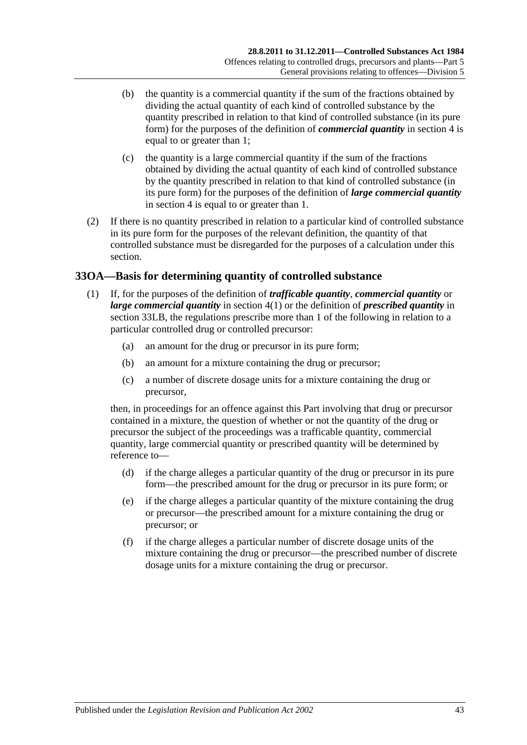(b) the quantity is a commercial quantity if the sum of the fractions obtained by dividing the actual quantity of each kind of controlled substance by the quantity prescribed in relation to that kind of controlled substance (in its pure form) for the purposes of the definition of ***commercial quantity*** in section 4 is equal to or greater than 1;

(c) the quantity is a large commercial quantity if the sum of the fractions obtained by dividing the actual quantity of each kind of controlled substance by the quantity prescribed in relation to that kind of controlled substance (in its pure form) for the purposes of the definition of ***large commercial quantity*** in section 4 is equal to or greater than 1.

(2) If there is no quantity prescribed in relation to a particular kind of controlled substance in its pure form for the purposes of the relevant definition, the quantity of that controlled substance must be disregarded for the purposes of a calculation under this section.

## 33OA—Basis for determining quantity of controlled substance

(1) If, for the purposes of the definition of ***trafficable quantity***, ***commercial quantity*** or ***large commercial quantity*** in section 4(1) or the definition of ***prescribed quantity*** in section 33LB, the regulations prescribe more than 1 of the following in relation to a particular controlled drug or controlled precursor:

(a) an amount for the drug or precursor in its pure form;

(b) an amount for a mixture containing the drug or precursor;

(c) a number of discrete dosage units for a mixture containing the drug or precursor,

then, in proceedings for an offence against this Part involving that drug or precursor contained in a mixture, the question of whether or not the quantity of the drug or precursor the subject of the proceedings was a trafficable quantity, commercial quantity, large commercial quantity or prescribed quantity will be determined by reference to—

(d) if the charge alleges a particular quantity of the drug or precursor in its pure form—the prescribed amount for the drug or precursor in its pure form; or

(e) if the charge alleges a particular quantity of the mixture containing the drug or precursor—the prescribed amount for a mixture containing the drug or precursor; or

(f) if the charge alleges a particular number of discrete dosage units of the mixture containing the drug or precursor—the prescribed number of discrete dosage units for a mixture containing the drug or precursor.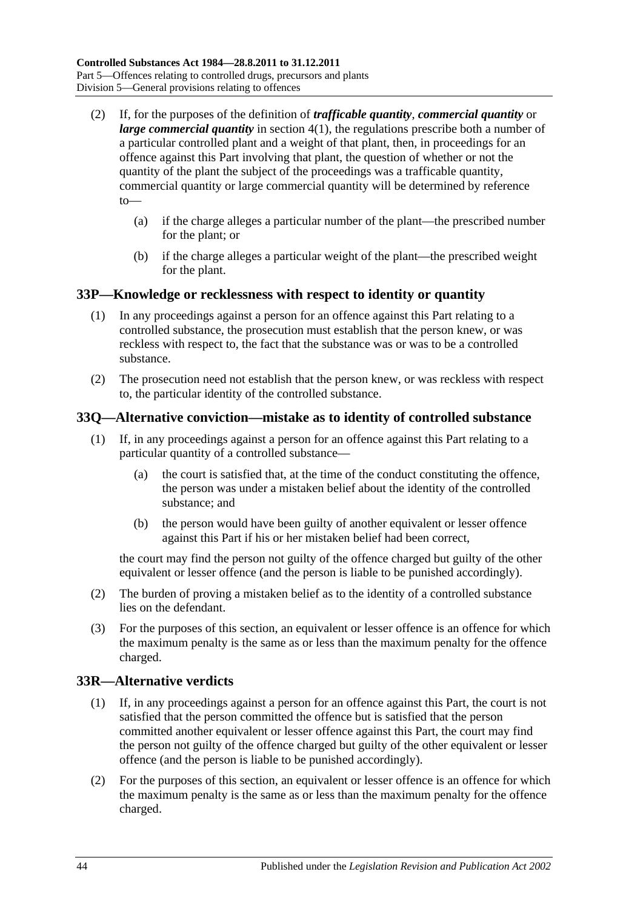(2) If, for the purposes of the definition of ***trafficable quantity***, ***commercial quantity*** or ***large commercial quantity*** in section 4(1), the regulations prescribe both a number of a particular controlled plant and a weight of that plant, then, in proceedings for an offence against this Part involving that plant, the question of whether or not the quantity of the plant the subject of the proceedings was a trafficable quantity, commercial quantity or large commercial quantity will be determined by reference to—

(a) if the charge alleges a particular number of the plant—the prescribed number for the plant; or

(b) if the charge alleges a particular weight of the plant—the prescribed weight for the plant.

## 33P—Knowledge or recklessness with respect to identity or quantity

(1) In any proceedings against a person for an offence against this Part relating to a controlled substance, the prosecution must establish that the person knew, or was reckless with respect to, the fact that the substance was or was to be a controlled substance.

(2) The prosecution need not establish that the person knew, or was reckless with respect to, the particular identity of the controlled substance.

## 33Q—Alternative conviction—mistake as to identity of controlled substance

(1) If, in any proceedings against a person for an offence against this Part relating to a particular quantity of a controlled substance—

(a) the court is satisfied that, at the time of the conduct constituting the offence, the person was under a mistaken belief about the identity of the controlled substance; and

(b) the person would have been guilty of another equivalent or lesser offence against this Part if his or her mistaken belief had been correct,

the court may find the person not guilty of the offence charged but guilty of the other equivalent or lesser offence (and the person is liable to be punished accordingly).

(2) The burden of proving a mistaken belief as to the identity of a controlled substance lies on the defendant.

(3) For the purposes of this section, an equivalent or lesser offence is an offence for which the maximum penalty is the same as or less than the maximum penalty for the offence charged.

## 33R—Alternative verdicts

(1) If, in any proceedings against a person for an offence against this Part, the court is not satisfied that the person committed the offence but is satisfied that the person committed another equivalent or lesser offence against this Part, the court may find the person not guilty of the offence charged but guilty of the other equivalent or lesser offence (and the person is liable to be punished accordingly).

(2) For the purposes of this section, an equivalent or lesser offence is an offence for which the maximum penalty is the same as or less than the maximum penalty for the offence charged.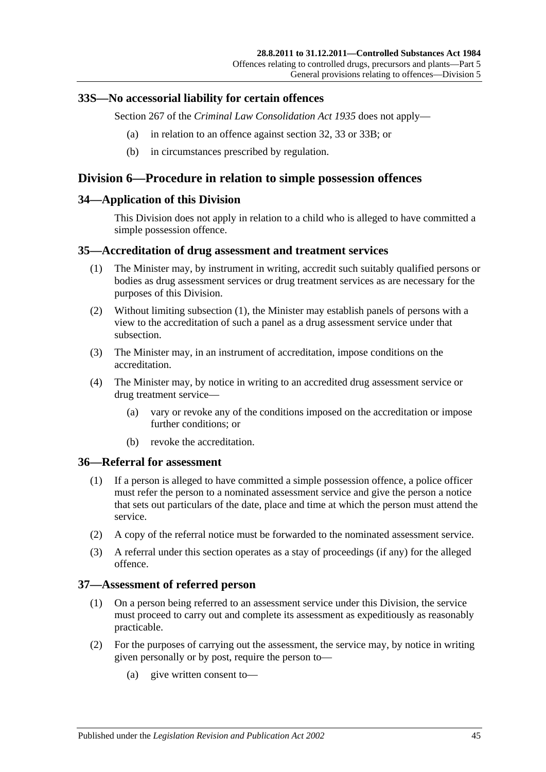## 33S—No accessorial liability for certain offences

Section 267 of the *Criminal Law Consolidation Act 1935* does not apply—

(a) in relation to an offence against section 32, 33 or 33B; or

(b) in circumstances prescribed by regulation.

# Division 6—Procedure in relation to simple possession offences

## 34—Application of this Division

This Division does not apply in relation to a child who is alleged to have committed a simple possession offence.

## 35—Accreditation of drug assessment and treatment services

(1) The Minister may, by instrument in writing, accredit such suitably qualified persons or bodies as drug assessment services or drug treatment services as are necessary for the purposes of this Division.

(2) Without limiting subsection (1), the Minister may establish panels of persons with a view to the accreditation of such a panel as a drug assessment service under that subsection.

(3) The Minister may, in an instrument of accreditation, impose conditions on the accreditation.

(4) The Minister may, by notice in writing to an accredited drug assessment service or drug treatment service—

(a) vary or revoke any of the conditions imposed on the accreditation or impose further conditions; or

(b) revoke the accreditation.

## 36—Referral for assessment

(1) If a person is alleged to have committed a simple possession offence, a police officer must refer the person to a nominated assessment service and give the person a notice that sets out particulars of the date, place and time at which the person must attend the service.

(2) A copy of the referral notice must be forwarded to the nominated assessment service.

(3) A referral under this section operates as a stay of proceedings (if any) for the alleged offence.

## 37—Assessment of referred person

(1) On a person being referred to an assessment service under this Division, the service must proceed to carry out and complete its assessment as expeditiously as reasonably practicable.

(2) For the purposes of carrying out the assessment, the service may, by notice in writing given personally or by post, require the person to—

(a) give written consent to—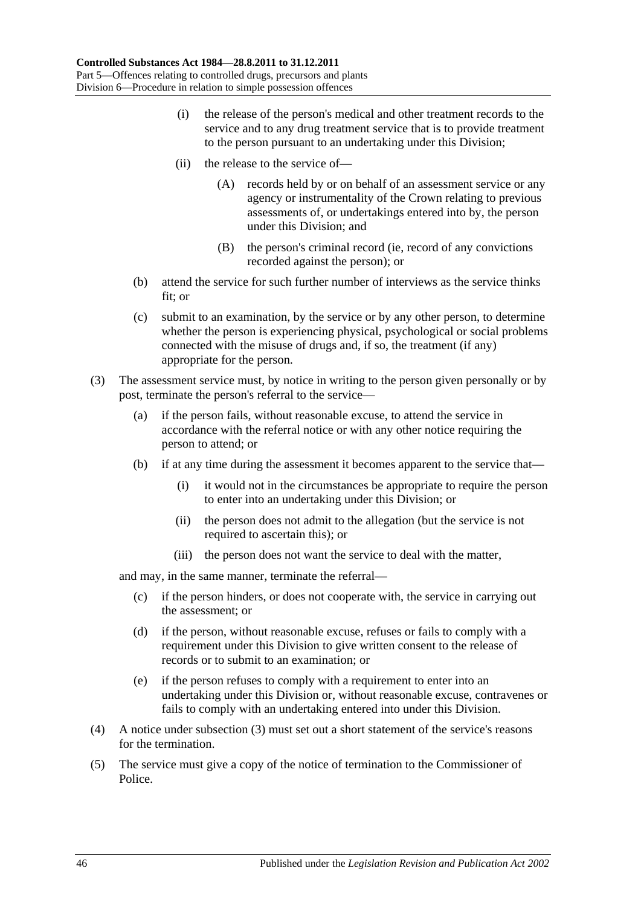(i) the release of the person's medical and other treatment records to the service and to any drug treatment service that is to provide treatment to the person pursuant to an undertaking under this Division;

(ii) the release to the service of—

(A) records held by or on behalf of an assessment service or any agency or instrumentality of the Crown relating to previous assessments of, or undertakings entered into by, the person under this Division; and

(B) the person's criminal record (ie, record of any convictions recorded against the person); or

(b) attend the service for such further number of interviews as the service thinks fit; or

(c) submit to an examination, by the service or by any other person, to determine whether the person is experiencing physical, psychological or social problems connected with the misuse of drugs and, if so, the treatment (if any) appropriate for the person.

(3) The assessment service must, by notice in writing to the person given personally or by post, terminate the person's referral to the service—

(a) if the person fails, without reasonable excuse, to attend the service in accordance with the referral notice or with any other notice requiring the person to attend; or

(b) if at any time during the assessment it becomes apparent to the service that—

(i) it would not in the circumstances be appropriate to require the person to enter into an undertaking under this Division; or

(ii) the person does not admit to the allegation (but the service is not required to ascertain this); or

(iii) the person does not want the service to deal with the matter,

and may, in the same manner, terminate the referral—

(c) if the person hinders, or does not cooperate with, the service in carrying out the assessment; or

(d) if the person, without reasonable excuse, refuses or fails to comply with a requirement under this Division to give written consent to the release of records or to submit to an examination; or

(e) if the person refuses to comply with a requirement to enter into an undertaking under this Division or, without reasonable excuse, contravenes or fails to comply with an undertaking entered into under this Division.

(4) A notice under subsection (3) must set out a short statement of the service's reasons for the termination.

(5) The service must give a copy of the notice of termination to the Commissioner of Police.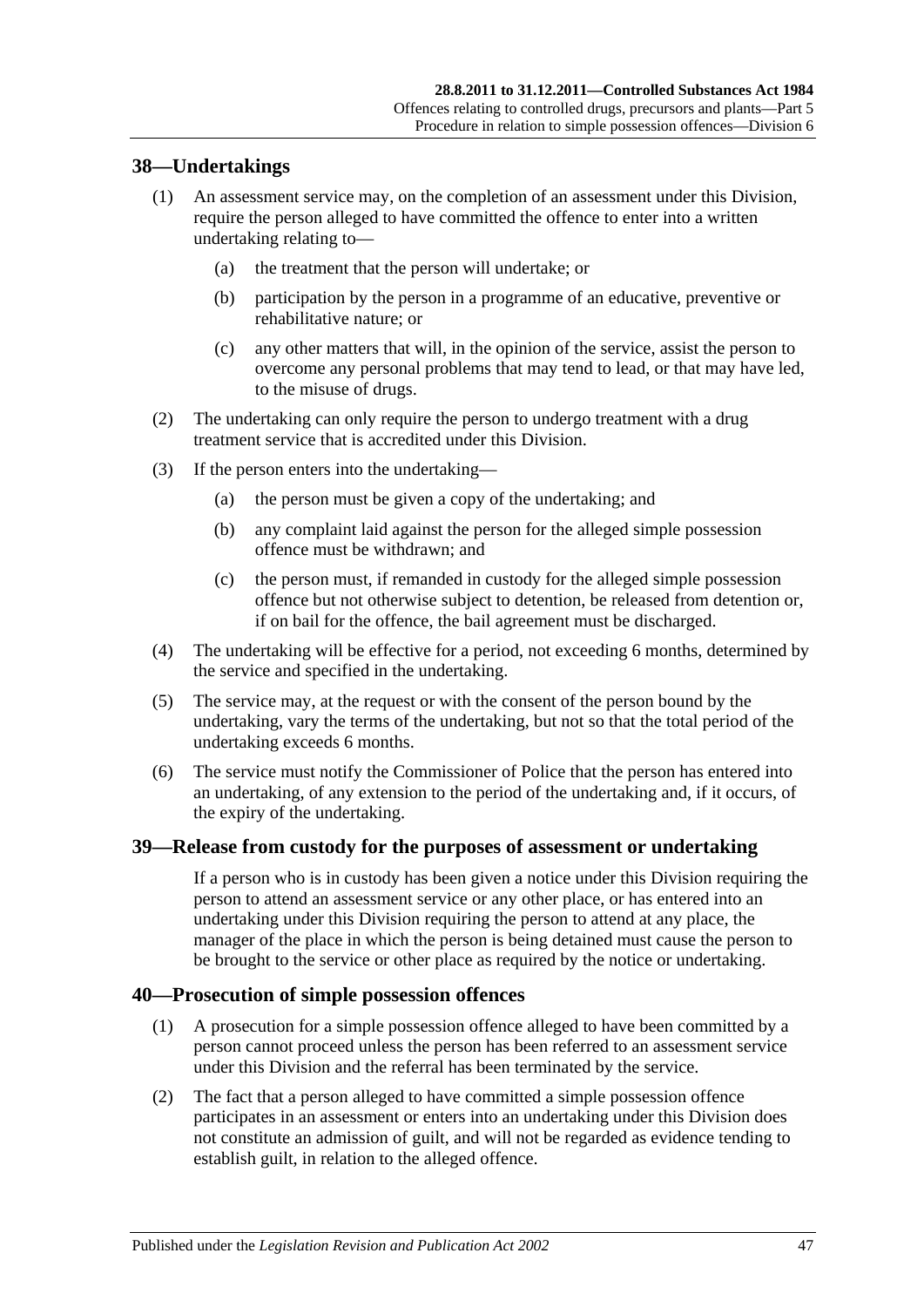## 38—Undertakings

(1) An assessment service may, on the completion of an assessment under this Division, require the person alleged to have committed the offence to enter into a written undertaking relating to—

(a) the treatment that the person will undertake; or

(b) participation by the person in a programme of an educative, preventive or rehabilitative nature; or

(c) any other matters that will, in the opinion of the service, assist the person to overcome any personal problems that may tend to lead, or that may have led, to the misuse of drugs.

(2) The undertaking can only require the person to undergo treatment with a drug treatment service that is accredited under this Division.

(3) If the person enters into the undertaking—

(a) the person must be given a copy of the undertaking; and

(b) any complaint laid against the person for the alleged simple possession offence must be withdrawn; and

(c) the person must, if remanded in custody for the alleged simple possession offence but not otherwise subject to detention, be released from detention or, if on bail for the offence, the bail agreement must be discharged.

(4) The undertaking will be effective for a period, not exceeding 6 months, determined by the service and specified in the undertaking.

(5) The service may, at the request or with the consent of the person bound by the undertaking, vary the terms of the undertaking, but not so that the total period of the undertaking exceeds 6 months.

(6) The service must notify the Commissioner of Police that the person has entered into an undertaking, of any extension to the period of the undertaking and, if it occurs, of the expiry of the undertaking.

## 39—Release from custody for the purposes of assessment or undertaking

If a person who is in custody has been given a notice under this Division requiring the person to attend an assessment service or any other place, or has entered into an undertaking under this Division requiring the person to attend at any place, the manager of the place in which the person is being detained must cause the person to be brought to the service or other place as required by the notice or undertaking.

## 40—Prosecution of simple possession offences

(1) A prosecution for a simple possession offence alleged to have been committed by a person cannot proceed unless the person has been referred to an assessment service under this Division and the referral has been terminated by the service.

(2) The fact that a person alleged to have committed a simple possession offence participates in an assessment or enters into an undertaking under this Division does not constitute an admission of guilt, and will not be regarded as evidence tending to establish guilt, in relation to the alleged offence.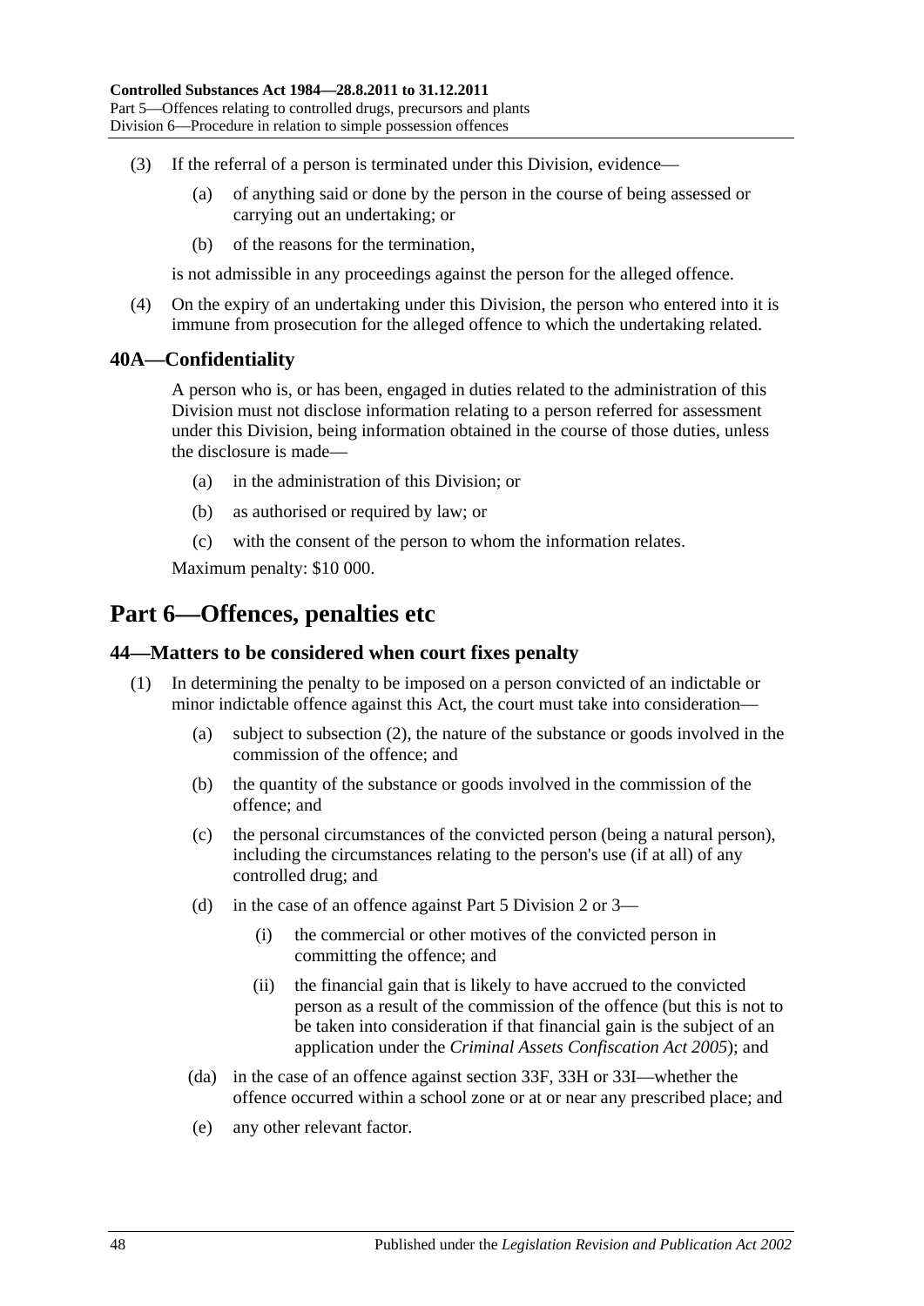(3) If the referral of a person is terminated under this Division, evidence—

(a) of anything said or done by the person in the course of being assessed or carrying out an undertaking; or

(b) of the reasons for the termination,

is not admissible in any proceedings against the person for the alleged offence.

(4) On the expiry of an undertaking under this Division, the person who entered into it is immune from prosecution for the alleged offence to which the undertaking related.

### 40A—Confidentiality

A person who is, or has been, engaged in duties related to the administration of this Division must not disclose information relating to a person referred for assessment under this Division, being information obtained in the course of those duties, unless the disclosure is made—

(a) in the administration of this Division; or

(b) as authorised or required by law; or

(c) with the consent of the person to whom the information relates.

Maximum penalty: $10 000.

## Part 6—Offences, penalties etc

### 44—Matters to be considered when court fixes penalty

(1) In determining the penalty to be imposed on a person convicted of an indictable or minor indictable offence against this Act, the court must take into consideration—

(a) subject to subsection (2), the nature of the substance or goods involved in the commission of the offence; and

(b) the quantity of the substance or goods involved in the commission of the offence; and

(c) the personal circumstances of the convicted person (being a natural person), including the circumstances relating to the person's use (if at all) of any controlled drug; and

(d) in the case of an offence against Part 5 Division 2 or 3—

(i) the commercial or other motives of the convicted person in committing the offence; and

(ii) the financial gain that is likely to have accrued to the convicted person as a result of the commission of the offence (but this is not to be taken into consideration if that financial gain is the subject of an application under the *Criminal Assets Confiscation Act 2005*); and

(da) in the case of an offence against section 33F, 33H or 33I—whether the offence occurred within a school zone or at or near any prescribed place; and

(e) any other relevant factor.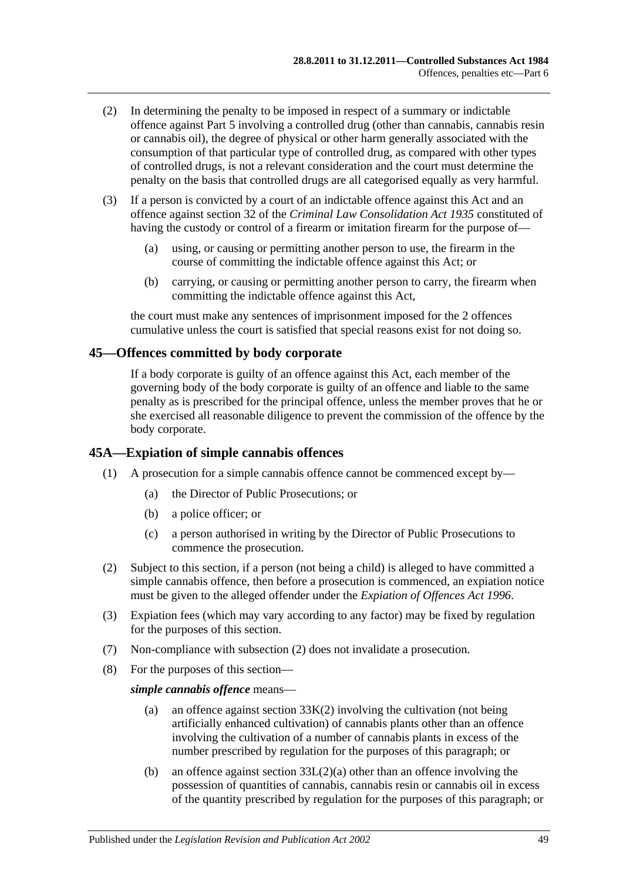(2) In determining the penalty to be imposed in respect of a summary or indictable offence against Part 5 involving a controlled drug (other than cannabis, cannabis resin or cannabis oil), the degree of physical or other harm generally associated with the consumption of that particular type of controlled drug, as compared with other types of controlled drugs, is not a relevant consideration and the court must determine the penalty on the basis that controlled drugs are all categorised equally as very harmful.

(3) If a person is convicted by a court of an indictable offence against this Act and an offence against section 32 of the *Criminal Law Consolidation Act 1935* constituted of having the custody or control of a firearm or imitation firearm for the purpose of—

(a) using, or causing or permitting another person to use, the firearm in the course of committing the indictable offence against this Act; or

(b) carrying, or causing or permitting another person to carry, the firearm when committing the indictable offence against this Act,

the court must make any sentences of imprisonment imposed for the 2 offences cumulative unless the court is satisfied that special reasons exist for not doing so.

## 45—Offences committed by body corporate

If a body corporate is guilty of an offence against this Act, each member of the governing body of the body corporate is guilty of an offence and liable to the same penalty as is prescribed for the principal offence, unless the member proves that he or she exercised all reasonable diligence to prevent the commission of the offence by the body corporate.

## 45A—Expiation of simple cannabis offences

(1) A prosecution for a simple cannabis offence cannot be commenced except by—

(a) the Director of Public Prosecutions; or

(b) a police officer; or

(c) a person authorised in writing by the Director of Public Prosecutions to commence the prosecution.

(2) Subject to this section, if a person (not being a child) is alleged to have committed a simple cannabis offence, then before a prosecution is commenced, an expiation notice must be given to the alleged offender under the *Expiation of Offences Act 1996*.

(3) Expiation fees (which may vary according to any factor) may be fixed by regulation for the purposes of this section.

(7) Non-compliance with subsection (2) does not invalidate a prosecution.

(8) For the purposes of this section—

***simple cannabis offence*** means—

(a) an offence against section 33K(2) involving the cultivation (not being artificially enhanced cultivation) of cannabis plants other than an offence involving the cultivation of a number of cannabis plants in excess of the number prescribed by regulation for the purposes of this paragraph; or

(b) an offence against section 33L(2)(a) other than an offence involving the possession of quantities of cannabis, cannabis resin or cannabis oil in excess of the quantity prescribed by regulation for the purposes of this paragraph; or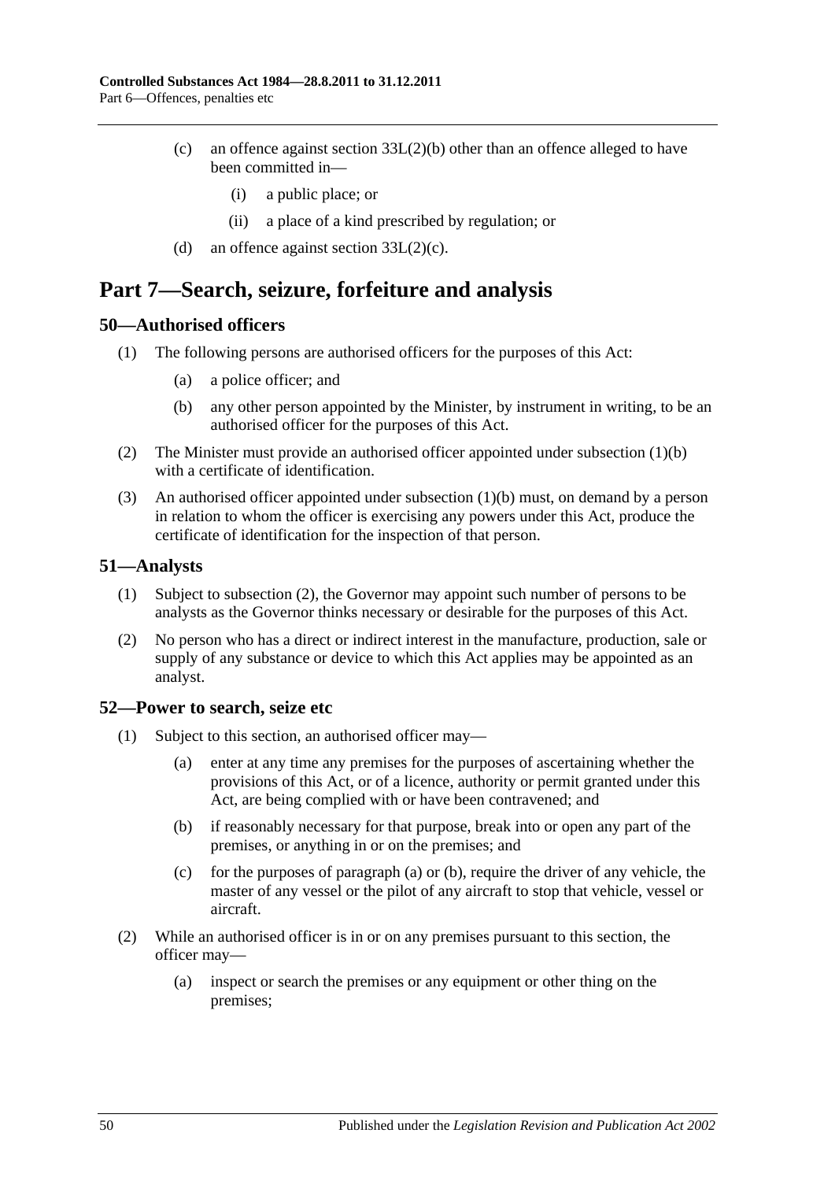(c) an offence against section 33L(2)(b) other than an offence alleged to have been committed in—

(i) a public place; or

(ii) a place of a kind prescribed by regulation; or

(d) an offence against section 33L(2)(c).

# Part 7—Search, seizure, forfeiture and analysis

## 50—Authorised officers

(1) The following persons are authorised officers for the purposes of this Act:

(a) a police officer; and

(b) any other person appointed by the Minister, by instrument in writing, to be an authorised officer for the purposes of this Act.

(2) The Minister must provide an authorised officer appointed under subsection (1)(b) with a certificate of identification.

(3) An authorised officer appointed under subsection (1)(b) must, on demand by a person in relation to whom the officer is exercising any powers under this Act, produce the certificate of identification for the inspection of that person.

## 51—Analysts

(1) Subject to subsection (2), the Governor may appoint such number of persons to be analysts as the Governor thinks necessary or desirable for the purposes of this Act.

(2) No person who has a direct or indirect interest in the manufacture, production, sale or supply of any substance or device to which this Act applies may be appointed as an analyst.

## 52—Power to search, seize etc

(1) Subject to this section, an authorised officer may—

(a) enter at any time any premises for the purposes of ascertaining whether the provisions of this Act, or of a licence, authority or permit granted under this Act, are being complied with or have been contravened; and

(b) if reasonably necessary for that purpose, break into or open any part of the premises, or anything in or on the premises; and

(c) for the purposes of paragraph (a) or (b), require the driver of any vehicle, the master of any vessel or the pilot of any aircraft to stop that vehicle, vessel or aircraft.

(2) While an authorised officer is in or on any premises pursuant to this section, the officer may—

(a) inspect or search the premises or any equipment or other thing on the premises;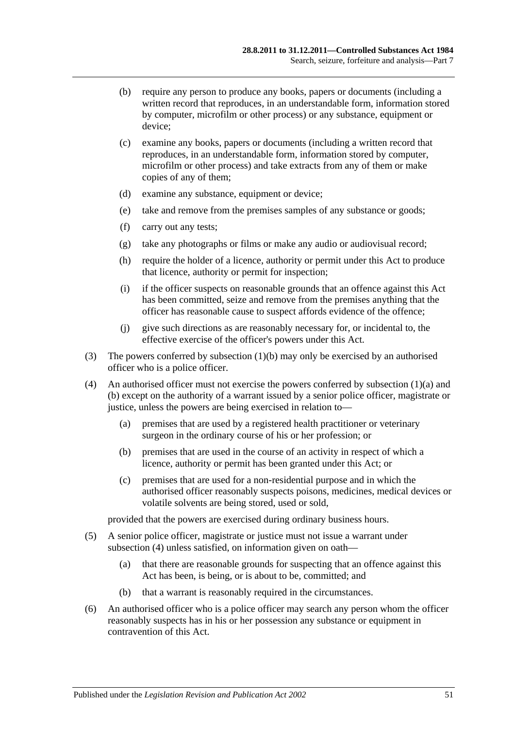(b) require any person to produce any books, papers or documents (including a written record that reproduces, in an understandable form, information stored by computer, microfilm or other process) or any substance, equipment or device;

(c) examine any books, papers or documents (including a written record that reproduces, in an understandable form, information stored by computer, microfilm or other process) and take extracts from any of them or make copies of any of them;

(d) examine any substance, equipment or device;

(e) take and remove from the premises samples of any substance or goods;

(f) carry out any tests;

(g) take any photographs or films or make any audio or audiovisual record;

(h) require the holder of a licence, authority or permit under this Act to produce that licence, authority or permit for inspection;

(i) if the officer suspects on reasonable grounds that an offence against this Act has been committed, seize and remove from the premises anything that the officer has reasonable cause to suspect affords evidence of the offence;

(j) give such directions as are reasonably necessary for, or incidental to, the effective exercise of the officer's powers under this Act.

(3) The powers conferred by subsection (1)(b) may only be exercised by an authorised officer who is a police officer.

(4) An authorised officer must not exercise the powers conferred by subsection (1)(a) and (b) except on the authority of a warrant issued by a senior police officer, magistrate or justice, unless the powers are being exercised in relation to—

(a) premises that are used by a registered health practitioner or veterinary surgeon in the ordinary course of his or her profession; or

(b) premises that are used in the course of an activity in respect of which a licence, authority or permit has been granted under this Act; or

(c) premises that are used for a non-residential purpose and in which the authorised officer reasonably suspects poisons, medicines, medical devices or volatile solvents are being stored, used or sold,

provided that the powers are exercised during ordinary business hours.

(5) A senior police officer, magistrate or justice must not issue a warrant under subsection (4) unless satisfied, on information given on oath—

(a) that there are reasonable grounds for suspecting that an offence against this Act has been, is being, or is about to be, committed; and

(b) that a warrant is reasonably required in the circumstances.

(6) An authorised officer who is a police officer may search any person whom the officer reasonably suspects has in his or her possession any substance or equipment in contravention of this Act.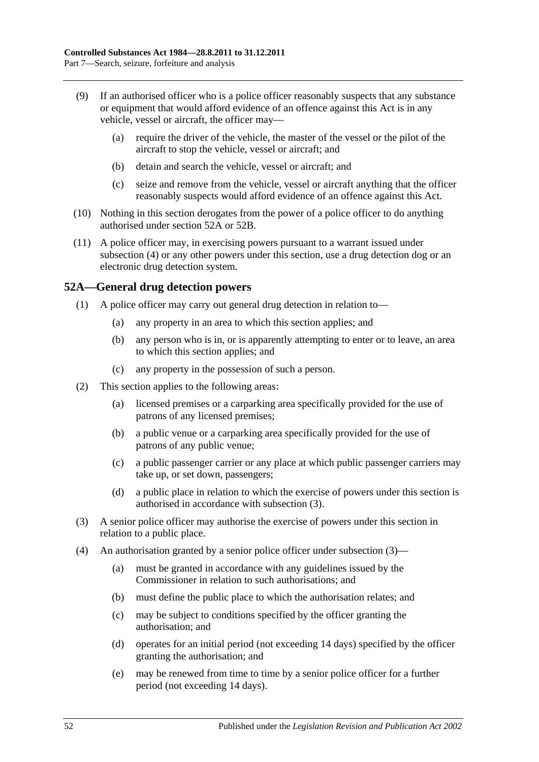(9) If an authorised officer who is a police officer reasonably suspects that any substance or equipment that would afford evidence of an offence against this Act is in any vehicle, vessel or aircraft, the officer may—

  (a) require the driver of the vehicle, the master of the vessel or the pilot of the aircraft to stop the vehicle, vessel or aircraft; and

  (b) detain and search the vehicle, vessel or aircraft; and

  (c) seize and remove from the vehicle, vessel or aircraft anything that the officer reasonably suspects would afford evidence of an offence against this Act.

(10) Nothing in this section derogates from the power of a police officer to do anything authorised under section 52A or 52B.

(11) A police officer may, in exercising powers pursuant to a warrant issued under subsection (4) or any other powers under this section, use a drug detection dog or an electronic drug detection system.

## 52A—General drug detection powers

(1) A police officer may carry out general drug detection in relation to—

  (a) any property in an area to which this section applies; and

  (b) any person who is in, or is apparently attempting to enter or to leave, an area to which this section applies; and

  (c) any property in the possession of such a person.

(2) This section applies to the following areas:

  (a) licensed premises or a carparking area specifically provided for the use of patrons of any licensed premises;

  (b) a public venue or a carparking area specifically provided for the use of patrons of any public venue;

  (c) a public passenger carrier or any place at which public passenger carriers may take up, or set down, passengers;

  (d) a public place in relation to which the exercise of powers under this section is authorised in accordance with subsection (3).

(3) A senior police officer may authorise the exercise of powers under this section in relation to a public place.

(4) An authorisation granted by a senior police officer under subsection (3)—

  (a) must be granted in accordance with any guidelines issued by the Commissioner in relation to such authorisations; and

  (b) must define the public place to which the authorisation relates; and

  (c) may be subject to conditions specified by the officer granting the authorisation; and

  (d) operates for an initial period (not exceeding 14 days) specified by the officer granting the authorisation; and

  (e) may be renewed from time to time by a senior police officer for a further period (not exceeding 14 days).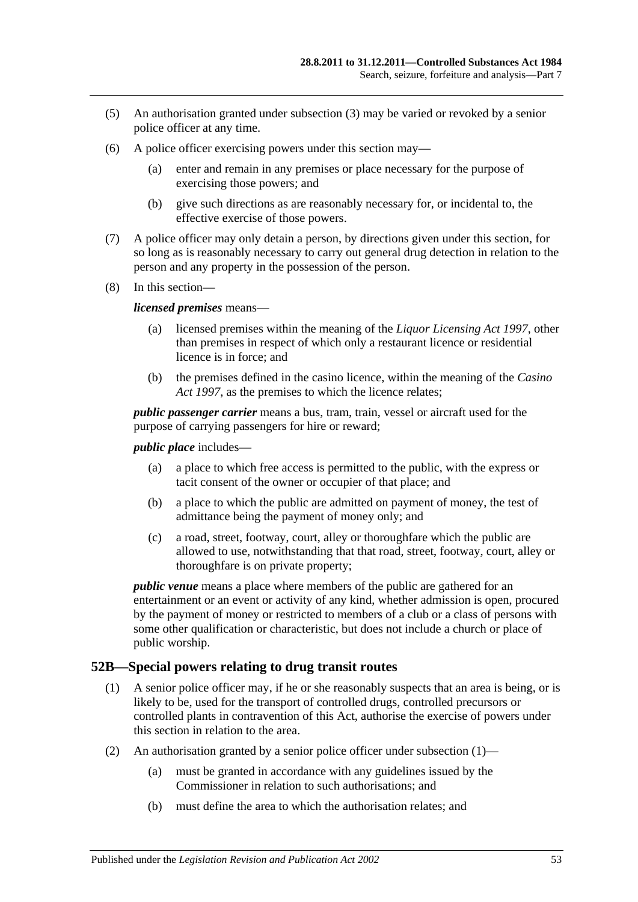(5) An authorisation granted under subsection (3) may be varied or revoked by a senior police officer at any time.

(6) A police officer exercising powers under this section may—

(a) enter and remain in any premises or place necessary for the purpose of exercising those powers; and

(b) give such directions as are reasonably necessary for, or incidental to, the effective exercise of those powers.

(7) A police officer may only detain a person, by directions given under this section, for so long as is reasonably necessary to carry out general drug detection in relation to the person and any property in the possession of the person.

(8) In this section—

***licensed premises*** means—

(a) licensed premises within the meaning of the *Liquor Licensing Act 1997*, other than premises in respect of which only a restaurant licence or residential licence is in force; and

(b) the premises defined in the casino licence, within the meaning of the *Casino Act 1997*, as the premises to which the licence relates;

***public passenger carrier*** means a bus, tram, train, vessel or aircraft used for the purpose of carrying passengers for hire or reward;

***public place*** includes—

(a) a place to which free access is permitted to the public, with the express or tacit consent of the owner or occupier of that place; and

(b) a place to which the public are admitted on payment of money, the test of admittance being the payment of money only; and

(c) a road, street, footway, court, alley or thoroughfare which the public are allowed to use, notwithstanding that that road, street, footway, court, alley or thoroughfare is on private property;

***public venue*** means a place where members of the public are gathered for an entertainment or an event or activity of any kind, whether admission is open, procured by the payment of money or restricted to members of a club or a class of persons with some other qualification or characteristic, but does not include a church or place of public worship.

## 52B—Special powers relating to drug transit routes

(1) A senior police officer may, if he or she reasonably suspects that an area is being, or is likely to be, used for the transport of controlled drugs, controlled precursors or controlled plants in contravention of this Act, authorise the exercise of powers under this section in relation to the area.

(2) An authorisation granted by a senior police officer under subsection (1)—

(a) must be granted in accordance with any guidelines issued by the Commissioner in relation to such authorisations; and

(b) must define the area to which the authorisation relates; and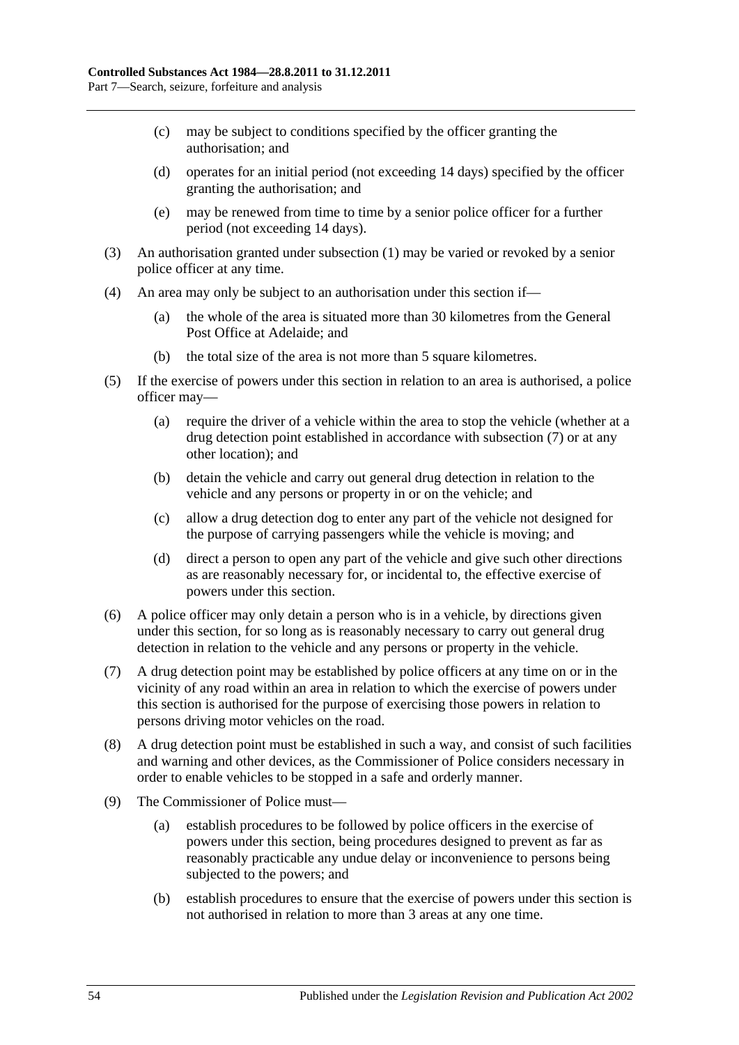(c) may be subject to conditions specified by the officer granting the authorisation; and

(d) operates for an initial period (not exceeding 14 days) specified by the officer granting the authorisation; and

(e) may be renewed from time to time by a senior police officer for a further period (not exceeding 14 days).

(3) An authorisation granted under subsection (1) may be varied or revoked by a senior police officer at any time.

(4) An area may only be subject to an authorisation under this section if—

(a) the whole of the area is situated more than 30 kilometres from the General Post Office at Adelaide; and

(b) the total size of the area is not more than 5 square kilometres.

(5) If the exercise of powers under this section in relation to an area is authorised, a police officer may—

(a) require the driver of a vehicle within the area to stop the vehicle (whether at a drug detection point established in accordance with subsection (7) or at any other location); and

(b) detain the vehicle and carry out general drug detection in relation to the vehicle and any persons or property in or on the vehicle; and

(c) allow a drug detection dog to enter any part of the vehicle not designed for the purpose of carrying passengers while the vehicle is moving; and

(d) direct a person to open any part of the vehicle and give such other directions as are reasonably necessary for, or incidental to, the effective exercise of powers under this section.

(6) A police officer may only detain a person who is in a vehicle, by directions given under this section, for so long as is reasonably necessary to carry out general drug detection in relation to the vehicle and any persons or property in the vehicle.

(7) A drug detection point may be established by police officers at any time on or in the vicinity of any road within an area in relation to which the exercise of powers under this section is authorised for the purpose of exercising those powers in relation to persons driving motor vehicles on the road.

(8) A drug detection point must be established in such a way, and consist of such facilities and warning and other devices, as the Commissioner of Police considers necessary in order to enable vehicles to be stopped in a safe and orderly manner.

(9) The Commissioner of Police must—

(a) establish procedures to be followed by police officers in the exercise of powers under this section, being procedures designed to prevent as far as reasonably practicable any undue delay or inconvenience to persons being subjected to the powers; and

(b) establish procedures to ensure that the exercise of powers under this section is not authorised in relation to more than 3 areas at any one time.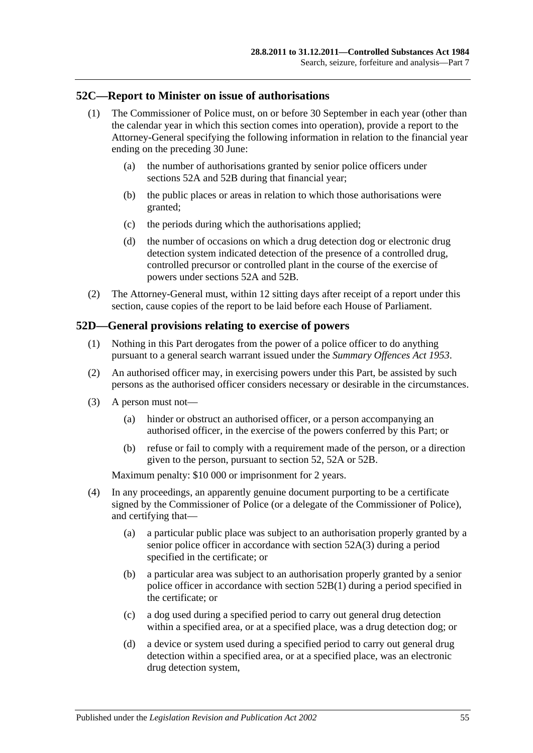## 52C—Report to Minister on issue of authorisations

(1) The Commissioner of Police must, on or before 30 September in each year (other than the calendar year in which this section comes into operation), provide a report to the Attorney-General specifying the following information in relation to the financial year ending on the preceding 30 June:

(a) the number of authorisations granted by senior police officers under sections 52A and 52B during that financial year;

(b) the public places or areas in relation to which those authorisations were granted;

(c) the periods during which the authorisations applied;

(d) the number of occasions on which a drug detection dog or electronic drug detection system indicated detection of the presence of a controlled drug, controlled precursor or controlled plant in the course of the exercise of powers under sections 52A and 52B.

(2) The Attorney-General must, within 12 sitting days after receipt of a report under this section, cause copies of the report to be laid before each House of Parliament.

## 52D—General provisions relating to exercise of powers

(1) Nothing in this Part derogates from the power of a police officer to do anything pursuant to a general search warrant issued under the *Summary Offences Act 1953*.

(2) An authorised officer may, in exercising powers under this Part, be assisted by such persons as the authorised officer considers necessary or desirable in the circumstances.

(3) A person must not—

(a) hinder or obstruct an authorised officer, or a person accompanying an authorised officer, in the exercise of the powers conferred by this Part; or

(b) refuse or fail to comply with a requirement made of the person, or a direction given to the person, pursuant to section 52, 52A or 52B.

Maximum penalty: $10 000 or imprisonment for 2 years.

(4) In any proceedings, an apparently genuine document purporting to be a certificate signed by the Commissioner of Police (or a delegate of the Commissioner of Police), and certifying that—

(a) a particular public place was subject to an authorisation properly granted by a senior police officer in accordance with section 52A(3) during a period specified in the certificate; or

(b) a particular area was subject to an authorisation properly granted by a senior police officer in accordance with section 52B(1) during a period specified in the certificate; or

(c) a dog used during a specified period to carry out general drug detection within a specified area, or at a specified place, was a drug detection dog; or

(d) a device or system used during a specified period to carry out general drug detection within a specified area, or at a specified place, was an electronic drug detection system,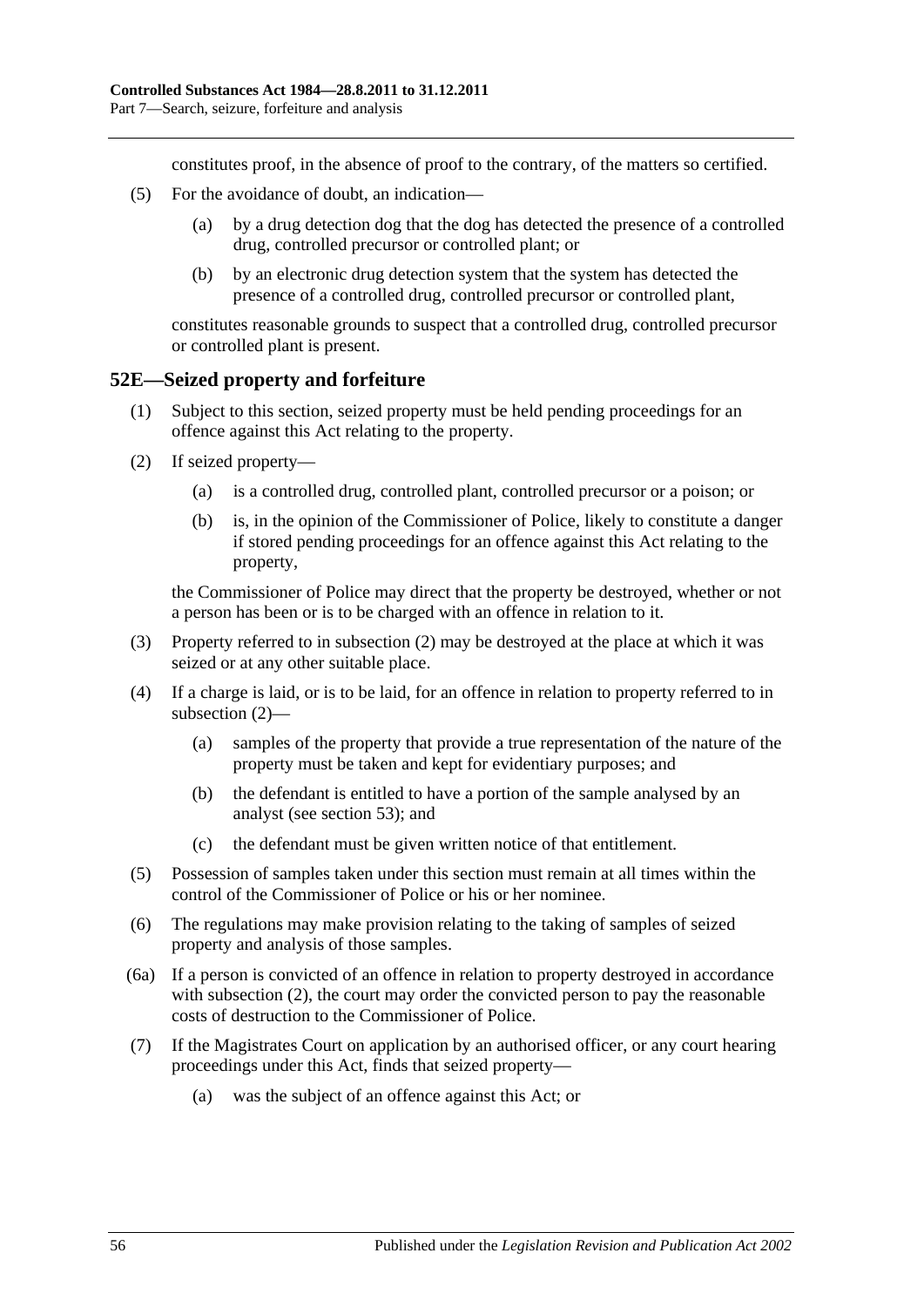constitutes proof, in the absence of proof to the contrary, of the matters so certified.

(5) For the avoidance of doubt, an indication—

(a) by a drug detection dog that the dog has detected the presence of a controlled drug, controlled precursor or controlled plant; or

(b) by an electronic drug detection system that the system has detected the presence of a controlled drug, controlled precursor or controlled plant,

constitutes reasonable grounds to suspect that a controlled drug, controlled precursor or controlled plant is present.

## 52E—Seized property and forfeiture

(1) Subject to this section, seized property must be held pending proceedings for an offence against this Act relating to the property.

(2) If seized property—

(a) is a controlled drug, controlled plant, controlled precursor or a poison; or

(b) is, in the opinion of the Commissioner of Police, likely to constitute a danger if stored pending proceedings for an offence against this Act relating to the property,

the Commissioner of Police may direct that the property be destroyed, whether or not a person has been or is to be charged with an offence in relation to it.

(3) Property referred to in subsection (2) may be destroyed at the place at which it was seized or at any other suitable place.

(4) If a charge is laid, or is to be laid, for an offence in relation to property referred to in subsection (2)—

(a) samples of the property that provide a true representation of the nature of the property must be taken and kept for evidentiary purposes; and

(b) the defendant is entitled to have a portion of the sample analysed by an analyst (see section 53); and

(c) the defendant must be given written notice of that entitlement.

(5) Possession of samples taken under this section must remain at all times within the control of the Commissioner of Police or his or her nominee.

(6) The regulations may make provision relating to the taking of samples of seized property and analysis of those samples.

(6a) If a person is convicted of an offence in relation to property destroyed in accordance with subsection (2), the court may order the convicted person to pay the reasonable costs of destruction to the Commissioner of Police.

(7) If the Magistrates Court on application by an authorised officer, or any court hearing proceedings under this Act, finds that seized property—

(a) was the subject of an offence against this Act; or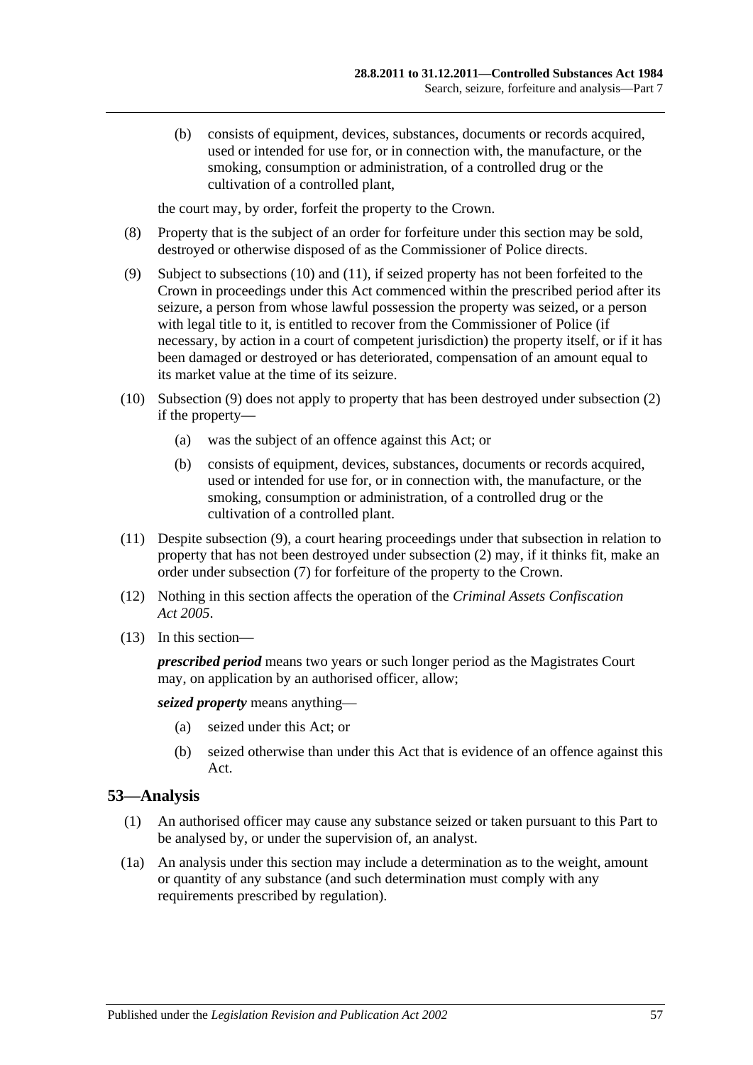(b) consists of equipment, devices, substances, documents or records acquired, used or intended for use for, or in connection with, the manufacture, or the smoking, consumption or administration, of a controlled drug or the cultivation of a controlled plant,

the court may, by order, forfeit the property to the Crown.

(8) Property that is the subject of an order for forfeiture under this section may be sold, destroyed or otherwise disposed of as the Commissioner of Police directs.

(9) Subject to subsections (10) and (11), if seized property has not been forfeited to the Crown in proceedings under this Act commenced within the prescribed period after its seizure, a person from whose lawful possession the property was seized, or a person with legal title to it, is entitled to recover from the Commissioner of Police (if necessary, by action in a court of competent jurisdiction) the property itself, or if it has been damaged or destroyed or has deteriorated, compensation of an amount equal to its market value at the time of its seizure.

(10) Subsection (9) does not apply to property that has been destroyed under subsection (2) if the property—

(a) was the subject of an offence against this Act; or

(b) consists of equipment, devices, substances, documents or records acquired, used or intended for use for, or in connection with, the manufacture, or the smoking, consumption or administration, of a controlled drug or the cultivation of a controlled plant.

(11) Despite subsection (9), a court hearing proceedings under that subsection in relation to property that has not been destroyed under subsection (2) may, if it thinks fit, make an order under subsection (7) for forfeiture of the property to the Crown.

(12) Nothing in this section affects the operation of the *Criminal Assets Confiscation Act 2005*.

(13) In this section—

***prescribed period*** means two years or such longer period as the Magistrates Court may, on application by an authorised officer, allow;

***seized property*** means anything—

(a) seized under this Act; or

(b) seized otherwise than under this Act that is evidence of an offence against this Act.

## 53—Analysis

(1) An authorised officer may cause any substance seized or taken pursuant to this Part to be analysed by, or under the supervision of, an analyst.

(1a) An analysis under this section may include a determination as to the weight, amount or quantity of any substance (and such determination must comply with any requirements prescribed by regulation).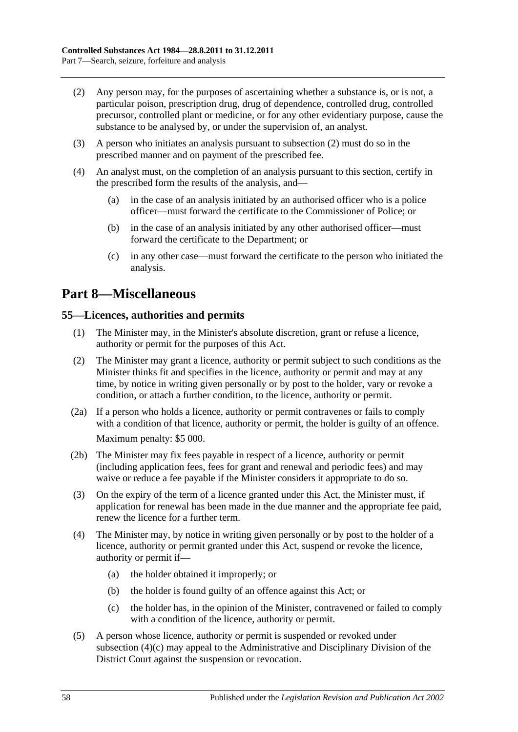(2) Any person may, for the purposes of ascertaining whether a substance is, or is not, a particular poison, prescription drug, drug of dependence, controlled drug, controlled precursor, controlled plant or medicine, or for any other evidentiary purpose, cause the substance to be analysed by, or under the supervision of, an analyst.

(3) A person who initiates an analysis pursuant to subsection (2) must do so in the prescribed manner and on payment of the prescribed fee.

(4) An analyst must, on the completion of an analysis pursuant to this section, certify in the prescribed form the results of the analysis, and—

(a) in the case of an analysis initiated by an authorised officer who is a police officer—must forward the certificate to the Commissioner of Police; or

(b) in the case of an analysis initiated by any other authorised officer—must forward the certificate to the Department; or

(c) in any other case—must forward the certificate to the person who initiated the analysis.

# Part 8—Miscellaneous

## 55—Licences, authorities and permits

(1) The Minister may, in the Minister's absolute discretion, grant or refuse a licence, authority or permit for the purposes of this Act.

(2) The Minister may grant a licence, authority or permit subject to such conditions as the Minister thinks fit and specifies in the licence, authority or permit and may at any time, by notice in writing given personally or by post to the holder, vary or revoke a condition, or attach a further condition, to the licence, authority or permit.

(2a) If a person who holds a licence, authority or permit contravenes or fails to comply with a condition of that licence, authority or permit, the holder is guilty of an offence.

Maximum penalty: $5 000.

(2b) The Minister may fix fees payable in respect of a licence, authority or permit (including application fees, fees for grant and renewal and periodic fees) and may waive or reduce a fee payable if the Minister considers it appropriate to do so.

(3) On the expiry of the term of a licence granted under this Act, the Minister must, if application for renewal has been made in the due manner and the appropriate fee paid, renew the licence for a further term.

(4) The Minister may, by notice in writing given personally or by post to the holder of a licence, authority or permit granted under this Act, suspend or revoke the licence, authority or permit if—

(a) the holder obtained it improperly; or

(b) the holder is found guilty of an offence against this Act; or

(c) the holder has, in the opinion of the Minister, contravened or failed to comply with a condition of the licence, authority or permit.

(5) A person whose licence, authority or permit is suspended or revoked under subsection (4)(c) may appeal to the Administrative and Disciplinary Division of the District Court against the suspension or revocation.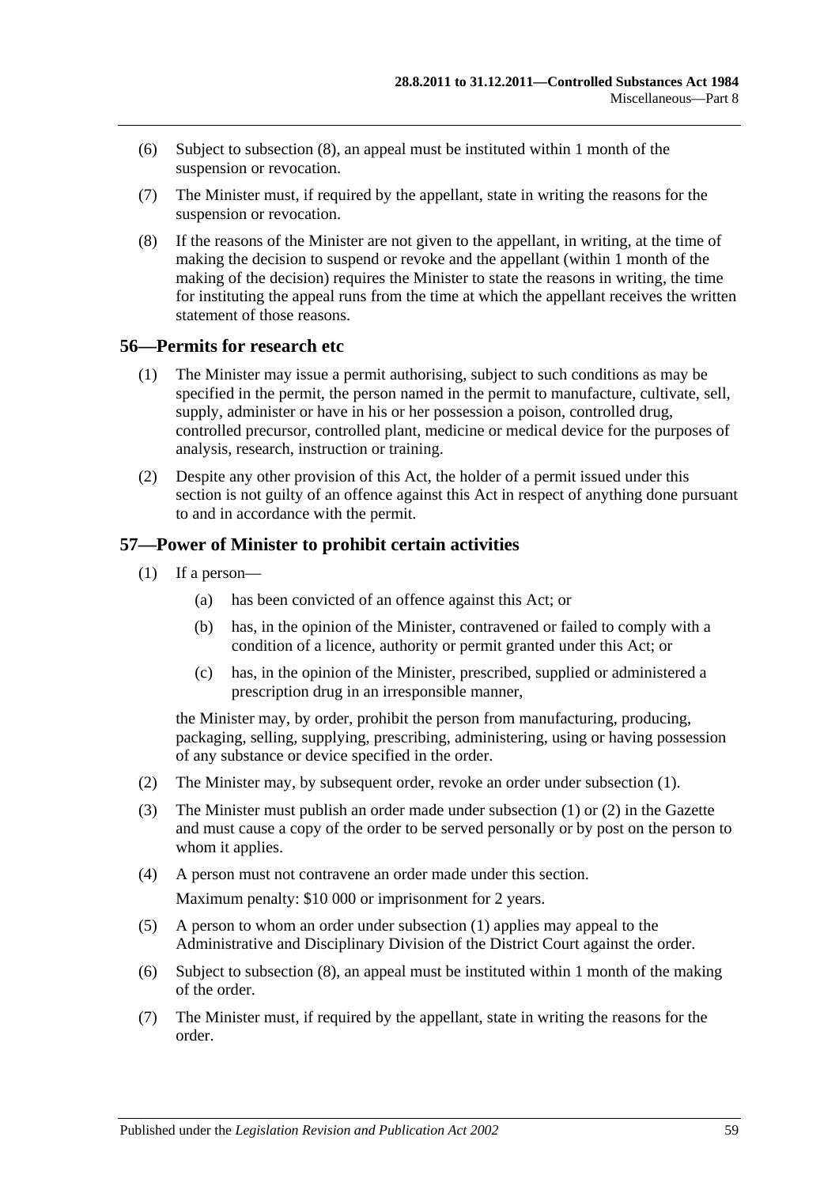(6) Subject to subsection (8), an appeal must be instituted within 1 month of the suspension or revocation.

(7) The Minister must, if required by the appellant, state in writing the reasons for the suspension or revocation.

(8) If the reasons of the Minister are not given to the appellant, in writing, at the time of making the decision to suspend or revoke and the appellant (within 1 month of the making of the decision) requires the Minister to state the reasons in writing, the time for instituting the appeal runs from the time at which the appellant receives the written statement of those reasons.

## 56—Permits for research etc

(1) The Minister may issue a permit authorising, subject to such conditions as may be specified in the permit, the person named in the permit to manufacture, cultivate, sell, supply, administer or have in his or her possession a poison, controlled drug, controlled precursor, controlled plant, medicine or medical device for the purposes of analysis, research, instruction or training.

(2) Despite any other provision of this Act, the holder of a permit issued under this section is not guilty of an offence against this Act in respect of anything done pursuant to and in accordance with the permit.

## 57—Power of Minister to prohibit certain activities

(1) If a person—

- (a) has been convicted of an offence against this Act; or
- (b) has, in the opinion of the Minister, contravened or failed to comply with a condition of a licence, authority or permit granted under this Act; or
- (c) has, in the opinion of the Minister, prescribed, supplied or administered a prescription drug in an irresponsible manner,

the Minister may, by order, prohibit the person from manufacturing, producing, packaging, selling, supplying, prescribing, administering, using or having possession of any substance or device specified in the order.

(2) The Minister may, by subsequent order, revoke an order under subsection (1).

(3) The Minister must publish an order made under subsection (1) or (2) in the Gazette and must cause a copy of the order to be served personally or by post on the person to whom it applies.

(4) A person must not contravene an order made under this section.

Maximum penalty: $10 000 or imprisonment for 2 years.

(5) A person to whom an order under subsection (1) applies may appeal to the Administrative and Disciplinary Division of the District Court against the order.

(6) Subject to subsection (8), an appeal must be instituted within 1 month of the making of the order.

(7) The Minister must, if required by the appellant, state in writing the reasons for the order.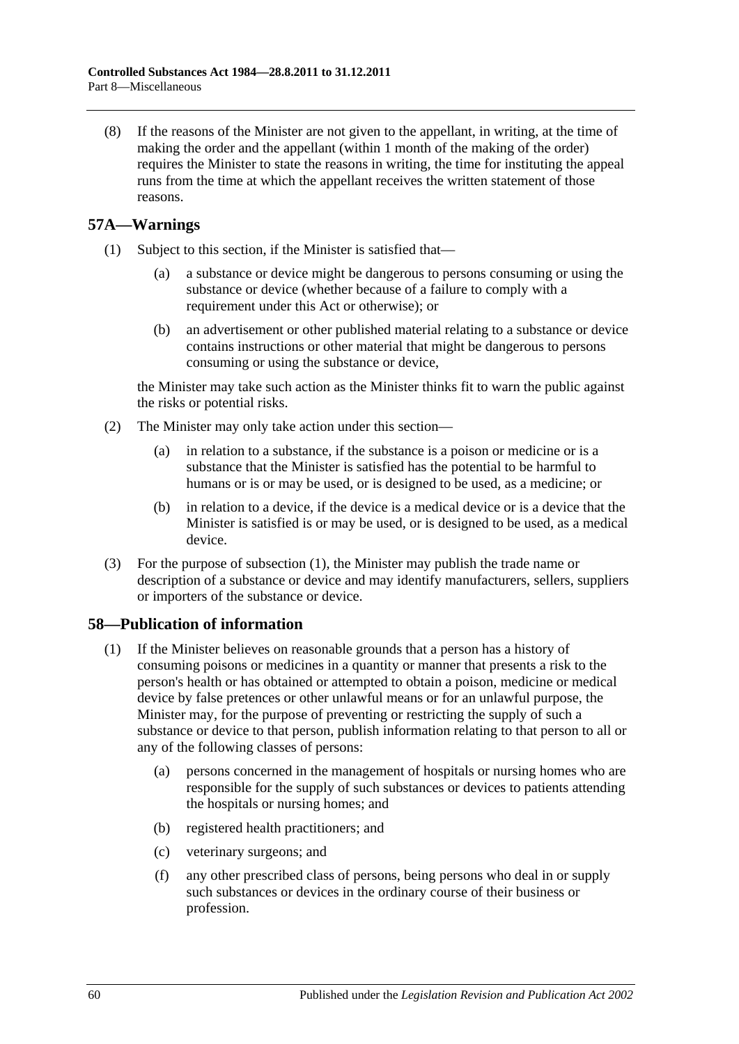(8) If the reasons of the Minister are not given to the appellant, in writing, at the time of making the order and the appellant (within 1 month of the making of the order) requires the Minister to state the reasons in writing, the time for instituting the appeal runs from the time at which the appellant receives the written statement of those reasons.

## 57A—Warnings

(1) Subject to this section, if the Minister is satisfied that—

(a) a substance or device might be dangerous to persons consuming or using the substance or device (whether because of a failure to comply with a requirement under this Act or otherwise); or

(b) an advertisement or other published material relating to a substance or device contains instructions or other material that might be dangerous to persons consuming or using the substance or device,

the Minister may take such action as the Minister thinks fit to warn the public against the risks or potential risks.

(2) The Minister may only take action under this section—

(a) in relation to a substance, if the substance is a poison or medicine or is a substance that the Minister is satisfied has the potential to be harmful to humans or is or may be used, or is designed to be used, as a medicine; or

(b) in relation to a device, if the device is a medical device or is a device that the Minister is satisfied is or may be used, or is designed to be used, as a medical device.

(3) For the purpose of subsection (1), the Minister may publish the trade name or description of a substance or device and may identify manufacturers, sellers, suppliers or importers of the substance or device.

## 58—Publication of information

(1) If the Minister believes on reasonable grounds that a person has a history of consuming poisons or medicines in a quantity or manner that presents a risk to the person's health or has obtained or attempted to obtain a poison, medicine or medical device by false pretences or other unlawful means or for an unlawful purpose, the Minister may, for the purpose of preventing or restricting the supply of such a substance or device to that person, publish information relating to that person to all or any of the following classes of persons:

(a) persons concerned in the management of hospitals or nursing homes who are responsible for the supply of such substances or devices to patients attending the hospitals or nursing homes; and

(b) registered health practitioners; and

(c) veterinary surgeons; and

(f) any other prescribed class of persons, being persons who deal in or supply such substances or devices in the ordinary course of their business or profession.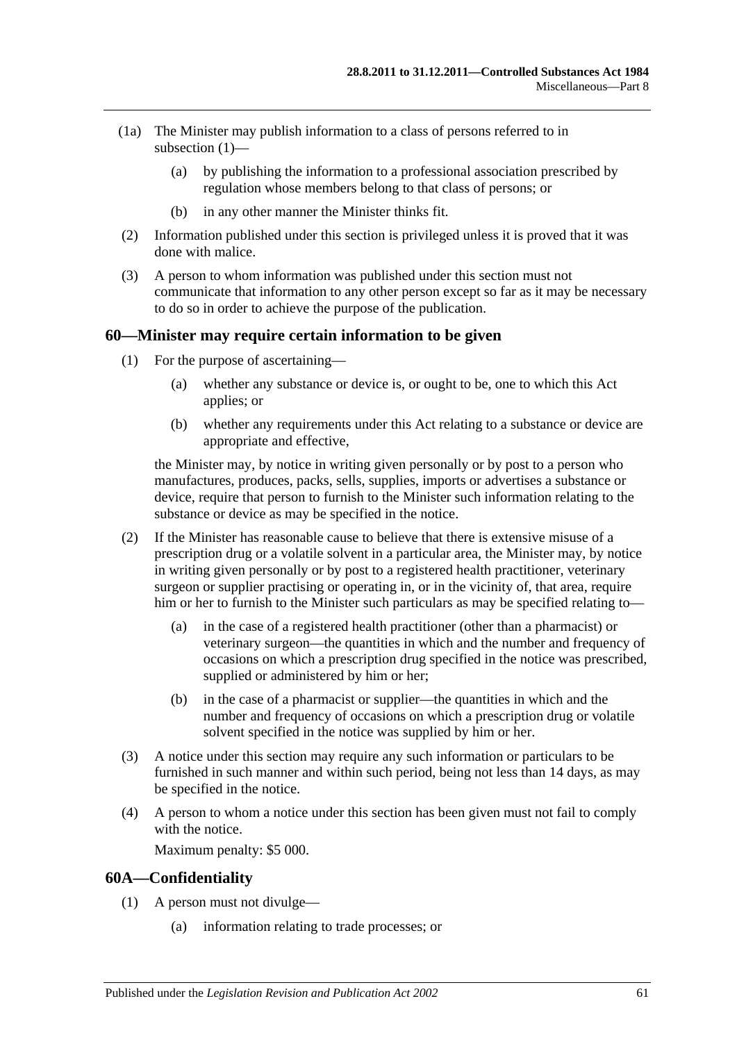(1a) The Minister may publish information to a class of persons referred to in subsection (1)—

(a) by publishing the information to a professional association prescribed by regulation whose members belong to that class of persons; or

(b) in any other manner the Minister thinks fit.

(2) Information published under this section is privileged unless it is proved that it was done with malice.

(3) A person to whom information was published under this section must not communicate that information to any other person except so far as it may be necessary to do so in order to achieve the purpose of the publication.

## 60—Minister may require certain information to be given

(1) For the purpose of ascertaining—

(a) whether any substance or device is, or ought to be, one to which this Act applies; or

(b) whether any requirements under this Act relating to a substance or device are appropriate and effective,

the Minister may, by notice in writing given personally or by post to a person who manufactures, produces, packs, sells, supplies, imports or advertises a substance or device, require that person to furnish to the Minister such information relating to the substance or device as may be specified in the notice.

(2) If the Minister has reasonable cause to believe that there is extensive misuse of a prescription drug or a volatile solvent in a particular area, the Minister may, by notice in writing given personally or by post to a registered health practitioner, veterinary surgeon or supplier practising or operating in, or in the vicinity of, that area, require him or her to furnish to the Minister such particulars as may be specified relating to—

(a) in the case of a registered health practitioner (other than a pharmacist) or veterinary surgeon—the quantities in which and the number and frequency of occasions on which a prescription drug specified in the notice was prescribed, supplied or administered by him or her;

(b) in the case of a pharmacist or supplier—the quantities in which and the number and frequency of occasions on which a prescription drug or volatile solvent specified in the notice was supplied by him or her.

(3) A notice under this section may require any such information or particulars to be furnished in such manner and within such period, being not less than 14 days, as may be specified in the notice.

(4) A person to whom a notice under this section has been given must not fail to comply with the notice.

Maximum penalty: $5 000.

## 60A—Confidentiality

(1) A person must not divulge—

(a) information relating to trade processes; or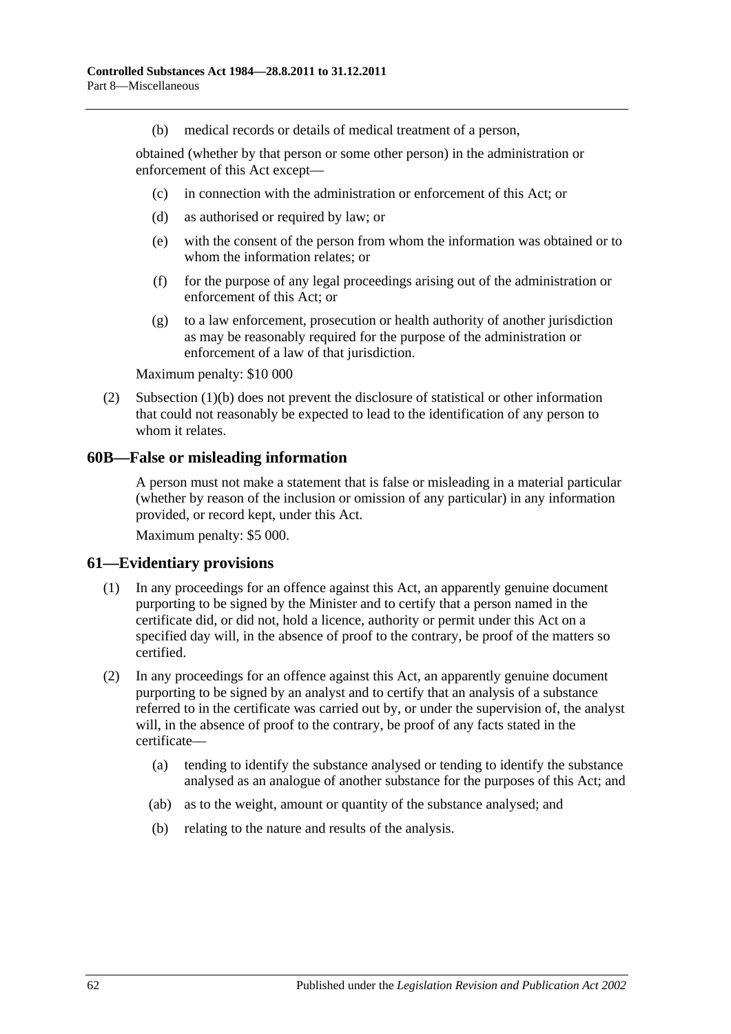(b) medical records or details of medical treatment of a person,

obtained (whether by that person or some other person) in the administration or enforcement of this Act except—

(c) in connection with the administration or enforcement of this Act; or

(d) as authorised or required by law; or

(e) with the consent of the person from whom the information was obtained or to whom the information relates; or

(f) for the purpose of any legal proceedings arising out of the administration or enforcement of this Act; or

(g) to a law enforcement, prosecution or health authority of another jurisdiction as may be reasonably required for the purpose of the administration or enforcement of a law of that jurisdiction.

Maximum penalty: $10 000

(2) Subsection (1)(b) does not prevent the disclosure of statistical or other information that could not reasonably be expected to lead to the identification of any person to whom it relates.

## 60B—False or misleading information

A person must not make a statement that is false or misleading in a material particular (whether by reason of the inclusion or omission of any particular) in any information provided, or record kept, under this Act.

Maximum penalty: $5 000.

## 61—Evidentiary provisions

(1) In any proceedings for an offence against this Act, an apparently genuine document purporting to be signed by the Minister and to certify that a person named in the certificate did, or did not, hold a licence, authority or permit under this Act on a specified day will, in the absence of proof to the contrary, be proof of the matters so certified.

(2) In any proceedings for an offence against this Act, an apparently genuine document purporting to be signed by an analyst and to certify that an analysis of a substance referred to in the certificate was carried out by, or under the supervision of, the analyst will, in the absence of proof to the contrary, be proof of any facts stated in the certificate—

(a) tending to identify the substance analysed or tending to identify the substance analysed as an analogue of another substance for the purposes of this Act; and

(ab) as to the weight, amount or quantity of the substance analysed; and

(b) relating to the nature and results of the analysis.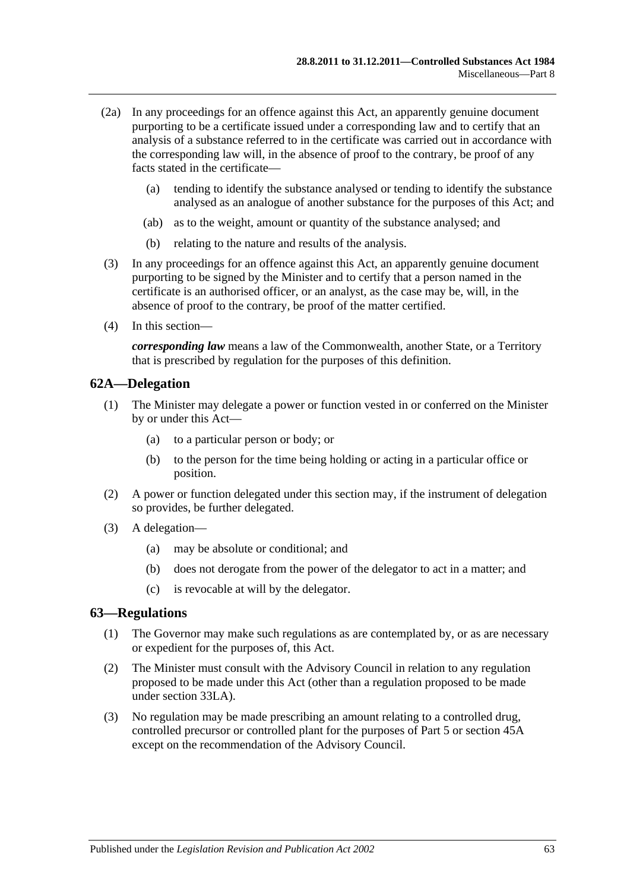(2a) In any proceedings for an offence against this Act, an apparently genuine document purporting to be a certificate issued under a corresponding law and to certify that an analysis of a substance referred to in the certificate was carried out in accordance with the corresponding law will, in the absence of proof to the contrary, be proof of any facts stated in the certificate—

(a) tending to identify the substance analysed or tending to identify the substance analysed as an analogue of another substance for the purposes of this Act; and

(ab) as to the weight, amount or quantity of the substance analysed; and

(b) relating to the nature and results of the analysis.

(3) In any proceedings for an offence against this Act, an apparently genuine document purporting to be signed by the Minister and to certify that a person named in the certificate is an authorised officer, or an analyst, as the case may be, will, in the absence of proof to the contrary, be proof of the matter certified.

(4) In this section—

***corresponding law*** means a law of the Commonwealth, another State, or a Territory that is prescribed by regulation for the purposes of this definition.

## 62A—Delegation

(1) The Minister may delegate a power or function vested in or conferred on the Minister by or under this Act—

(a) to a particular person or body; or

(b) to the person for the time being holding or acting in a particular office or position.

(2) A power or function delegated under this section may, if the instrument of delegation so provides, be further delegated.

(3) A delegation—

(a) may be absolute or conditional; and

(b) does not derogate from the power of the delegator to act in a matter; and

(c) is revocable at will by the delegator.

## 63—Regulations

(1) The Governor may make such regulations as are contemplated by, or as are necessary or expedient for the purposes of, this Act.

(2) The Minister must consult with the Advisory Council in relation to any regulation proposed to be made under this Act (other than a regulation proposed to be made under section 33LA).

(3) No regulation may be made prescribing an amount relating to a controlled drug, controlled precursor or controlled plant for the purposes of Part 5 or section 45A except on the recommendation of the Advisory Council.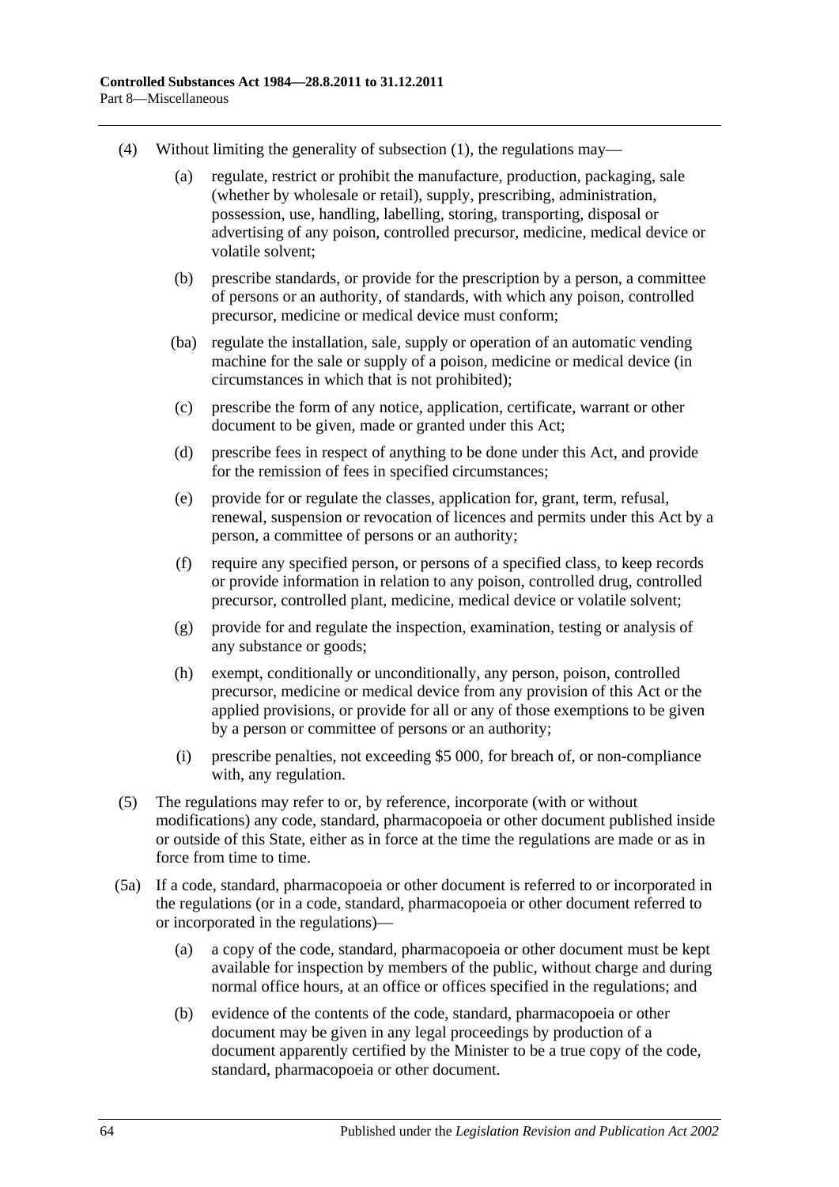(4) Without limiting the generality of subsection (1), the regulations may—

(a) regulate, restrict or prohibit the manufacture, production, packaging, sale (whether by wholesale or retail), supply, prescribing, administration, possession, use, handling, labelling, storing, transporting, disposal or advertising of any poison, controlled precursor, medicine, medical device or volatile solvent;

(b) prescribe standards, or provide for the prescription by a person, a committee of persons or an authority, of standards, with which any poison, controlled precursor, medicine or medical device must conform;

(ba) regulate the installation, sale, supply or operation of an automatic vending machine for the sale or supply of a poison, medicine or medical device (in circumstances in which that is not prohibited);

(c) prescribe the form of any notice, application, certificate, warrant or other document to be given, made or granted under this Act;

(d) prescribe fees in respect of anything to be done under this Act, and provide for the remission of fees in specified circumstances;

(e) provide for or regulate the classes, application for, grant, term, refusal, renewal, suspension or revocation of licences and permits under this Act by a person, a committee of persons or an authority;

(f) require any specified person, or persons of a specified class, to keep records or provide information in relation to any poison, controlled drug, controlled precursor, controlled plant, medicine, medical device or volatile solvent;

(g) provide for and regulate the inspection, examination, testing or analysis of any substance or goods;

(h) exempt, conditionally or unconditionally, any person, poison, controlled precursor, medicine or medical device from any provision of this Act or the applied provisions, or provide for all or any of those exemptions to be given by a person or committee of persons or an authority;

(i) prescribe penalties, not exceeding $5 000, for breach of, or non-compliance with, any regulation.

(5) The regulations may refer to or, by reference, incorporate (with or without modifications) any code, standard, pharmacopoeia or other document published inside or outside of this State, either as in force at the time the regulations are made or as in force from time to time.

(5a) If a code, standard, pharmacopoeia or other document is referred to or incorporated in the regulations (or in a code, standard, pharmacopoeia or other document referred to or incorporated in the regulations)—

(a) a copy of the code, standard, pharmacopoeia or other document must be kept available for inspection by members of the public, without charge and during normal office hours, at an office or offices specified in the regulations; and

(b) evidence of the contents of the code, standard, pharmacopoeia or other document may be given in any legal proceedings by production of a document apparently certified by the Minister to be a true copy of the code, standard, pharmacopoeia or other document.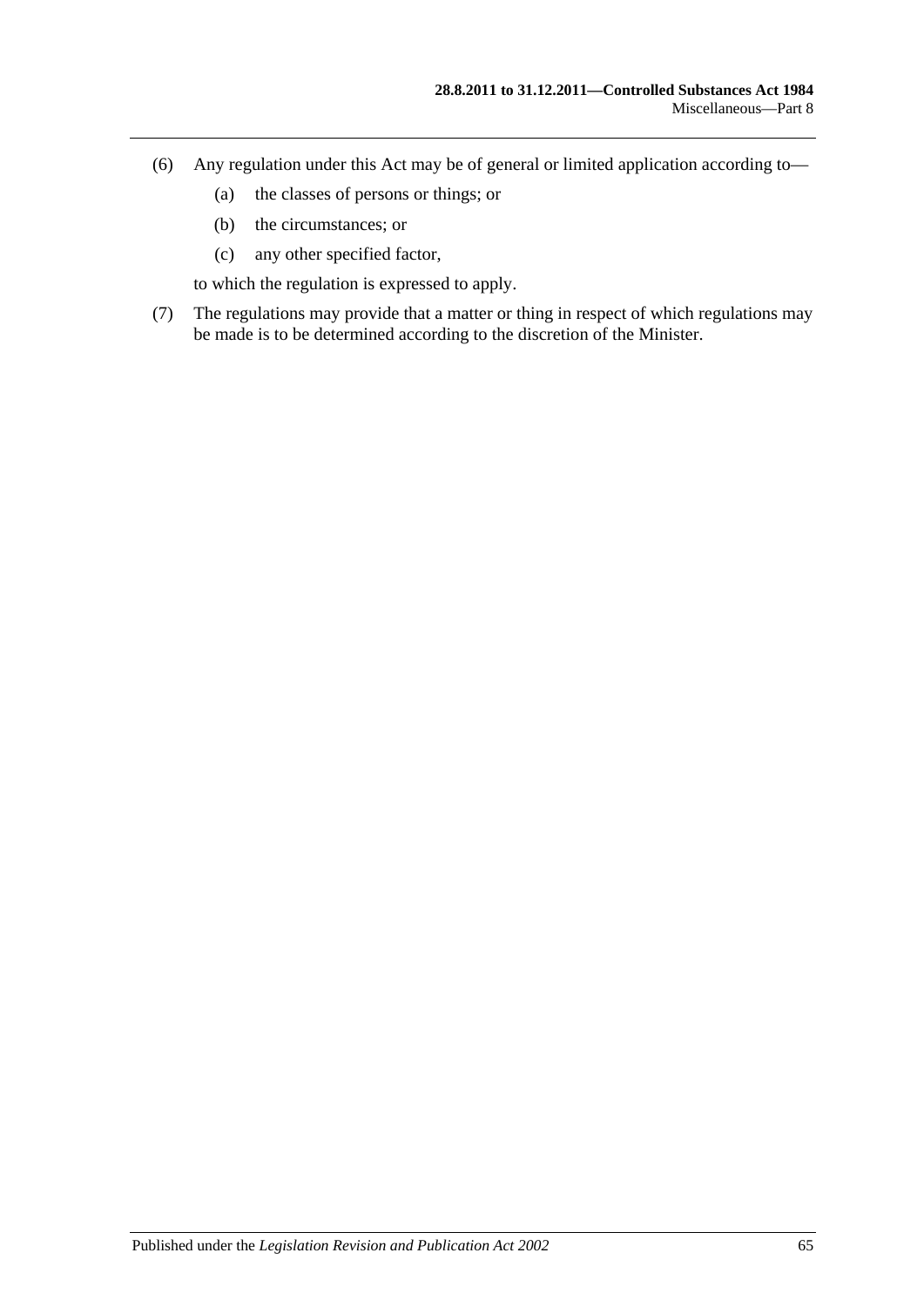(6) Any regulation under this Act may be of general or limited application according to—

  (a) the classes of persons or things; or

  (b) the circumstances; or

  (c) any other specified factor,

  to which the regulation is expressed to apply.

(7) The regulations may provide that a matter or thing in respect of which regulations may be made is to be determined according to the discretion of the Minister.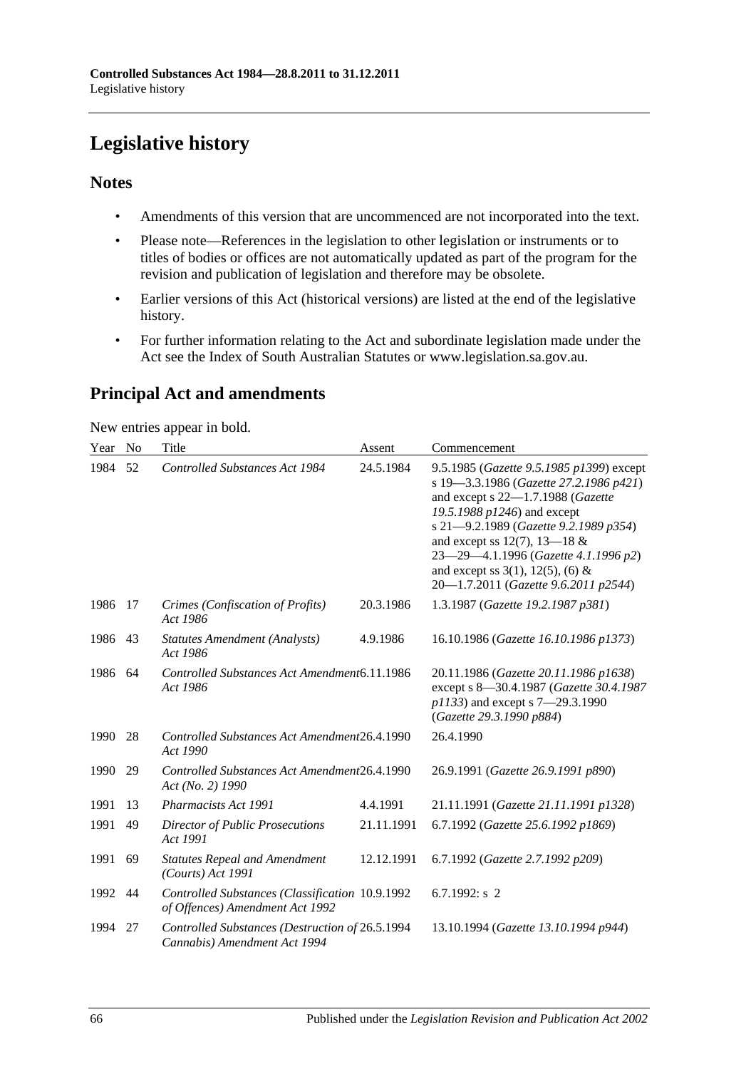# Legislative history

## Notes

- Amendments of this version that are uncommenced are not incorporated into the text.
- Please note—References in the legislation to other legislation or instruments or to titles of bodies or offices are not automatically updated as part of the program for the revision and publication of legislation and therefore may be obsolete.
- Earlier versions of this Act (historical versions) are listed at the end of the legislative history.
- For further information relating to the Act and subordinate legislation made under the Act see the Index of South Australian Statutes or www.legislation.sa.gov.au.

## Principal Act and amendments

New entries appear in bold.

| Year | No | Title | Assent | Commencement |
|---|---|---|---|---|
| 1984 | 52 | *Controlled Substances Act 1984* | 24.5.1984 | 9.5.1985 (*Gazette 9.5.1985 p1399*) except s 19—3.3.1986 (*Gazette 27.2.1986 p421*) and except s 22—1.7.1988 (*Gazette 19.5.1988 p1246*) and except s 21—9.2.1989 (*Gazette 9.2.1989 p354*) and except ss 12(7), 13—18 & 23—29—4.1.1996 (*Gazette 4.1.1996 p2*) and except ss 3(1), 12(5), (6) & 20—1.7.2011 (*Gazette 9.6.2011 p2544*) |
| 1986 | 17 | *Crimes (Confiscation of Profits) Act 1986* | 20.3.1986 | 1.3.1987 (*Gazette 19.2.1987 p381*) |
| 1986 | 43 | *Statutes Amendment (Analysts) Act 1986* | 4.9.1986 | 16.10.1986 (*Gazette 16.10.1986 p1373*) |
| 1986 | 64 | *Controlled Substances Act Amendment Act 1986* | 6.11.1986 | 20.11.1986 (*Gazette 20.11.1986 p1638*) except s 8—30.4.1987 (*Gazette 30.4.1987 p1133*) and except s 7—29.3.1990 (*Gazette 29.3.1990 p884*) |
| 1990 | 28 | *Controlled Substances Act Amendment Act 1990* | 26.4.1990 | 26.4.1990 |
| 1990 | 29 | *Controlled Substances Act Amendment Act (No. 2) 1990* | 26.4.1990 | 26.9.1991 (*Gazette 26.9.1991 p890*) |
| 1991 | 13 | *Pharmacists Act 1991* | 4.4.1991 | 21.11.1991 (*Gazette 21.11.1991 p1328*) |
| 1991 | 49 | *Director of Public Prosecutions Act 1991* | 21.11.1991 | 6.7.1992 (*Gazette 25.6.1992 p1869*) |
| 1991 | 69 | *Statutes Repeal and Amendment (Courts) Act 1991* | 12.12.1991 | 6.7.1992 (*Gazette 2.7.1992 p209*) |
| 1992 | 44 | *Controlled Substances (Classification of Offences) Amendment Act 1992* | 10.9.1992 | 6.7.1992: s 2 |
| 1994 | 27 | *Controlled Substances (Destruction of Cannabis) Amendment Act 1994* | 26.5.1994 | 13.10.1994 (*Gazette 13.10.1994 p944*) |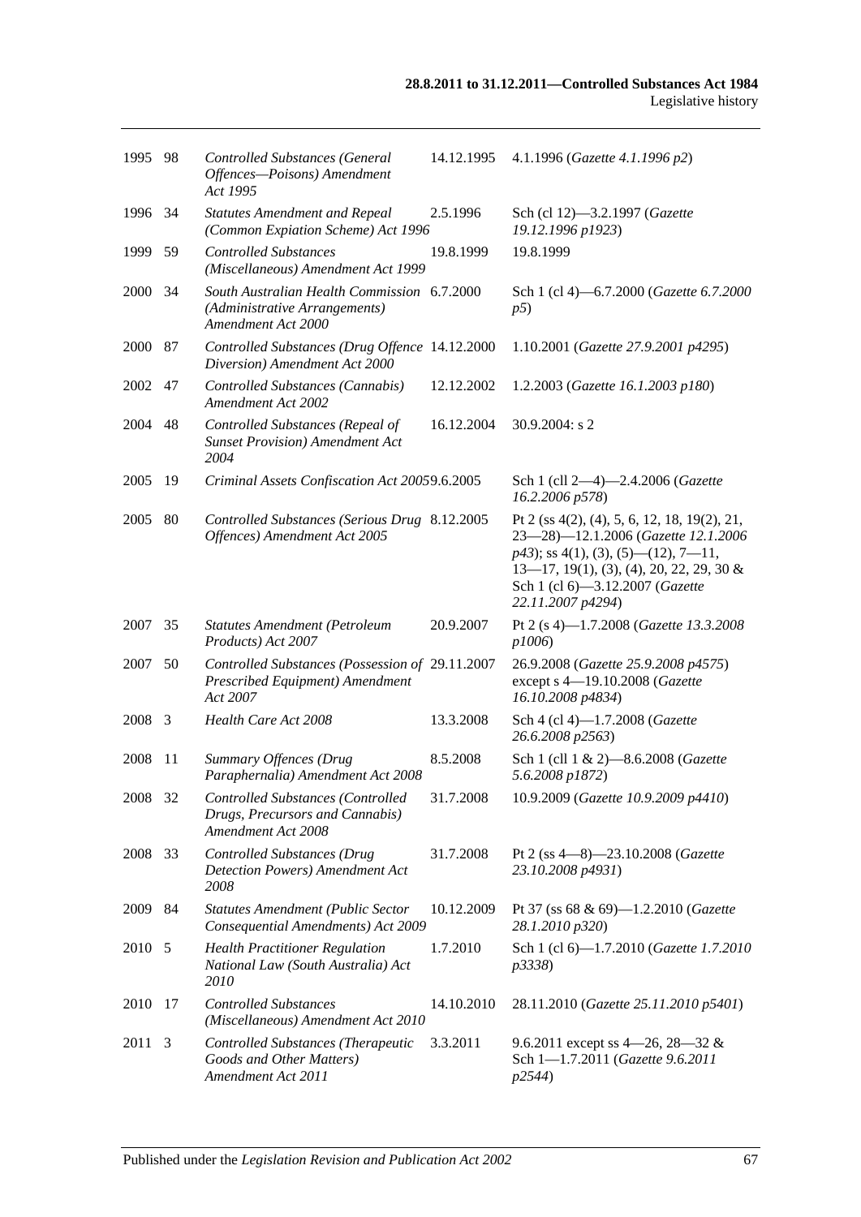| | | | | |
|---|---|---|---|---|
| 1995 | 98 | *Controlled Substances (General Offences—Poisons) Amendment Act 1995* | 14.12.1995 | 4.1.1996 (*Gazette 4.1.1996 p2*) |
| 1996 | 34 | *Statutes Amendment and Repeal (Common Expiation Scheme) Act 1996* | 2.5.1996 | Sch (cl 12)—3.2.1997 (*Gazette 19.12.1996 p1923*) |
| 1999 | 59 | *Controlled Substances (Miscellaneous) Amendment Act 1999* | 19.8.1999 | 19.8.1999 |
| 2000 | 34 | *South Australian Health Commission (Administrative Arrangements) Amendment Act 2000* | 6.7.2000 | Sch 1 (cl 4)—6.7.2000 (*Gazette 6.7.2000 p5*) |
| 2000 | 87 | *Controlled Substances (Drug Offence Diversion) Amendment Act 2000* | 14.12.2000 | 1.10.2001 (*Gazette 27.9.2001 p4295*) |
| 2002 | 47 | *Controlled Substances (Cannabis) Amendment Act 2002* | 12.12.2002 | 1.2.2003 (*Gazette 16.1.2003 p180*) |
| 2004 | 48 | *Controlled Substances (Repeal of Sunset Provision) Amendment Act 2004* | 16.12.2004 | 30.9.2004: s 2 |
| 2005 | 19 | *Criminal Assets Confiscation Act 2005* | 9.6.2005 | Sch 1 (cll 2—4)—2.4.2006 (*Gazette 16.2.2006 p578*) |
| 2005 | 80 | *Controlled Substances (Serious Drug Offences) Amendment Act 2005* | 8.12.2005 | Pt 2 (ss 4(2), (4), 5, 6, 12, 18, 19(2), 21, 23—28)—12.1.2006 (*Gazette 12.1.2006 p43*); ss 4(1), (3), (5)—(12), 7—11, 13—17, 19(1), (3), (4), 20, 22, 29, 30 & Sch 1 (cl 6)—3.12.2007 (*Gazette 22.11.2007 p4294*) |
| 2007 | 35 | *Statutes Amendment (Petroleum Products) Act 2007* | 20.9.2007 | Pt 2 (s 4)—1.7.2008 (*Gazette 13.3.2008 p1006*) |
| 2007 | 50 | *Controlled Substances (Possession of Prescribed Equipment) Amendment Act 2007* | 29.11.2007 | 26.9.2008 (*Gazette 25.9.2008 p4575*) except s 4—19.10.2008 (*Gazette 16.10.2008 p4834*) |
| 2008 | 3 | *Health Care Act 2008* | 13.3.2008 | Sch 4 (cl 4)—1.7.2008 (*Gazette 26.6.2008 p2563*) |
| 2008 | 11 | *Summary Offences (Drug Paraphernalia) Amendment Act 2008* | 8.5.2008 | Sch 1 (cll 1 & 2)—8.6.2008 (*Gazette 5.6.2008 p1872*) |
| 2008 | 32 | *Controlled Substances (Controlled Drugs, Precursors and Cannabis) Amendment Act 2008* | 31.7.2008 | 10.9.2009 (*Gazette 10.9.2009 p4410*) |
| 2008 | 33 | *Controlled Substances (Drug Detection Powers) Amendment Act 2008* | 31.7.2008 | Pt 2 (ss 4—8)—23.10.2008 (*Gazette 23.10.2008 p4931*) |
| 2009 | 84 | *Statutes Amendment (Public Sector Consequential Amendments) Act 2009* | 10.12.2009 | Pt 37 (ss 68 & 69)—1.2.2010 (*Gazette 28.1.2010 p320*) |
| 2010 | 5 | *Health Practitioner Regulation National Law (South Australia) Act 2010* | 1.7.2010 | Sch 1 (cl 6)—1.7.2010 (*Gazette 1.7.2010 p3338*) |
| 2010 | 17 | *Controlled Substances (Miscellaneous) Amendment Act 2010* | 14.10.2010 | 28.11.2010 (*Gazette 25.11.2010 p5401*) |
| 2011 | 3 | *Controlled Substances (Therapeutic Goods and Other Matters) Amendment Act 2011* | 3.3.2011 | 9.6.2011 except ss 4—26, 28—32 & Sch 1—1.7.2011 (*Gazette 9.6.2011 p2544*) |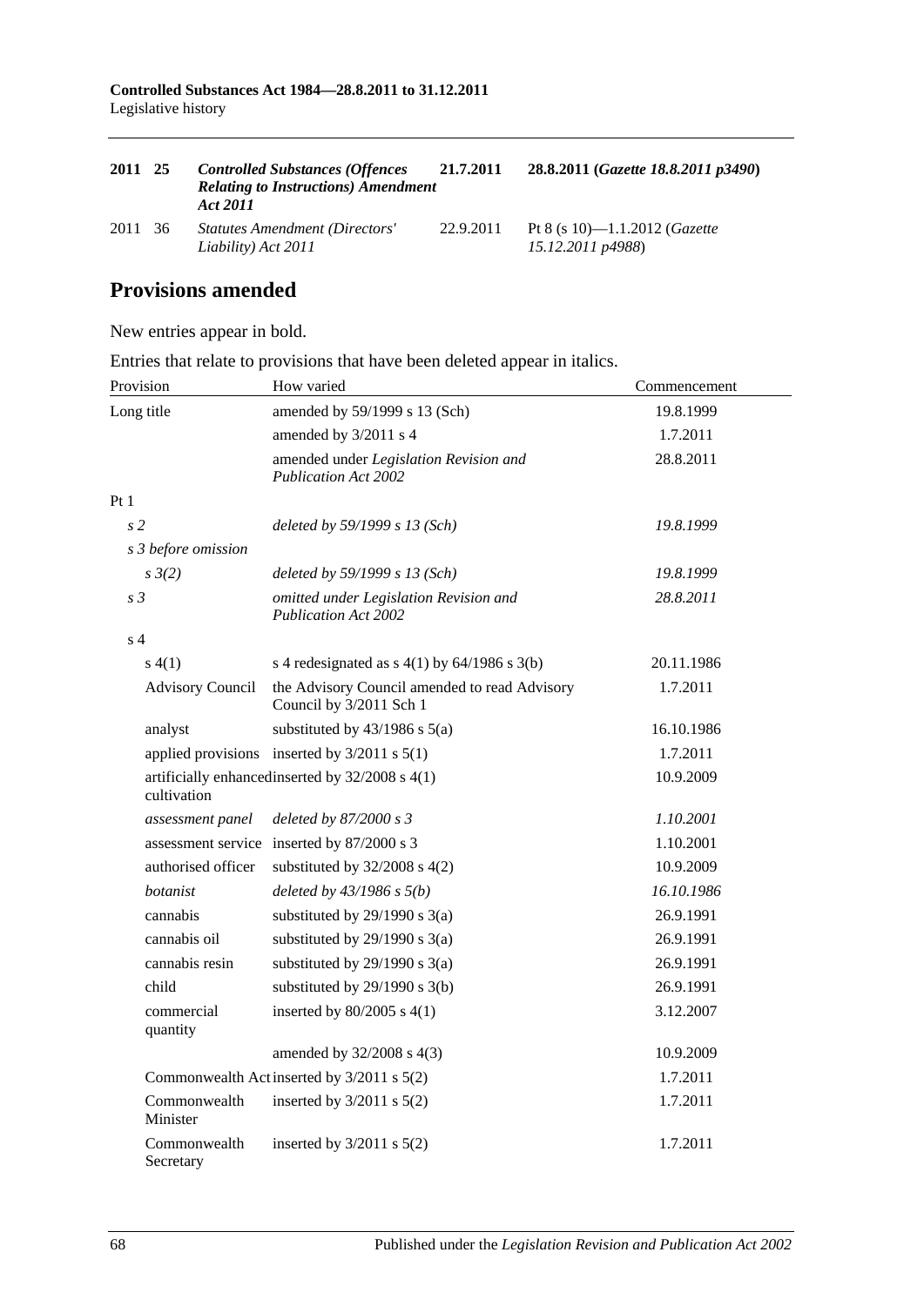| | | | | |
|---|---|---|---|---|
| **2011** | **25** | ***Controlled Substances (Offences Relating to Instructions) Amendment Act 2011*** | **21.7.2011** | **28.8.2011 (*Gazette 18.8.2011 p3490*)** |
| 2011 | 36 | *Statutes Amendment (Directors' Liability) Act 2011* | 22.9.2011 | Pt 8 (s 10)—1.1.2012 (*Gazette 15.12.2011 p4988*) |

## Provisions amended

New entries appear in bold.

Entries that relate to provisions that have been deleted appear in italics.

| Provision | How varied | Commencement |
|---|---|---|
| Long title | amended by 59/1999 s 13 (Sch) | 19.8.1999 |
| | amended by 3/2011 s 4 | 1.7.2011 |
| | amended under *Legislation Revision and Publication Act 2002* | 28.8.2011 |
| Pt 1 | | |
| *s 2* | *deleted by 59/1999 s 13 (Sch)* | *19.8.1999* |
| *s 3 before omission* | | |
| *s 3(2)* | *deleted by 59/1999 s 13 (Sch)* | *19.8.1999* |
| *s 3* | *omitted under Legislation Revision and Publication Act 2002* | *28.8.2011* |
| s 4 | | |
| s 4(1) | s 4 redesignated as s 4(1) by 64/1986 s 3(b) | 20.11.1986 |
| Advisory Council | the Advisory Council amended to read Advisory Council by 3/2011 Sch 1 | 1.7.2011 |
| analyst | substituted by 43/1986 s 5(a) | 16.10.1986 |
| applied provisions | inserted by 3/2011 s 5(1) | 1.7.2011 |
| artificially enhanced cultivation | inserted by 32/2008 s 4(1) | 10.9.2009 |
| *assessment panel* | *deleted by 87/2000 s 3* | *1.10.2001* |
| assessment service | inserted by 87/2000 s 3 | 1.10.2001 |
| authorised officer | substituted by 32/2008 s 4(2) | 10.9.2009 |
| *botanist* | *deleted by 43/1986 s 5(b)* | *16.10.1986* |
| cannabis | substituted by 29/1990 s 3(a) | 26.9.1991 |
| cannabis oil | substituted by 29/1990 s 3(a) | 26.9.1991 |
| cannabis resin | substituted by 29/1990 s 3(a) | 26.9.1991 |
| child | substituted by 29/1990 s 3(b) | 26.9.1991 |
| commercial quantity | inserted by 80/2005 s 4(1) | 3.12.2007 |
| | amended by 32/2008 s 4(3) | 10.9.2009 |
| Commonwealth Act | inserted by 3/2011 s 5(2) | 1.7.2011 |
| Commonwealth Minister | inserted by 3/2011 s 5(2) | 1.7.2011 |
| Commonwealth Secretary | inserted by 3/2011 s 5(2) | 1.7.2011 |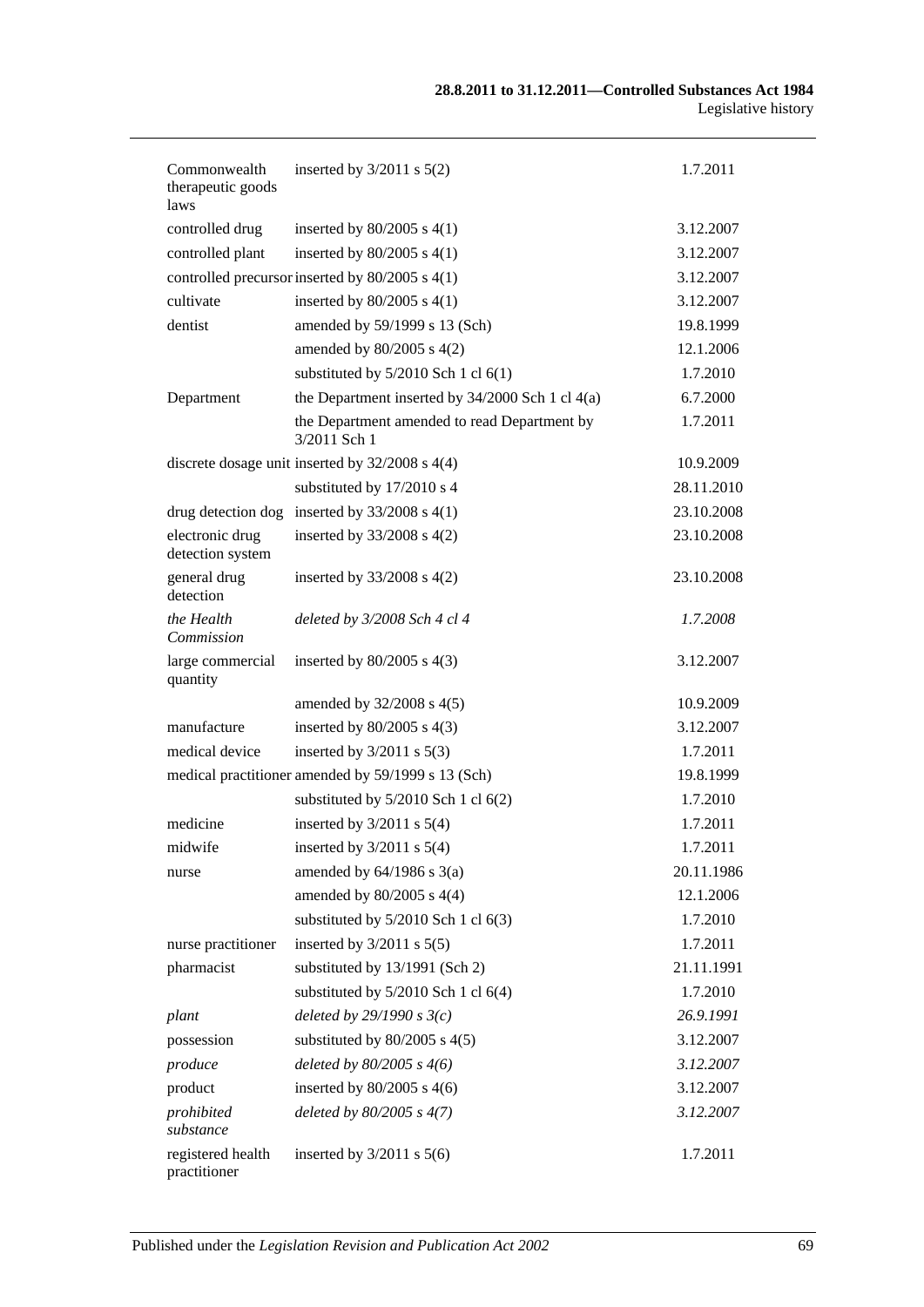| | | |
|---|---|---|
| Commonwealth therapeutic goods laws | inserted by 3/2011 s 5(2) | 1.7.2011 |
| controlled drug | inserted by 80/2005 s 4(1) | 3.12.2007 |
| controlled plant | inserted by 80/2005 s 4(1) | 3.12.2007 |
| controlled precursor | inserted by 80/2005 s 4(1) | 3.12.2007 |
| cultivate | inserted by 80/2005 s 4(1) | 3.12.2007 |
| dentist | amended by 59/1999 s 13 (Sch) | 19.8.1999 |
| | amended by 80/2005 s 4(2) | 12.1.2006 |
| | substituted by 5/2010 Sch 1 cl 6(1) | 1.7.2010 |
| Department | the Department inserted by 34/2000 Sch 1 cl 4(a) | 6.7.2000 |
| | the Department amended to read Department by 3/2011 Sch 1 | 1.7.2011 |
| discrete dosage unit | inserted by 32/2008 s 4(4) | 10.9.2009 |
| | substituted by 17/2010 s 4 | 28.11.2010 |
| drug detection dog | inserted by 33/2008 s 4(1) | 23.10.2008 |
| electronic drug detection system | inserted by 33/2008 s 4(2) | 23.10.2008 |
| general drug detection | inserted by 33/2008 s 4(2) | 23.10.2008 |
| *the Health Commission* | *deleted by 3/2008 Sch 4 cl 4* | *1.7.2008* |
| large commercial quantity | inserted by 80/2005 s 4(3) | 3.12.2007 |
| | amended by 32/2008 s 4(5) | 10.9.2009 |
| manufacture | inserted by 80/2005 s 4(3) | 3.12.2007 |
| medical device | inserted by 3/2011 s 5(3) | 1.7.2011 |
| medical practitioner | amended by 59/1999 s 13 (Sch) | 19.8.1999 |
| | substituted by 5/2010 Sch 1 cl 6(2) | 1.7.2010 |
| medicine | inserted by 3/2011 s 5(4) | 1.7.2011 |
| midwife | inserted by 3/2011 s 5(4) | 1.7.2011 |
| nurse | amended by 64/1986 s 3(a) | 20.11.1986 |
| | amended by 80/2005 s 4(4) | 12.1.2006 |
| | substituted by 5/2010 Sch 1 cl 6(3) | 1.7.2010 |
| nurse practitioner | inserted by 3/2011 s 5(5) | 1.7.2011 |
| pharmacist | substituted by 13/1991 (Sch 2) | 21.11.1991 |
| | substituted by 5/2010 Sch 1 cl 6(4) | 1.7.2010 |
| *plant* | *deleted by 29/1990 s 3(c)* | *26.9.1991* |
| possession | substituted by 80/2005 s 4(5) | 3.12.2007 |
| *produce* | *deleted by 80/2005 s 4(6)* | *3.12.2007* |
| product | inserted by 80/2005 s 4(6) | 3.12.2007 |
| *prohibited substance* | *deleted by 80/2005 s 4(7)* | *3.12.2007* |
| registered health practitioner | inserted by 3/2011 s 5(6) | 1.7.2011 |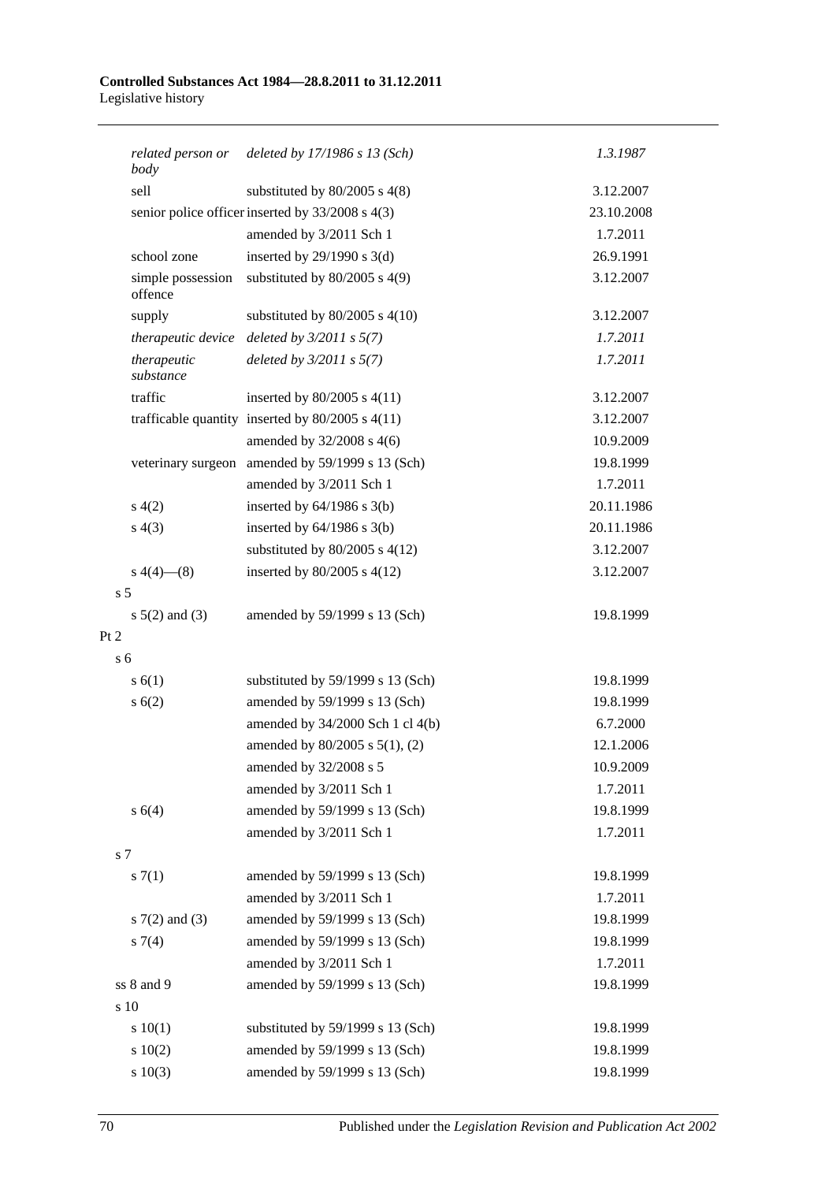| | | |
|---|---|---|
| *related person or body* | *deleted by 17/1986 s 13 (Sch)* | *1.3.1987* |
| sell | substituted by 80/2005 s 4(8) | 3.12.2007 |
| senior police officer | inserted by 33/2008 s 4(3) | 23.10.2008 |
| | amended by 3/2011 Sch 1 | 1.7.2011 |
| school zone | inserted by 29/1990 s 3(d) | 26.9.1991 |
| simple possession offence | substituted by 80/2005 s 4(9) | 3.12.2007 |
| supply | substituted by 80/2005 s 4(10) | 3.12.2007 |
| *therapeutic device* | *deleted by 3/2011 s 5(7)* | *1.7.2011* |
| *therapeutic substance* | *deleted by 3/2011 s 5(7)* | *1.7.2011* |
| traffic | inserted by 80/2005 s 4(11) | 3.12.2007 |
| trafficable quantity | inserted by 80/2005 s 4(11) | 3.12.2007 |
| | amended by 32/2008 s 4(6) | 10.9.2009 |
| veterinary surgeon | amended by 59/1999 s 13 (Sch) | 19.8.1999 |
| | amended by 3/2011 Sch 1 | 1.7.2011 |
| s 4(2) | inserted by 64/1986 s 3(b) | 20.11.1986 |
| s 4(3) | inserted by 64/1986 s 3(b) | 20.11.1986 |
| | substituted by 80/2005 s 4(12) | 3.12.2007 |
| s 4(4)—(8) | inserted by 80/2005 s 4(12) | 3.12.2007 |
| s 5 | | |
| s 5(2) and (3) | amended by 59/1999 s 13 (Sch) | 19.8.1999 |
| Pt 2 | | |
| s 6 | | |
| s 6(1) | substituted by 59/1999 s 13 (Sch) | 19.8.1999 |
| s 6(2) | amended by 59/1999 s 13 (Sch) | 19.8.1999 |
| | amended by 34/2000 Sch 1 cl 4(b) | 6.7.2000 |
| | amended by 80/2005 s 5(1), (2) | 12.1.2006 |
| | amended by 32/2008 s 5 | 10.9.2009 |
| | amended by 3/2011 Sch 1 | 1.7.2011 |
| s 6(4) | amended by 59/1999 s 13 (Sch) | 19.8.1999 |
| | amended by 3/2011 Sch 1 | 1.7.2011 |
| s 7 | | |
| s 7(1) | amended by 59/1999 s 13 (Sch) | 19.8.1999 |
| | amended by 3/2011 Sch 1 | 1.7.2011 |
| s 7(2) and (3) | amended by 59/1999 s 13 (Sch) | 19.8.1999 |
| s 7(4) | amended by 59/1999 s 13 (Sch) | 19.8.1999 |
| | amended by 3/2011 Sch 1 | 1.7.2011 |
| ss 8 and 9 | amended by 59/1999 s 13 (Sch) | 19.8.1999 |
| s 10 | | |
| s 10(1) | substituted by 59/1999 s 13 (Sch) | 19.8.1999 |
| s 10(2) | amended by 59/1999 s 13 (Sch) | 19.8.1999 |
| s 10(3) | amended by 59/1999 s 13 (Sch) | 19.8.1999 |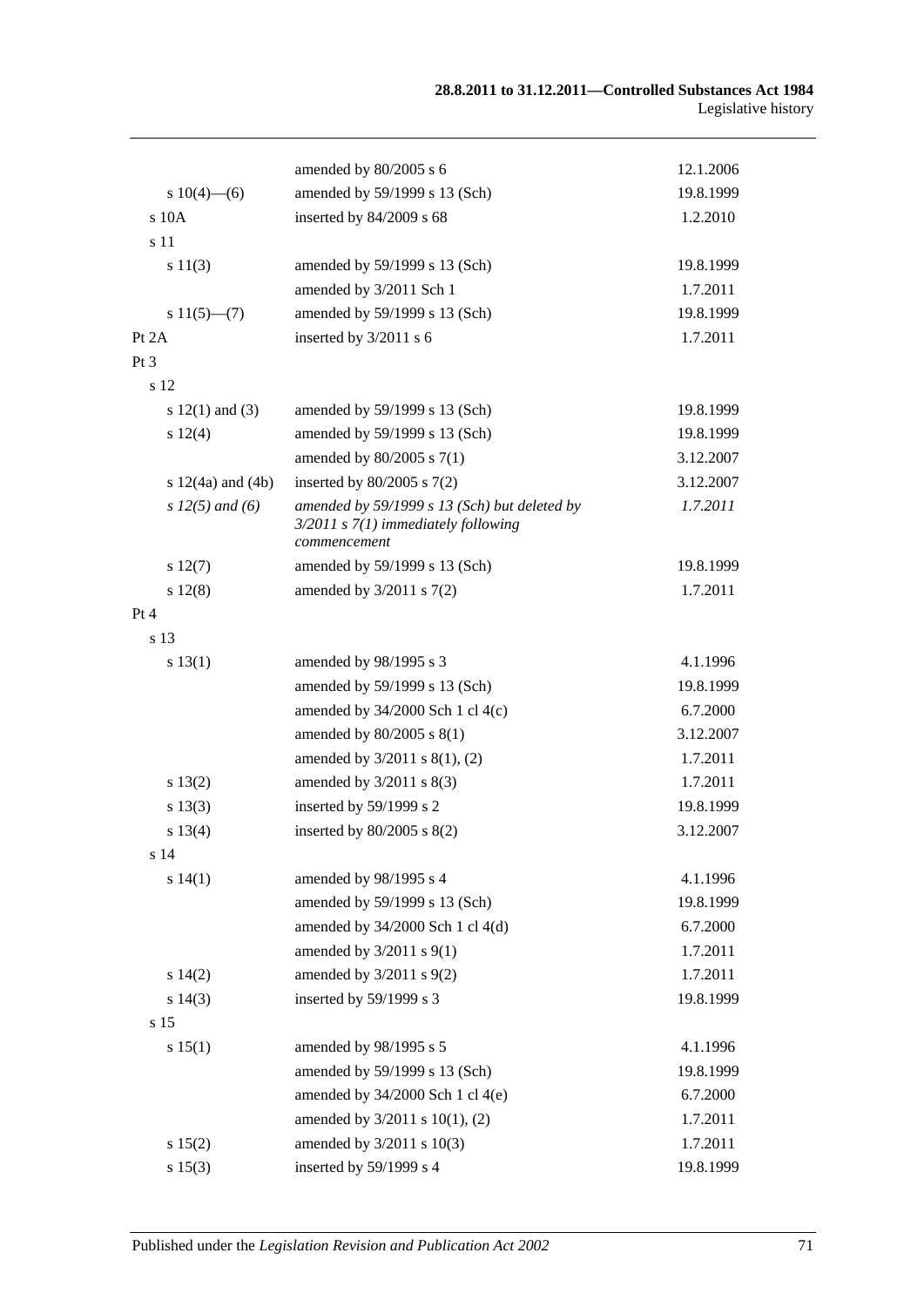| | | |
|---|---|---|
| | amended by 80/2005 s 6 | 12.1.2006 |
| s 10(4)—(6) | amended by 59/1999 s 13 (Sch) | 19.8.1999 |
| s 10A | inserted by 84/2009 s 68 | 1.2.2010 |
| s 11 | | |
| s 11(3) | amended by 59/1999 s 13 (Sch) | 19.8.1999 |
| | amended by 3/2011 Sch 1 | 1.7.2011 |
| s 11(5)—(7) | amended by 59/1999 s 13 (Sch) | 19.8.1999 |
| Pt 2A | inserted by 3/2011 s 6 | 1.7.2011 |
| Pt 3 | | |
| s 12 | | |
| s 12(1) and (3) | amended by 59/1999 s 13 (Sch) | 19.8.1999 |
| s 12(4) | amended by 59/1999 s 13 (Sch) | 19.8.1999 |
| | amended by 80/2005 s 7(1) | 3.12.2007 |
| s 12(4a) and (4b) | inserted by 80/2005 s 7(2) | 3.12.2007 |
| *s 12(5) and (6)* | *amended by 59/1999 s 13 (Sch) but deleted by 3/2011 s 7(1) immediately following commencement* | *1.7.2011* |
| s 12(7) | amended by 59/1999 s 13 (Sch) | 19.8.1999 |
| s 12(8) | amended by 3/2011 s 7(2) | 1.7.2011 |
| Pt 4 | | |
| s 13 | | |
| s 13(1) | amended by 98/1995 s 3 | 4.1.1996 |
| | amended by 59/1999 s 13 (Sch) | 19.8.1999 |
| | amended by 34/2000 Sch 1 cl 4(c) | 6.7.2000 |
| | amended by 80/2005 s 8(1) | 3.12.2007 |
| | amended by 3/2011 s 8(1), (2) | 1.7.2011 |
| s 13(2) | amended by 3/2011 s 8(3) | 1.7.2011 |
| s 13(3) | inserted by 59/1999 s 2 | 19.8.1999 |
| s 13(4) | inserted by 80/2005 s 8(2) | 3.12.2007 |
| s 14 | | |
| s 14(1) | amended by 98/1995 s 4 | 4.1.1996 |
| | amended by 59/1999 s 13 (Sch) | 19.8.1999 |
| | amended by 34/2000 Sch 1 cl 4(d) | 6.7.2000 |
| | amended by 3/2011 s 9(1) | 1.7.2011 |
| s 14(2) | amended by 3/2011 s 9(2) | 1.7.2011 |
| s 14(3) | inserted by 59/1999 s 3 | 19.8.1999 |
| s 15 | | |
| s 15(1) | amended by 98/1995 s 5 | 4.1.1996 |
| | amended by 59/1999 s 13 (Sch) | 19.8.1999 |
| | amended by 34/2000 Sch 1 cl 4(e) | 6.7.2000 |
| | amended by 3/2011 s 10(1), (2) | 1.7.2011 |
| s 15(2) | amended by 3/2011 s 10(3) | 1.7.2011 |
| s 15(3) | inserted by 59/1999 s 4 | 19.8.1999 |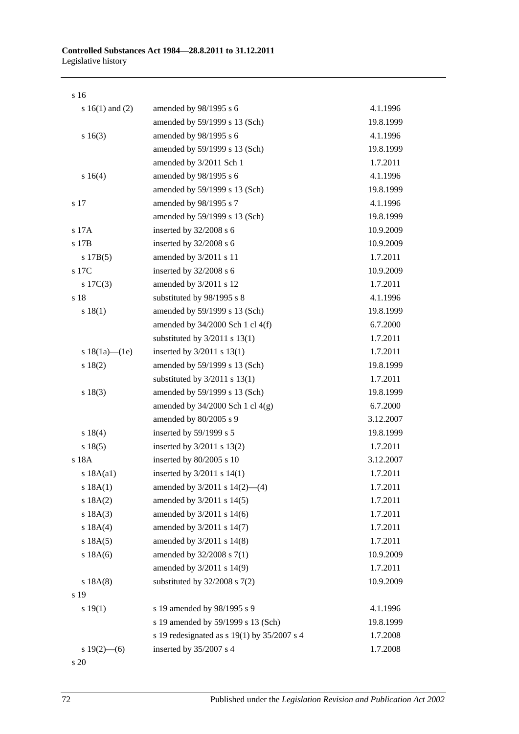| | | |
|---|---|---|
| s 16 | | |
| s 16(1) and (2) | amended by 98/1995 s 6 | 4.1.1996 |
| | amended by 59/1999 s 13 (Sch) | 19.8.1999 |
| s 16(3) | amended by 98/1995 s 6 | 4.1.1996 |
| | amended by 59/1999 s 13 (Sch) | 19.8.1999 |
| | amended by 3/2011 Sch 1 | 1.7.2011 |
| s 16(4) | amended by 98/1995 s 6 | 4.1.1996 |
| | amended by 59/1999 s 13 (Sch) | 19.8.1999 |
| s 17 | amended by 98/1995 s 7 | 4.1.1996 |
| | amended by 59/1999 s 13 (Sch) | 19.8.1999 |
| s 17A | inserted by 32/2008 s 6 | 10.9.2009 |
| s 17B | inserted by 32/2008 s 6 | 10.9.2009 |
| s 17B(5) | amended by 3/2011 s 11 | 1.7.2011 |
| s 17C | inserted by 32/2008 s 6 | 10.9.2009 |
| s 17C(3) | amended by 3/2011 s 12 | 1.7.2011 |
| s 18 | substituted by 98/1995 s 8 | 4.1.1996 |
| s 18(1) | amended by 59/1999 s 13 (Sch) | 19.8.1999 |
| | amended by 34/2000 Sch 1 cl 4(f) | 6.7.2000 |
| | substituted by 3/2011 s 13(1) | 1.7.2011 |
| s 18(1a)—(1e) | inserted by 3/2011 s 13(1) | 1.7.2011 |
| s 18(2) | amended by 59/1999 s 13 (Sch) | 19.8.1999 |
| | substituted by 3/2011 s 13(1) | 1.7.2011 |
| s 18(3) | amended by 59/1999 s 13 (Sch) | 19.8.1999 |
| | amended by 34/2000 Sch 1 cl 4(g) | 6.7.2000 |
| | amended by 80/2005 s 9 | 3.12.2007 |
| s 18(4) | inserted by 59/1999 s 5 | 19.8.1999 |
| s 18(5) | inserted by 3/2011 s 13(2) | 1.7.2011 |
| s 18A | inserted by 80/2005 s 10 | 3.12.2007 |
| s 18A(a1) | inserted by 3/2011 s 14(1) | 1.7.2011 |
| s 18A(1) | amended by 3/2011 s 14(2)—(4) | 1.7.2011 |
| s 18A(2) | amended by 3/2011 s 14(5) | 1.7.2011 |
| s 18A(3) | amended by 3/2011 s 14(6) | 1.7.2011 |
| s 18A(4) | amended by 3/2011 s 14(7) | 1.7.2011 |
| s 18A(5) | amended by 3/2011 s 14(8) | 1.7.2011 |
| s 18A(6) | amended by 32/2008 s 7(1) | 10.9.2009 |
| | amended by 3/2011 s 14(9) | 1.7.2011 |
| s 18A(8) | substituted by 32/2008 s 7(2) | 10.9.2009 |
| s 19 | | |
| s 19(1) | s 19 amended by 98/1995 s 9 | 4.1.1996 |
| | s 19 amended by 59/1999 s 13 (Sch) | 19.8.1999 |
| | s 19 redesignated as s 19(1) by 35/2007 s 4 | 1.7.2008 |
| s 19(2)—(6) | inserted by 35/2007 s 4 | 1.7.2008 |
| s 20 | | |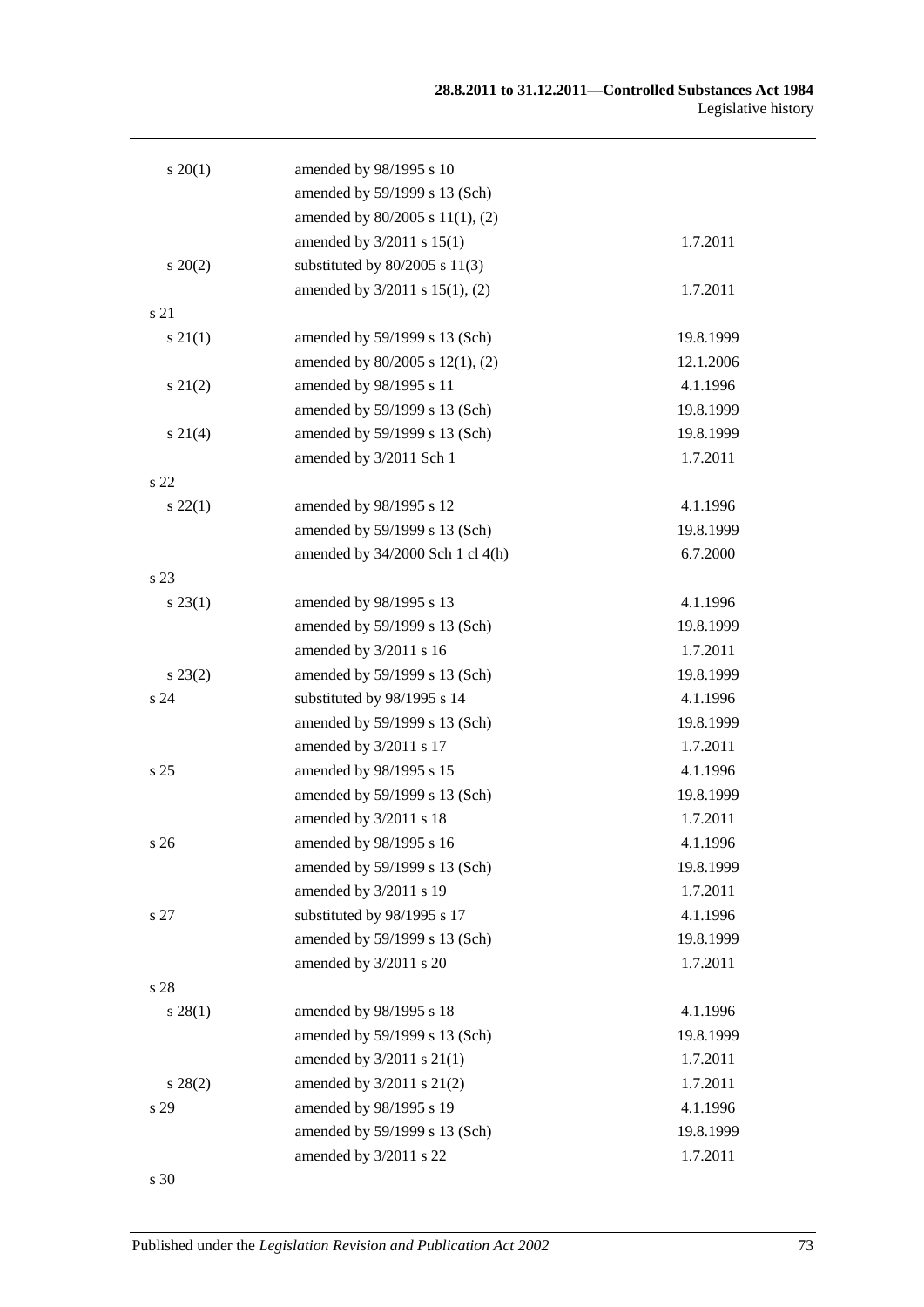| | | |
|---|---|---|
| s 20(1) | amended by 98/1995 s 10 | |
| | amended by 59/1999 s 13 (Sch) | |
| | amended by 80/2005 s 11(1), (2) | |
| | amended by 3/2011 s 15(1) | 1.7.2011 |
| s 20(2) | substituted by 80/2005 s 11(3) | |
| | amended by 3/2011 s 15(1), (2) | 1.7.2011 |
| s 21 | | |
| s 21(1) | amended by 59/1999 s 13 (Sch) | 19.8.1999 |
| | amended by 80/2005 s 12(1), (2) | 12.1.2006 |
| s 21(2) | amended by 98/1995 s 11 | 4.1.1996 |
| | amended by 59/1999 s 13 (Sch) | 19.8.1999 |
| s 21(4) | amended by 59/1999 s 13 (Sch) | 19.8.1999 |
| | amended by 3/2011 Sch 1 | 1.7.2011 |
| s 22 | | |
| s 22(1) | amended by 98/1995 s 12 | 4.1.1996 |
| | amended by 59/1999 s 13 (Sch) | 19.8.1999 |
| | amended by 34/2000 Sch 1 cl 4(h) | 6.7.2000 |
| s 23 | | |
| s 23(1) | amended by 98/1995 s 13 | 4.1.1996 |
| | amended by 59/1999 s 13 (Sch) | 19.8.1999 |
| | amended by 3/2011 s 16 | 1.7.2011 |
| s 23(2) | amended by 59/1999 s 13 (Sch) | 19.8.1999 |
| s 24 | substituted by 98/1995 s 14 | 4.1.1996 |
| | amended by 59/1999 s 13 (Sch) | 19.8.1999 |
| | amended by 3/2011 s 17 | 1.7.2011 |
| s 25 | amended by 98/1995 s 15 | 4.1.1996 |
| | amended by 59/1999 s 13 (Sch) | 19.8.1999 |
| | amended by 3/2011 s 18 | 1.7.2011 |
| s 26 | amended by 98/1995 s 16 | 4.1.1996 |
| | amended by 59/1999 s 13 (Sch) | 19.8.1999 |
| | amended by 3/2011 s 19 | 1.7.2011 |
| s 27 | substituted by 98/1995 s 17 | 4.1.1996 |
| | amended by 59/1999 s 13 (Sch) | 19.8.1999 |
| | amended by 3/2011 s 20 | 1.7.2011 |
| s 28 | | |
| s 28(1) | amended by 98/1995 s 18 | 4.1.1996 |
| | amended by 59/1999 s 13 (Sch) | 19.8.1999 |
| | amended by 3/2011 s 21(1) | 1.7.2011 |
| s 28(2) | amended by 3/2011 s 21(2) | 1.7.2011 |
| s 29 | amended by 98/1995 s 19 | 4.1.1996 |
| | amended by 59/1999 s 13 (Sch) | 19.8.1999 |
| | amended by 3/2011 s 22 | 1.7.2011 |
| s 30 | | |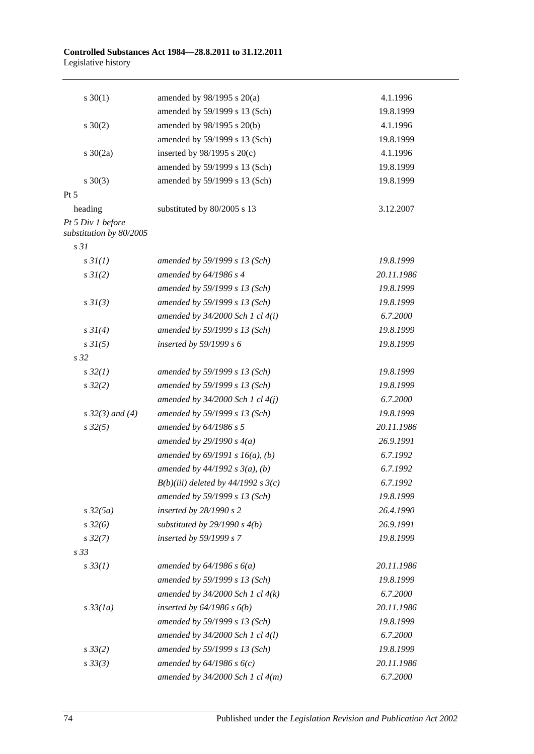| | | |
|---|---|---|
| s 30(1) | amended by 98/1995 s 20(a) | 4.1.1996 |
| | amended by 59/1999 s 13 (Sch) | 19.8.1999 |
| s 30(2) | amended by 98/1995 s 20(b) | 4.1.1996 |
| | amended by 59/1999 s 13 (Sch) | 19.8.1999 |
| s 30(2a) | inserted by 98/1995 s 20(c) | 4.1.1996 |
| | amended by 59/1999 s 13 (Sch) | 19.8.1999 |
| s 30(3) | amended by 59/1999 s 13 (Sch) | 19.8.1999 |
| Pt 5 | | |
| heading | substituted by 80/2005 s 13 | 3.12.2007 |
| *Pt 5 Div 1 before substitution by 80/2005* | | |
| *s 31* | | |
| *s 31(1)* | *amended by 59/1999 s 13 (Sch)* | *19.8.1999* |
| *s 31(2)* | *amended by 64/1986 s 4* | *20.11.1986* |
| | *amended by 59/1999 s 13 (Sch)* | *19.8.1999* |
| *s 31(3)* | *amended by 59/1999 s 13 (Sch)* | *19.8.1999* |
| | *amended by 34/2000 Sch 1 cl 4(i)* | *6.7.2000* |
| *s 31(4)* | *amended by 59/1999 s 13 (Sch)* | *19.8.1999* |
| *s 31(5)* | *inserted by 59/1999 s 6* | *19.8.1999* |
| *s 32* | | |
| *s 32(1)* | *amended by 59/1999 s 13 (Sch)* | *19.8.1999* |
| *s 32(2)* | *amended by 59/1999 s 13 (Sch)* | *19.8.1999* |
| | *amended by 34/2000 Sch 1 cl 4(j)* | *6.7.2000* |
| *s 32(3) and (4)* | *amended by 59/1999 s 13 (Sch)* | *19.8.1999* |
| *s 32(5)* | *amended by 64/1986 s 5* | *20.11.1986* |
| | *amended by 29/1990 s 4(a)* | *26.9.1991* |
| | *amended by 69/1991 s 16(a), (b)* | *6.7.1992* |
| | *amended by 44/1992 s 3(a), (b)* | *6.7.1992* |
| | *B(b)(iii) deleted by 44/1992 s 3(c)* | *6.7.1992* |
| | *amended by 59/1999 s 13 (Sch)* | *19.8.1999* |
| *s 32(5a)* | *inserted by 28/1990 s 2* | *26.4.1990* |
| *s 32(6)* | *substituted by 29/1990 s 4(b)* | *26.9.1991* |
| *s 32(7)* | *inserted by 59/1999 s 7* | *19.8.1999* |
| *s 33* | | |
| *s 33(1)* | *amended by 64/1986 s 6(a)* | *20.11.1986* |
| | *amended by 59/1999 s 13 (Sch)* | *19.8.1999* |
| | *amended by 34/2000 Sch 1 cl 4(k)* | *6.7.2000* |
| *s 33(1a)* | *inserted by 64/1986 s 6(b)* | *20.11.1986* |
| | *amended by 59/1999 s 13 (Sch)* | *19.8.1999* |
| | *amended by 34/2000 Sch 1 cl 4(l)* | *6.7.2000* |
| *s 33(2)* | *amended by 59/1999 s 13 (Sch)* | *19.8.1999* |
| *s 33(3)* | *amended by 64/1986 s 6(c)* | *20.11.1986* |
| | *amended by 34/2000 Sch 1 cl 4(m)* | *6.7.2000* |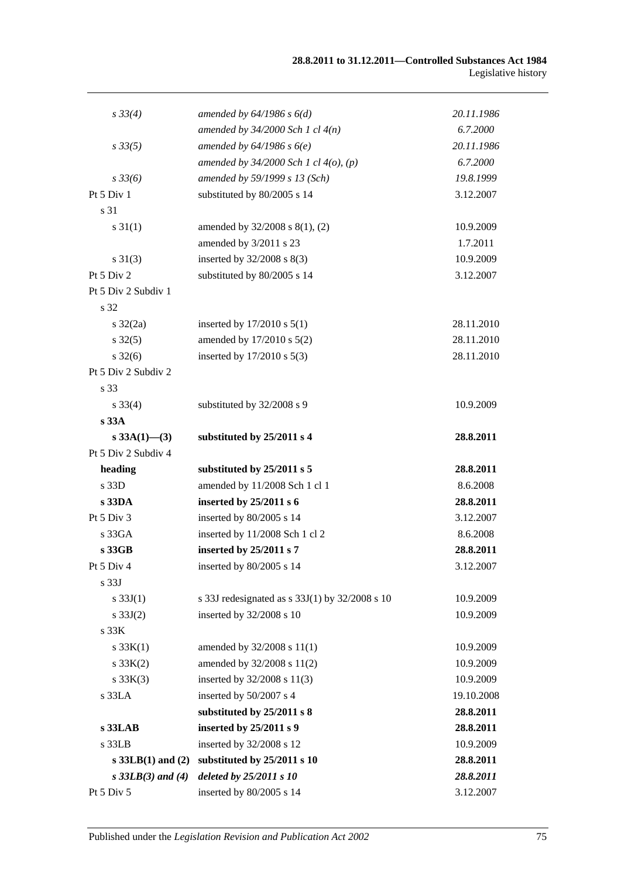| | | |
|---|---|---|
| *s 33(4)* | *amended by 64/1986 s 6(d)* | *20.11.1986* |
| | *amended by 34/2000 Sch 1 cl 4(n)* | *6.7.2000* |
| *s 33(5)* | *amended by 64/1986 s 6(e)* | *20.11.1986* |
| | *amended by 34/2000 Sch 1 cl 4(o), (p)* | *6.7.2000* |
| *s 33(6)* | *amended by 59/1999 s 13 (Sch)* | *19.8.1999* |
| Pt 5 Div 1 | substituted by 80/2005 s 14 | 3.12.2007 |
| s 31 | | |
| s 31(1) | amended by 32/2008 s 8(1), (2) | 10.9.2009 |
| | amended by 3/2011 s 23 | 1.7.2011 |
| s 31(3) | inserted by 32/2008 s 8(3) | 10.9.2009 |
| Pt 5 Div 2 | substituted by 80/2005 s 14 | 3.12.2007 |
| Pt 5 Div 2 Subdiv 1 | | |
| s 32 | | |
| s 32(2a) | inserted by 17/2010 s 5(1) | 28.11.2010 |
| s 32(5) | amended by 17/2010 s 5(2) | 28.11.2010 |
| s 32(6) | inserted by 17/2010 s 5(3) | 28.11.2010 |
| Pt 5 Div 2 Subdiv 2 | | |
| s 33 | | |
| s 33(4) | substituted by 32/2008 s 9 | 10.9.2009 |
| **s 33A** | | |
| **s 33A(1)—(3)** | **substituted by 25/2011 s 4** | **28.8.2011** |
| Pt 5 Div 2 Subdiv 4 | | |
| **heading** | **substituted by 25/2011 s 5** | **28.8.2011** |
| s 33D | amended by 11/2008 Sch 1 cl 1 | 8.6.2008 |
| **s 33DA** | **inserted by 25/2011 s 6** | **28.8.2011** |
| Pt 5 Div 3 | inserted by 80/2005 s 14 | 3.12.2007 |
| s 33GA | inserted by 11/2008 Sch 1 cl 2 | 8.6.2008 |
| **s 33GB** | **inserted by 25/2011 s 7** | **28.8.2011** |
| Pt 5 Div 4 | inserted by 80/2005 s 14 | 3.12.2007 |
| s 33J | | |
| s 33J(1) | s 33J redesignated as s 33J(1) by 32/2008 s 10 | 10.9.2009 |
| s 33J(2) | inserted by 32/2008 s 10 | 10.9.2009 |
| s 33K | | |
| s 33K(1) | amended by 32/2008 s 11(1) | 10.9.2009 |
| s 33K(2) | amended by 32/2008 s 11(2) | 10.9.2009 |
| s 33K(3) | inserted by 32/2008 s 11(3) | 10.9.2009 |
| s 33LA | inserted by 50/2007 s 4 | 19.10.2008 |
| | **substituted by 25/2011 s 8** | **28.8.2011** |
| **s 33LAB** | **inserted by 25/2011 s 9** | **28.8.2011** |
| s 33LB | inserted by 32/2008 s 12 | 10.9.2009 |
| **s 33LB(1) and (2)** | **substituted by 25/2011 s 10** | **28.8.2011** |
| ***s 33LB(3) and (4)*** | ***deleted by 25/2011 s 10*** | ***28.8.2011*** |
| Pt 5 Div 5 | inserted by 80/2005 s 14 | 3.12.2007 |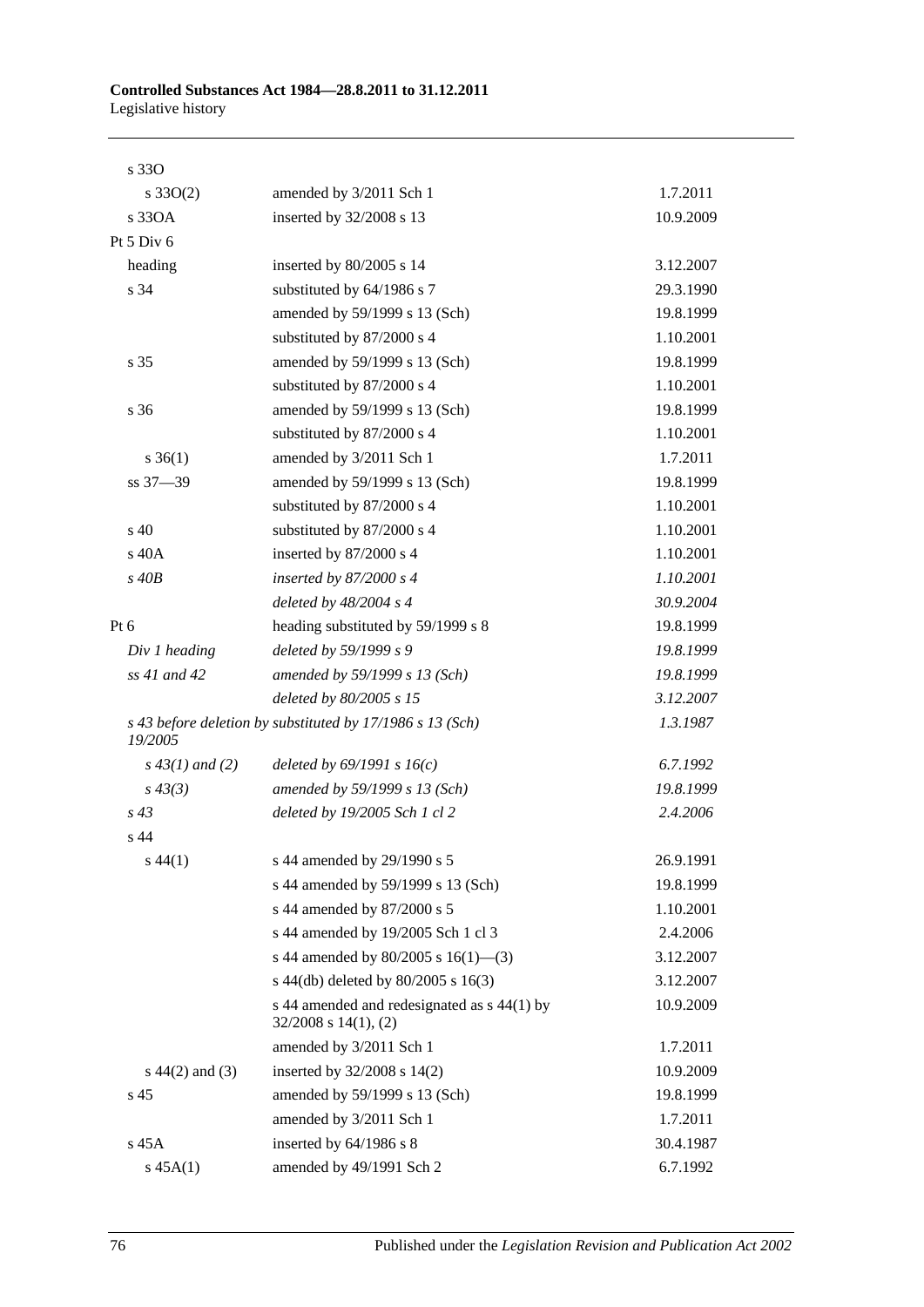| | | |
|---|---|---|
| s 33O | | |
| s 33O(2) | amended by 3/2011 Sch 1 | 1.7.2011 |
| s 33OA | inserted by 32/2008 s 13 | 10.9.2009 |
| Pt 5 Div 6 | | |
| heading | inserted by 80/2005 s 14 | 3.12.2007 |
| s 34 | substituted by 64/1986 s 7 | 29.3.1990 |
| | amended by 59/1999 s 13 (Sch) | 19.8.1999 |
| | substituted by 87/2000 s 4 | 1.10.2001 |
| s 35 | amended by 59/1999 s 13 (Sch) | 19.8.1999 |
| | substituted by 87/2000 s 4 | 1.10.2001 |
| s 36 | amended by 59/1999 s 13 (Sch) | 19.8.1999 |
| | substituted by 87/2000 s 4 | 1.10.2001 |
| s 36(1) | amended by 3/2011 Sch 1 | 1.7.2011 |
| ss 37—39 | amended by 59/1999 s 13 (Sch) | 19.8.1999 |
| | substituted by 87/2000 s 4 | 1.10.2001 |
| s 40 | substituted by 87/2000 s 4 | 1.10.2001 |
| s 40A | inserted by 87/2000 s 4 | 1.10.2001 |
| *s 40B* | *inserted by 87/2000 s 4* | *1.10.2001* |
| | *deleted by 48/2004 s 4* | *30.9.2004* |
| Pt 6 | heading substituted by 59/1999 s 8 | 19.8.1999 |
| *Div 1 heading* | *deleted by 59/1999 s 9* | *19.8.1999* |
| *ss 41 and 42* | *amended by 59/1999 s 13 (Sch)* | *19.8.1999* |
| | *deleted by 80/2005 s 15* | *3.12.2007* |
| *s 43 before deletion by 19/2005* | *substituted by 17/1986 s 13 (Sch)* | *1.3.1987* |
| *s 43(1) and (2)* | *deleted by 69/1991 s 16(c)* | *6.7.1992* |
| *s 43(3)* | *amended by 59/1999 s 13 (Sch)* | *19.8.1999* |
| *s 43* | *deleted by 19/2005 Sch 1 cl 2* | *2.4.2006* |
| s 44 | | |
| s 44(1) | s 44 amended by 29/1990 s 5 | 26.9.1991 |
| | s 44 amended by 59/1999 s 13 (Sch) | 19.8.1999 |
| | s 44 amended by 87/2000 s 5 | 1.10.2001 |
| | s 44 amended by 19/2005 Sch 1 cl 3 | 2.4.2006 |
| | s 44 amended by 80/2005 s 16(1)—(3) | 3.12.2007 |
| | s 44(db) deleted by 80/2005 s 16(3) | 3.12.2007 |
| | s 44 amended and redesignated as s 44(1) by 32/2008 s 14(1), (2) | 10.9.2009 |
| | amended by 3/2011 Sch 1 | 1.7.2011 |
| s 44(2) and (3) | inserted by 32/2008 s 14(2) | 10.9.2009 |
| s 45 | amended by 59/1999 s 13 (Sch) | 19.8.1999 |
| | amended by 3/2011 Sch 1 | 1.7.2011 |
| s 45A | inserted by 64/1986 s 8 | 30.4.1987 |
| s 45A(1) | amended by 49/1991 Sch 2 | 6.7.1992 |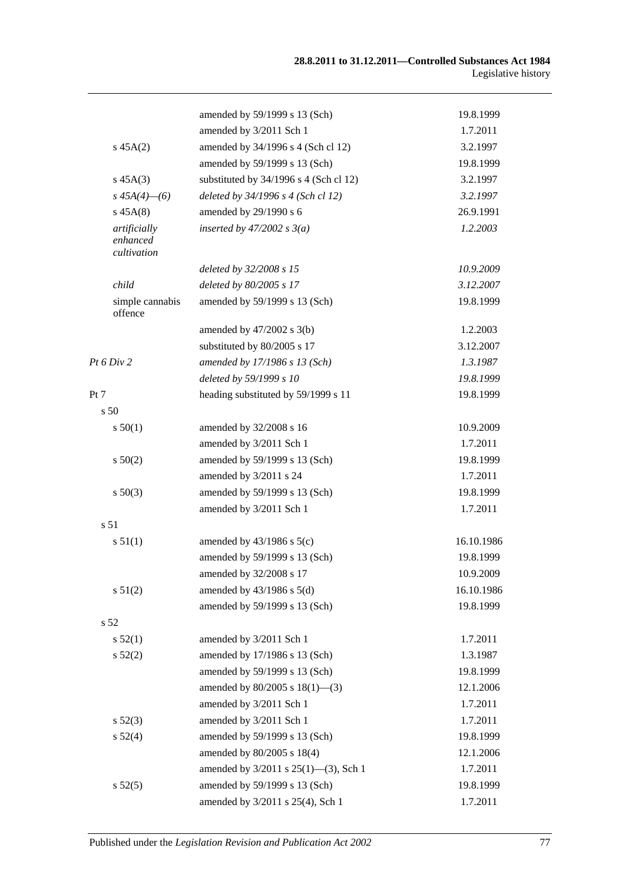|  |  |  |
|---|---|---|
|  | amended by 59/1999 s 13 (Sch) | 19.8.1999 |
|  | amended by 3/2011 Sch 1 | 1.7.2011 |
| s 45A(2) | amended by 34/1996 s 4 (Sch cl 12) | 3.2.1997 |
|  | amended by 59/1999 s 13 (Sch) | 19.8.1999 |
| s 45A(3) | substituted by 34/1996 s 4 (Sch cl 12) | 3.2.1997 |
| *s 45A(4)—(6)* | *deleted by 34/1996 s 4 (Sch cl 12)* | *3.2.1997* |
| s 45A(8) | amended by 29/1990 s 6 | 26.9.1991 |
| *artificially enhanced cultivation* | *inserted by 47/2002 s 3(a)* | *1.2.2003* |
|  | *deleted by 32/2008 s 15* | *10.9.2009* |
| *child* | *deleted by 80/2005 s 17* | *3.12.2007* |
| simple cannabis offence | amended by 59/1999 s 13 (Sch) | 19.8.1999 |
|  | amended by 47/2002 s 3(b) | 1.2.2003 |
|  | substituted by 80/2005 s 17 | 3.12.2007 |
| *Pt 6 Div 2* | *amended by 17/1986 s 13 (Sch)* | *1.3.1987* |
|  | *deleted by 59/1999 s 10* | *19.8.1999* |
| Pt 7 | heading substituted by 59/1999 s 11 | 19.8.1999 |
| s 50 |  |  |
| s 50(1) | amended by 32/2008 s 16 | 10.9.2009 |
|  | amended by 3/2011 Sch 1 | 1.7.2011 |
| s 50(2) | amended by 59/1999 s 13 (Sch) | 19.8.1999 |
|  | amended by 3/2011 s 24 | 1.7.2011 |
| s 50(3) | amended by 59/1999 s 13 (Sch) | 19.8.1999 |
|  | amended by 3/2011 Sch 1 | 1.7.2011 |
| s 51 |  |  |
| s 51(1) | amended by 43/1986 s 5(c) | 16.10.1986 |
|  | amended by 59/1999 s 13 (Sch) | 19.8.1999 |
|  | amended by 32/2008 s 17 | 10.9.2009 |
| s 51(2) | amended by 43/1986 s 5(d) | 16.10.1986 |
|  | amended by 59/1999 s 13 (Sch) | 19.8.1999 |
| s 52 |  |  |
| s 52(1) | amended by 3/2011 Sch 1 | 1.7.2011 |
| s 52(2) | amended by 17/1986 s 13 (Sch) | 1.3.1987 |
|  | amended by 59/1999 s 13 (Sch) | 19.8.1999 |
|  | amended by 80/2005 s 18(1)—(3) | 12.1.2006 |
|  | amended by 3/2011 Sch 1 | 1.7.2011 |
| s 52(3) | amended by 3/2011 Sch 1 | 1.7.2011 |
| s 52(4) | amended by 59/1999 s 13 (Sch) | 19.8.1999 |
|  | amended by 80/2005 s 18(4) | 12.1.2006 |
|  | amended by 3/2011 s 25(1)—(3), Sch 1 | 1.7.2011 |
| s 52(5) | amended by 59/1999 s 13 (Sch) | 19.8.1999 |
|  | amended by 3/2011 s 25(4), Sch 1 | 1.7.2011 |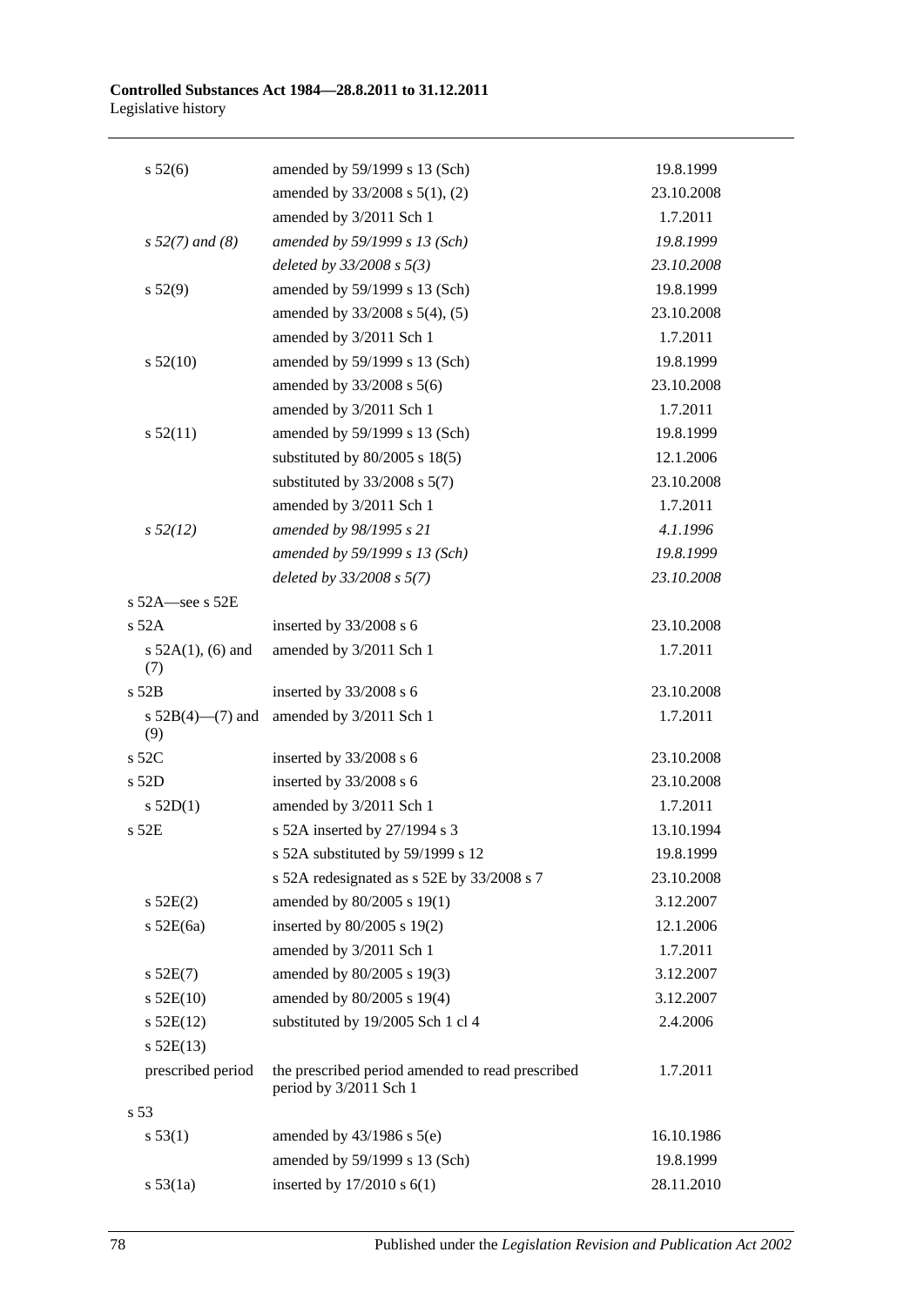| | | |
|---|---|---|
| s 52(6) | amended by 59/1999 s 13 (Sch) | 19.8.1999 |
| | amended by 33/2008 s 5(1), (2) | 23.10.2008 |
| | amended by 3/2011 Sch 1 | 1.7.2011 |
| *s 52(7) and (8)* | *amended by 59/1999 s 13 (Sch)* | *19.8.1999* |
| | *deleted by 33/2008 s 5(3)* | *23.10.2008* |
| s 52(9) | amended by 59/1999 s 13 (Sch) | 19.8.1999 |
| | amended by 33/2008 s 5(4), (5) | 23.10.2008 |
| | amended by 3/2011 Sch 1 | 1.7.2011 |
| s 52(10) | amended by 59/1999 s 13 (Sch) | 19.8.1999 |
| | amended by 33/2008 s 5(6) | 23.10.2008 |
| | amended by 3/2011 Sch 1 | 1.7.2011 |
| s 52(11) | amended by 59/1999 s 13 (Sch) | 19.8.1999 |
| | substituted by 80/2005 s 18(5) | 12.1.2006 |
| | substituted by 33/2008 s 5(7) | 23.10.2008 |
| | amended by 3/2011 Sch 1 | 1.7.2011 |
| *s 52(12)* | *amended by 98/1995 s 21* | *4.1.1996* |
| | *amended by 59/1999 s 13 (Sch)* | *19.8.1999* |
| | *deleted by 33/2008 s 5(7)* | *23.10.2008* |
| s 52A—see s 52E | | |
| s 52A | inserted by 33/2008 s 6 | 23.10.2008 |
| s 52A(1), (6) and (7) | amended by 3/2011 Sch 1 | 1.7.2011 |
| s 52B | inserted by 33/2008 s 6 | 23.10.2008 |
| s 52B(4)—(7) and (9) | amended by 3/2011 Sch 1 | 1.7.2011 |
| s 52C | inserted by 33/2008 s 6 | 23.10.2008 |
| s 52D | inserted by 33/2008 s 6 | 23.10.2008 |
| s 52D(1) | amended by 3/2011 Sch 1 | 1.7.2011 |
| s 52E | s 52A inserted by 27/1994 s 3 | 13.10.1994 |
| | s 52A substituted by 59/1999 s 12 | 19.8.1999 |
| | s 52A redesignated as s 52E by 33/2008 s 7 | 23.10.2008 |
| s 52E(2) | amended by 80/2005 s 19(1) | 3.12.2007 |
| s 52E(6a) | inserted by 80/2005 s 19(2) | 12.1.2006 |
| | amended by 3/2011 Sch 1 | 1.7.2011 |
| s 52E(7) | amended by 80/2005 s 19(3) | 3.12.2007 |
| s 52E(10) | amended by 80/2005 s 19(4) | 3.12.2007 |
| s 52E(12) | substituted by 19/2005 Sch 1 cl 4 | 2.4.2006 |
| s 52E(13) | | |
| prescribed period | the prescribed period amended to read prescribed period by 3/2011 Sch 1 | 1.7.2011 |
| s 53 | | |
| s 53(1) | amended by 43/1986 s 5(e) | 16.10.1986 |
| | amended by 59/1999 s 13 (Sch) | 19.8.1999 |
| s 53(1a) | inserted by 17/2010 s 6(1) | 28.11.2010 |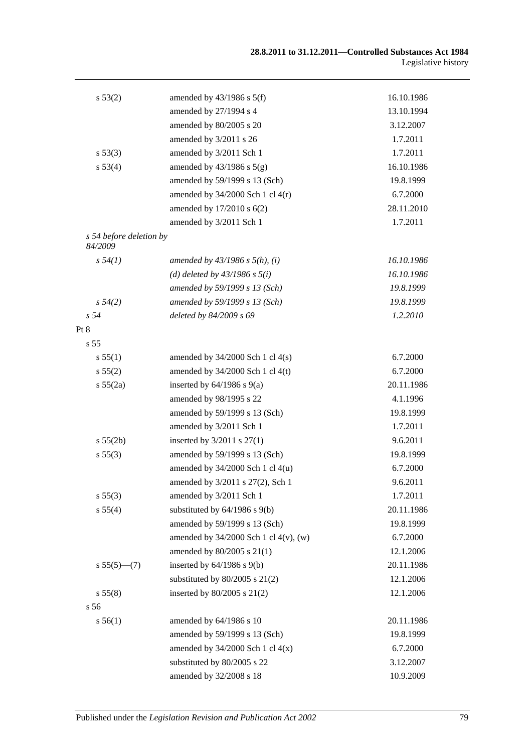| | | |
|---|---|---|
| s 53(2) | amended by 43/1986 s 5(f) | 16.10.1986 |
| | amended by 27/1994 s 4 | 13.10.1994 |
| | amended by 80/2005 s 20 | 3.12.2007 |
| | amended by 3/2011 s 26 | 1.7.2011 |
| s 53(3) | amended by 3/2011 Sch 1 | 1.7.2011 |
| s 53(4) | amended by 43/1986 s 5(g) | 16.10.1986 |
| | amended by 59/1999 s 13 (Sch) | 19.8.1999 |
| | amended by 34/2000 Sch 1 cl 4(r) | 6.7.2000 |
| | amended by 17/2010 s 6(2) | 28.11.2010 |
| | amended by 3/2011 Sch 1 | 1.7.2011 |
| *s 54 before deletion by 84/2009* | | |
| *s 54(1)* | *amended by 43/1986 s 5(h), (i)* | *16.10.1986* |
| | *(d) deleted by 43/1986 s 5(i)* | *16.10.1986* |
| | *amended by 59/1999 s 13 (Sch)* | *19.8.1999* |
| *s 54(2)* | *amended by 59/1999 s 13 (Sch)* | *19.8.1999* |
| *s 54* | *deleted by 84/2009 s 69* | *1.2.2010* |
| Pt 8 | | |
| s 55 | | |
| s 55(1) | amended by 34/2000 Sch 1 cl 4(s) | 6.7.2000 |
| s 55(2) | amended by 34/2000 Sch 1 cl 4(t) | 6.7.2000 |
| s 55(2a) | inserted by 64/1986 s 9(a) | 20.11.1986 |
| | amended by 98/1995 s 22 | 4.1.1996 |
| | amended by 59/1999 s 13 (Sch) | 19.8.1999 |
| | amended by 3/2011 Sch 1 | 1.7.2011 |
| s 55(2b) | inserted by 3/2011 s 27(1) | 9.6.2011 |
| s 55(3) | amended by 59/1999 s 13 (Sch) | 19.8.1999 |
| | amended by 34/2000 Sch 1 cl 4(u) | 6.7.2000 |
| | amended by 3/2011 s 27(2), Sch 1 | 9.6.2011 |
| s 55(3) | amended by 3/2011 Sch 1 | 1.7.2011 |
| s 55(4) | substituted by 64/1986 s 9(b) | 20.11.1986 |
| | amended by 59/1999 s 13 (Sch) | 19.8.1999 |
| | amended by 34/2000 Sch 1 cl 4(v), (w) | 6.7.2000 |
| | amended by 80/2005 s 21(1) | 12.1.2006 |
| s 55(5)—(7) | inserted by 64/1986 s 9(b) | 20.11.1986 |
| | substituted by 80/2005 s 21(2) | 12.1.2006 |
| s 55(8) | inserted by 80/2005 s 21(2) | 12.1.2006 |
| s 56 | | |
| s 56(1) | amended by 64/1986 s 10 | 20.11.1986 |
| | amended by 59/1999 s 13 (Sch) | 19.8.1999 |
| | amended by 34/2000 Sch 1 cl 4(x) | 6.7.2000 |
| | substituted by 80/2005 s 22 | 3.12.2007 |
| | amended by 32/2008 s 18 | 10.9.2009 |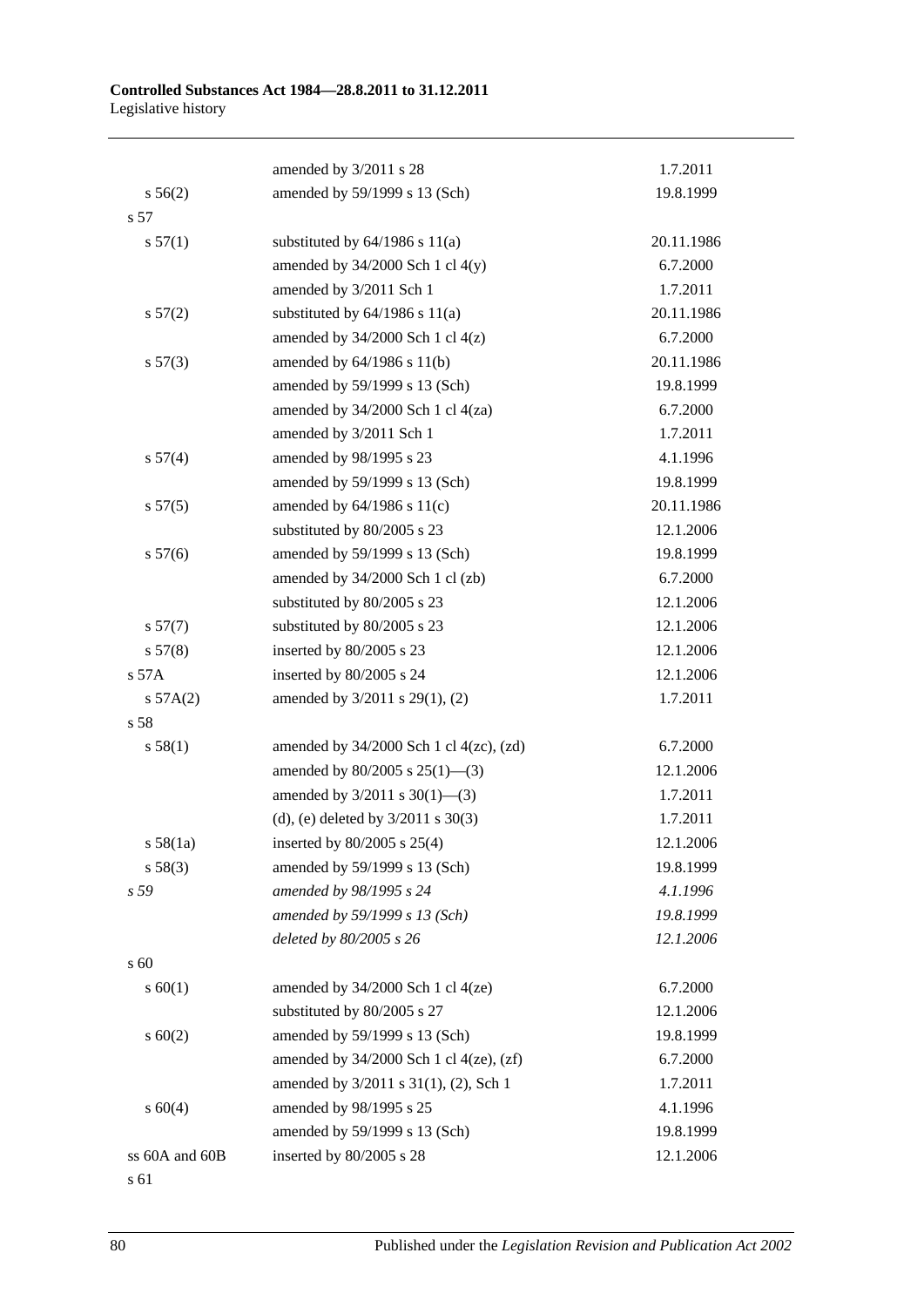| | | |
|---|---|---|
| | amended by 3/2011 s 28 | 1.7.2011 |
| s 56(2) | amended by 59/1999 s 13 (Sch) | 19.8.1999 |
| s 57 | | |
| s 57(1) | substituted by 64/1986 s 11(a) | 20.11.1986 |
| | amended by 34/2000 Sch 1 cl 4(y) | 6.7.2000 |
| | amended by 3/2011 Sch 1 | 1.7.2011 |
| s 57(2) | substituted by 64/1986 s 11(a) | 20.11.1986 |
| | amended by 34/2000 Sch 1 cl 4(z) | 6.7.2000 |
| s 57(3) | amended by 64/1986 s 11(b) | 20.11.1986 |
| | amended by 59/1999 s 13 (Sch) | 19.8.1999 |
| | amended by 34/2000 Sch 1 cl 4(za) | 6.7.2000 |
| | amended by 3/2011 Sch 1 | 1.7.2011 |
| s 57(4) | amended by 98/1995 s 23 | 4.1.1996 |
| | amended by 59/1999 s 13 (Sch) | 19.8.1999 |
| s 57(5) | amended by 64/1986 s 11(c) | 20.11.1986 |
| | substituted by 80/2005 s 23 | 12.1.2006 |
| s 57(6) | amended by 59/1999 s 13 (Sch) | 19.8.1999 |
| | amended by 34/2000 Sch 1 cl (zb) | 6.7.2000 |
| | substituted by 80/2005 s 23 | 12.1.2006 |
| s 57(7) | substituted by 80/2005 s 23 | 12.1.2006 |
| s 57(8) | inserted by 80/2005 s 23 | 12.1.2006 |
| s 57A | inserted by 80/2005 s 24 | 12.1.2006 |
| s 57A(2) | amended by 3/2011 s 29(1), (2) | 1.7.2011 |
| s 58 | | |
| s 58(1) | amended by 34/2000 Sch 1 cl 4(zc), (zd) | 6.7.2000 |
| | amended by 80/2005 s 25(1)—(3) | 12.1.2006 |
| | amended by 3/2011 s 30(1)—(3) | 1.7.2011 |
| | (d), (e) deleted by 3/2011 s 30(3) | 1.7.2011 |
| s 58(1a) | inserted by 80/2005 s 25(4) | 12.1.2006 |
| s 58(3) | amended by 59/1999 s 13 (Sch) | 19.8.1999 |
| *s 59* | *amended by 98/1995 s 24* | *4.1.1996* |
| | *amended by 59/1999 s 13 (Sch)* | *19.8.1999* |
| | *deleted by 80/2005 s 26* | *12.1.2006* |
| s 60 | | |
| s 60(1) | amended by 34/2000 Sch 1 cl 4(ze) | 6.7.2000 |
| | substituted by 80/2005 s 27 | 12.1.2006 |
| s 60(2) | amended by 59/1999 s 13 (Sch) | 19.8.1999 |
| | amended by 34/2000 Sch 1 cl 4(ze), (zf) | 6.7.2000 |
| | amended by 3/2011 s 31(1), (2), Sch 1 | 1.7.2011 |
| s 60(4) | amended by 98/1995 s 25 | 4.1.1996 |
| | amended by 59/1999 s 13 (Sch) | 19.8.1999 |
| ss 60A and 60B | inserted by 80/2005 s 28 | 12.1.2006 |
| s 61 | | |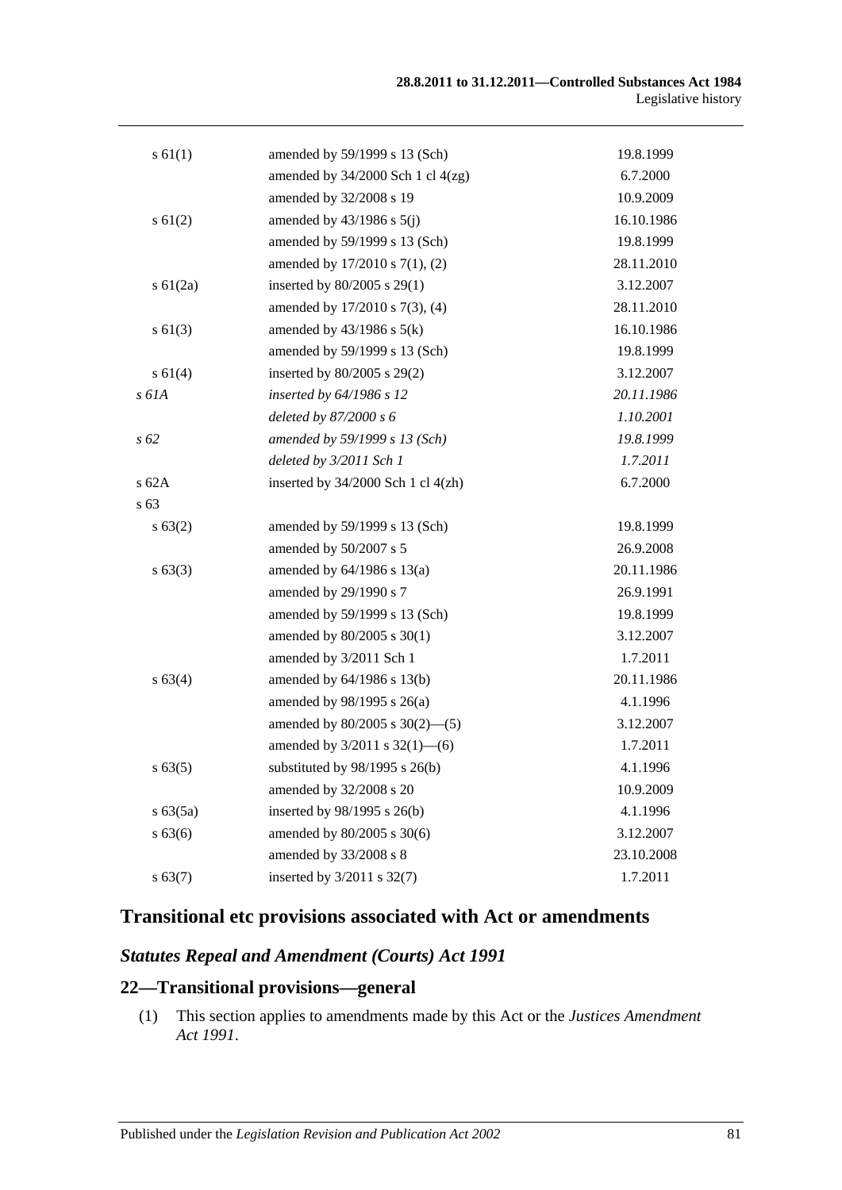| | | |
|---|---|---|
| s 61(1) | amended by 59/1999 s 13 (Sch) | 19.8.1999 |
| | amended by 34/2000 Sch 1 cl 4(zg) | 6.7.2000 |
| | amended by 32/2008 s 19 | 10.9.2009 |
| s 61(2) | amended by 43/1986 s 5(j) | 16.10.1986 |
| | amended by 59/1999 s 13 (Sch) | 19.8.1999 |
| | amended by 17/2010 s 7(1), (2) | 28.11.2010 |
| s 61(2a) | inserted by 80/2005 s 29(1) | 3.12.2007 |
| | amended by 17/2010 s 7(3), (4) | 28.11.2010 |
| s 61(3) | amended by 43/1986 s 5(k) | 16.10.1986 |
| | amended by 59/1999 s 13 (Sch) | 19.8.1999 |
| s 61(4) | inserted by 80/2005 s 29(2) | 3.12.2007 |
| *s 61A* | *inserted by 64/1986 s 12* | *20.11.1986* |
| | *deleted by 87/2000 s 6* | *1.10.2001* |
| *s 62* | *amended by 59/1999 s 13 (Sch)* | *19.8.1999* |
| | *deleted by 3/2011 Sch 1* | *1.7.2011* |
| s 62A | inserted by 34/2000 Sch 1 cl 4(zh) | 6.7.2000 |
| s 63 | | |
| s 63(2) | amended by 59/1999 s 13 (Sch) | 19.8.1999 |
| | amended by 50/2007 s 5 | 26.9.2008 |
| s 63(3) | amended by 64/1986 s 13(a) | 20.11.1986 |
| | amended by 29/1990 s 7 | 26.9.1991 |
| | amended by 59/1999 s 13 (Sch) | 19.8.1999 |
| | amended by 80/2005 s 30(1) | 3.12.2007 |
| | amended by 3/2011 Sch 1 | 1.7.2011 |
| s 63(4) | amended by 64/1986 s 13(b) | 20.11.1986 |
| | amended by 98/1995 s 26(a) | 4.1.1996 |
| | amended by 80/2005 s 30(2)—(5) | 3.12.2007 |
| | amended by 3/2011 s 32(1)—(6) | 1.7.2011 |
| s 63(5) | substituted by 98/1995 s 26(b) | 4.1.1996 |
| | amended by 32/2008 s 20 | 10.9.2009 |
| s 63(5a) | inserted by 98/1995 s 26(b) | 4.1.1996 |
| s 63(6) | amended by 80/2005 s 30(6) | 3.12.2007 |
| | amended by 33/2008 s 8 | 23.10.2008 |
| s 63(7) | inserted by 3/2011 s 32(7) | 1.7.2011 |

## Transitional etc provisions associated with Act or amendments

### *Statutes Repeal and Amendment (Courts) Act 1991*

## 22—Transitional provisions—general

(1) This section applies to amendments made by this Act or the *Justices Amendment Act 1991*.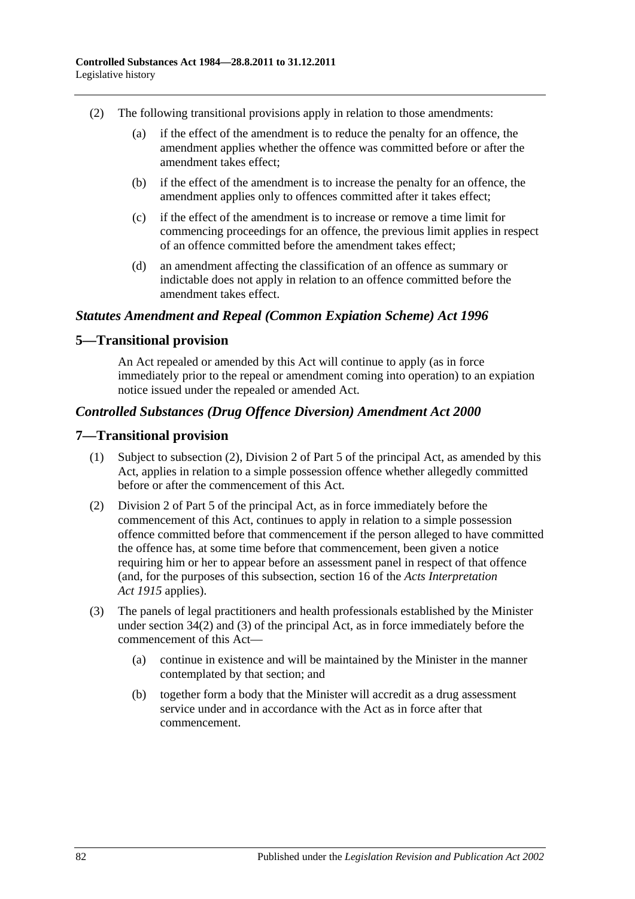(2) The following transitional provisions apply in relation to those amendments:

(a) if the effect of the amendment is to reduce the penalty for an offence, the amendment applies whether the offence was committed before or after the amendment takes effect;

(b) if the effect of the amendment is to increase the penalty for an offence, the amendment applies only to offences committed after it takes effect;

(c) if the effect of the amendment is to increase or remove a time limit for commencing proceedings for an offence, the previous limit applies in respect of an offence committed before the amendment takes effect;

(d) an amendment affecting the classification of an offence as summary or indictable does not apply in relation to an offence committed before the amendment takes effect.

### *Statutes Amendment and Repeal (Common Expiation Scheme) Act 1996*

## 5—Transitional provision

An Act repealed or amended by this Act will continue to apply (as in force immediately prior to the repeal or amendment coming into operation) to an expiation notice issued under the repealed or amended Act.

### *Controlled Substances (Drug Offence Diversion) Amendment Act 2000*

## 7—Transitional provision

(1) Subject to subsection (2), Division 2 of Part 5 of the principal Act, as amended by this Act, applies in relation to a simple possession offence whether allegedly committed before or after the commencement of this Act.

(2) Division 2 of Part 5 of the principal Act, as in force immediately before the commencement of this Act, continues to apply in relation to a simple possession offence committed before that commencement if the person alleged to have committed the offence has, at some time before that commencement, been given a notice requiring him or her to appear before an assessment panel in respect of that offence (and, for the purposes of this subsection, section 16 of the *Acts Interpretation Act 1915* applies).

(3) The panels of legal practitioners and health professionals established by the Minister under section 34(2) and (3) of the principal Act, as in force immediately before the commencement of this Act—

(a) continue in existence and will be maintained by the Minister in the manner contemplated by that section; and

(b) together form a body that the Minister will accredit as a drug assessment service under and in accordance with the Act as in force after that commencement.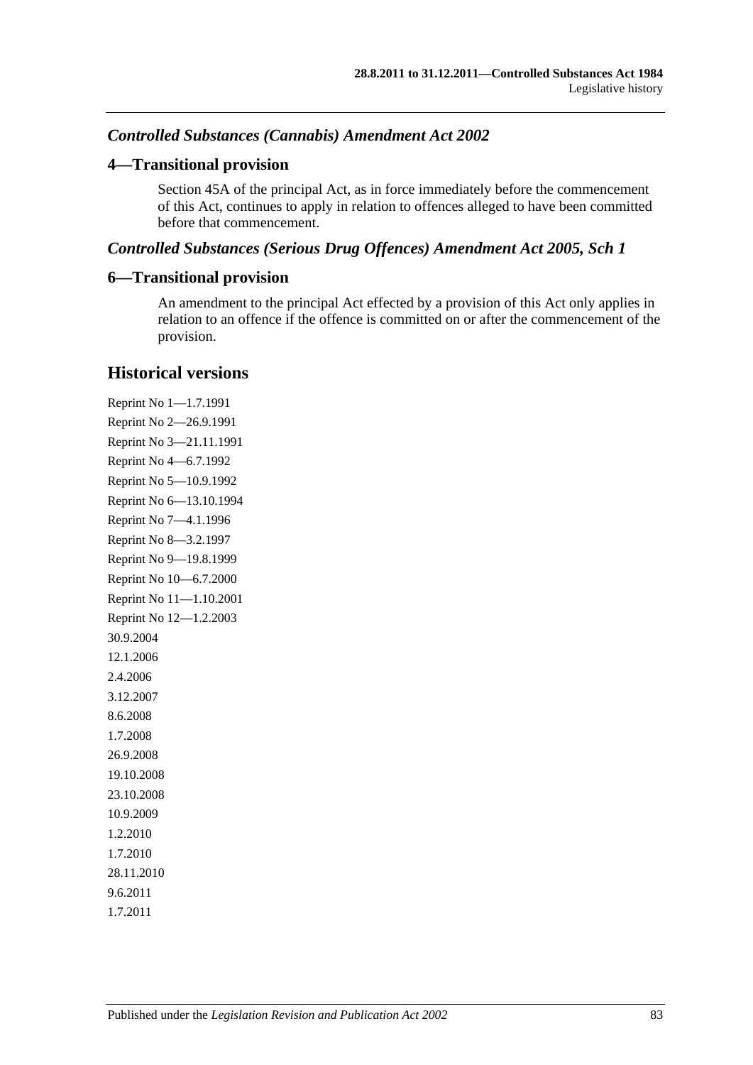### *Controlled Substances (Cannabis) Amendment Act 2002*

## 4—Transitional provision

Section 45A of the principal Act, as in force immediately before the commencement of this Act, continues to apply in relation to offences alleged to have been committed before that commencement.

### *Controlled Substances (Serious Drug Offences) Amendment Act 2005, Sch 1*

## 6—Transitional provision

An amendment to the principal Act effected by a provision of this Act only applies in relation to an offence if the offence is committed on or after the commencement of the provision.

# Historical versions

Reprint No 1—1.7.1991
Reprint No 2—26.9.1991
Reprint No 3—21.11.1991
Reprint No 4—6.7.1992
Reprint No 5—10.9.1992
Reprint No 6—13.10.1994
Reprint No 7—4.1.1996
Reprint No 8—3.2.1997
Reprint No 9—19.8.1999
Reprint No 10—6.7.2000
Reprint No 11—1.10.2001
Reprint No 12—1.2.2003
30.9.2004
12.1.2006
2.4.2006
3.12.2007
8.6.2008
1.7.2008
26.9.2008
19.10.2008
23.10.2008
10.9.2009
1.2.2010
1.7.2010
28.11.2010
9.6.2011
1.7.2011